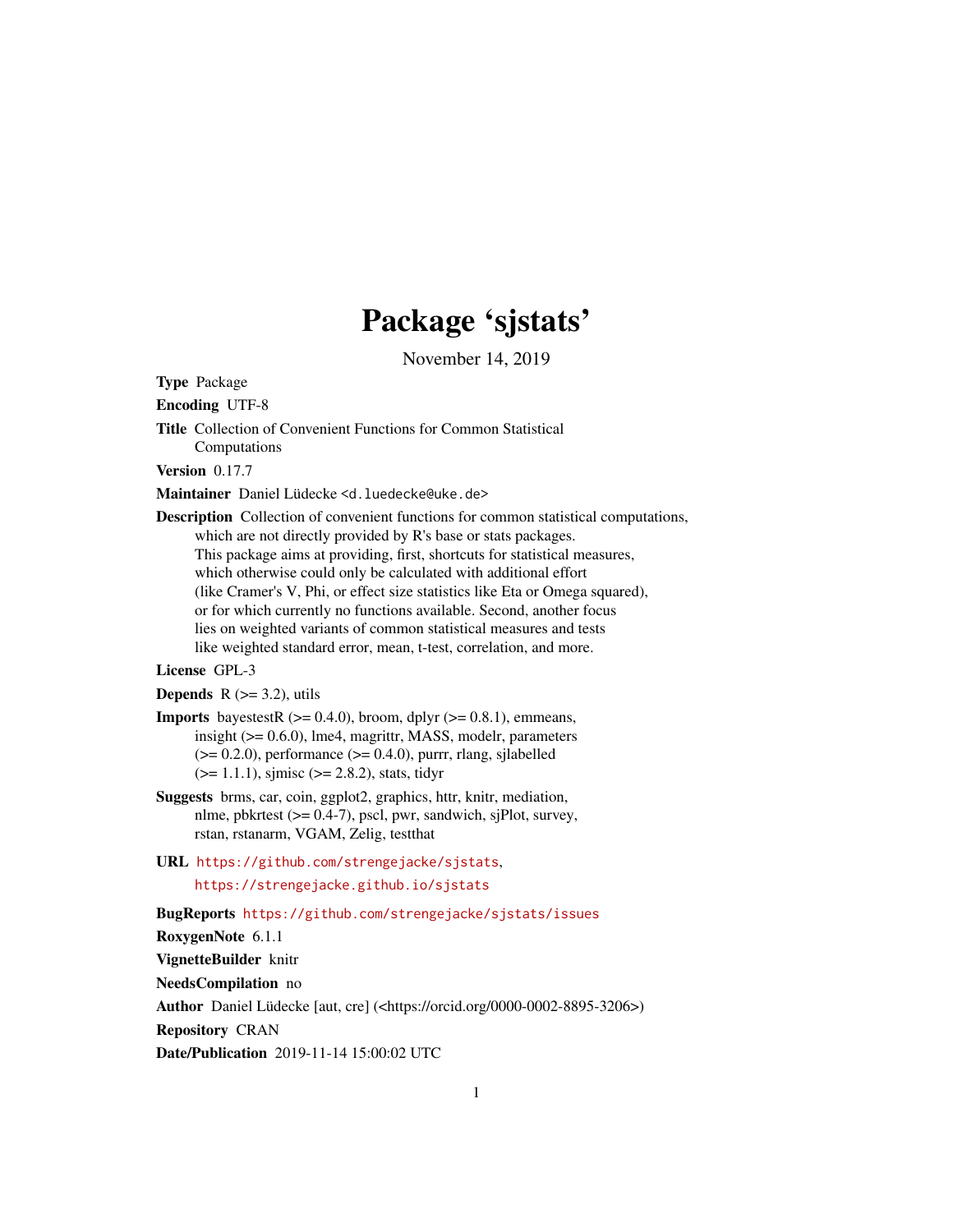# Package 'sjstats'

November 14, 2019

**Type** Package

**Encoding** UTF-8

**Title** Collection of Convenient Functions for Common Statistical Computations

**Version** 0.17.7

**Maintainer** Daniel Lüdecke <d.luedecke@uke.de>

**Description** Collection of convenient functions for common statistical computations, which are not directly provided by R's base or stats packages. This package aims at providing, first, shortcuts for statistical measures, which otherwise could only be calculated with additional effort (like Cramer's V, Phi, or effect size statistics like Eta or Omega squared), or for which currently no functions available. Second, another focus lies on weighted variants of common statistical measures and tests like weighted standard error, mean, t-test, correlation, and more.

**License** GPL-3

**Depends** R (>= 3.2), utils

**Imports** bayestestR (>= 0.4.0), broom, dplyr (>= 0.8.1), emmeans, insight (>= 0.6.0), lme4, magrittr, MASS, modelr, parameters (>= 0.2.0), performance (>= 0.4.0), purrr, rlang, sjlabelled (>= 1.1.1), sjmisc (>= 2.8.2), stats, tidyr

**Suggests** brms, car, coin, ggplot2, graphics, httr, knitr, mediation, nlme, pbkrtest (>= 0.4-7), pscl, pwr, sandwich, sjPlot, survey, rstan, rstanarm, VGAM, Zelig, testthat

**URL** https://github.com/strengejacke/sjstats, https://strengejacke.github.io/sjstats

**BugReports** https://github.com/strengejacke/sjstats/issues

**RoxygenNote** 6.1.1

**VignetteBuilder** knitr

**NeedsCompilation** no

**Author** Daniel Lüdecke [aut, cre] (<https://orcid.org/0000-0002-8895-3206>)

**Repository** CRAN

**Date/Publication** 2019-11-14 15:00:02 UTC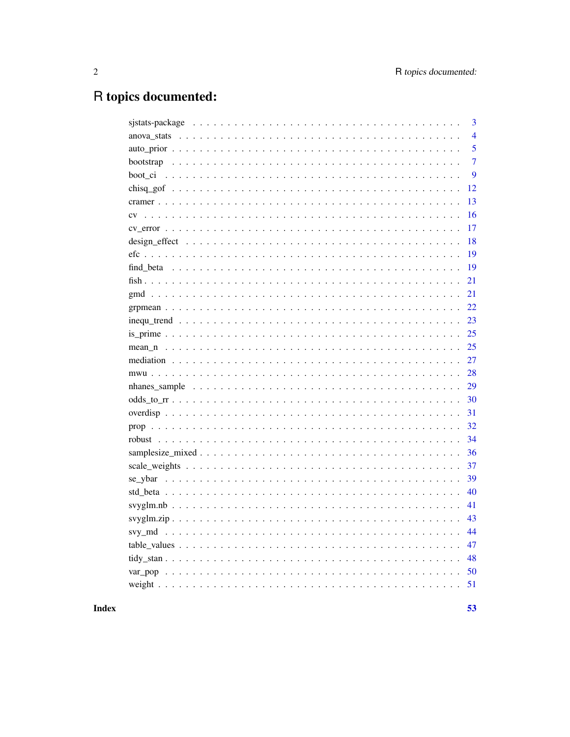# R topics documented:

| | |
|---|---|
| sjstats-package | 3 |
| anova_stats | 4 |
| auto_prior | 5 |
| bootstrap | 7 |
| boot_ci | 9 |
| chisq_gof | 12 |
| cramer | 13 |
| cv | 16 |
| cv_error | 17 |
| design_effect | 18 |
| efc | 19 |
| find_beta | 19 |
| fish | 21 |
| gmd | 21 |
| grpmean | 22 |
| inequ_trend | 23 |
| is_prime | 25 |
| mean_n | 25 |
| mediation | 27 |
| mwu | 28 |
| nhanes_sample | 29 |
| odds_to_rr | 30 |
| overdisp | 31 |
| prop | 32 |
| robust | 34 |
| samplesize_mixed | 36 |
| scale_weights | 37 |
| se_ybar | 39 |
| std_beta | 40 |
| svyglm.nb | 41 |
| svyglm.zip | 43 |
| svy_md | 44 |
| table_values | 47 |
| tidy_stan | 48 |
| var_pop | 50 |
| weight | 51 |

**Index** **53**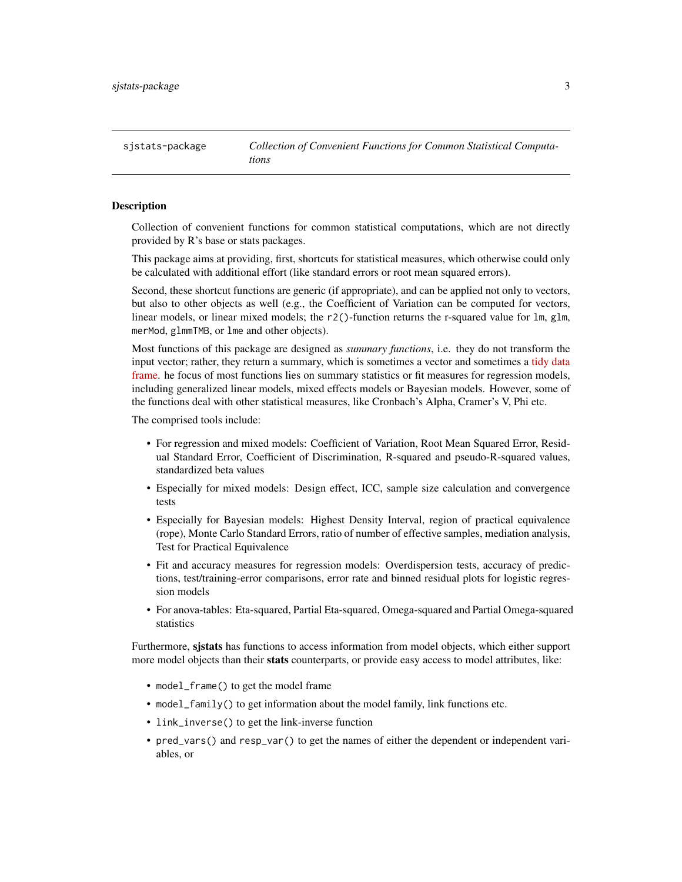sjstats-package *Collection of Convenient Functions for Common Statistical Computations*

## Description

Collection of convenient functions for common statistical computations, which are not directly provided by R's base or stats packages.

This package aims at providing, first, shortcuts for statistical measures, which otherwise could only be calculated with additional effort (like standard errors or root mean squared errors).

Second, these shortcut functions are generic (if appropriate), and can be applied not only to vectors, but also to other objects as well (e.g., the Coefficient of Variation can be computed for vectors, linear models, or linear mixed models; the `r2()`-function returns the r-squared value for `lm`, `glm`, `merMod`, `glmmTMB`, or `lme` and other objects).

Most functions of this package are designed as *summary functions*, i.e. they do not transform the input vector; rather, they return a summary, which is sometimes a vector and sometimes a tidy data frame. he focus of most functions lies on summary statistics or fit measures for regression models, including generalized linear models, mixed effects models or Bayesian models. However, some of the functions deal with other statistical measures, like Cronbach's Alpha, Cramer's V, Phi etc.

The comprised tools include:

- For regression and mixed models: Coefficient of Variation, Root Mean Squared Error, Residual Standard Error, Coefficient of Discrimination, R-squared and pseudo-R-squared values, standardized beta values
- Especially for mixed models: Design effect, ICC, sample size calculation and convergence tests
- Especially for Bayesian models: Highest Density Interval, region of practical equivalence (rope), Monte Carlo Standard Errors, ratio of number of effective samples, mediation analysis, Test for Practical Equivalence
- Fit and accuracy measures for regression models: Overdispersion tests, accuracy of predictions, test/training-error comparisons, error rate and binned residual plots for logistic regression models
- For anova-tables: Eta-squared, Partial Eta-squared, Omega-squared and Partial Omega-squared statistics

Furthermore, **sjstats** has functions to access information from model objects, which either support more model objects than their **stats** counterparts, or provide easy access to model attributes, like:

- `model_frame()` to get the model frame
- `model_family()` to get information about the model family, link functions etc.
- `link_inverse()` to get the link-inverse function
- `pred_vars()` and `resp_var()` to get the names of either the dependent or independent variables, or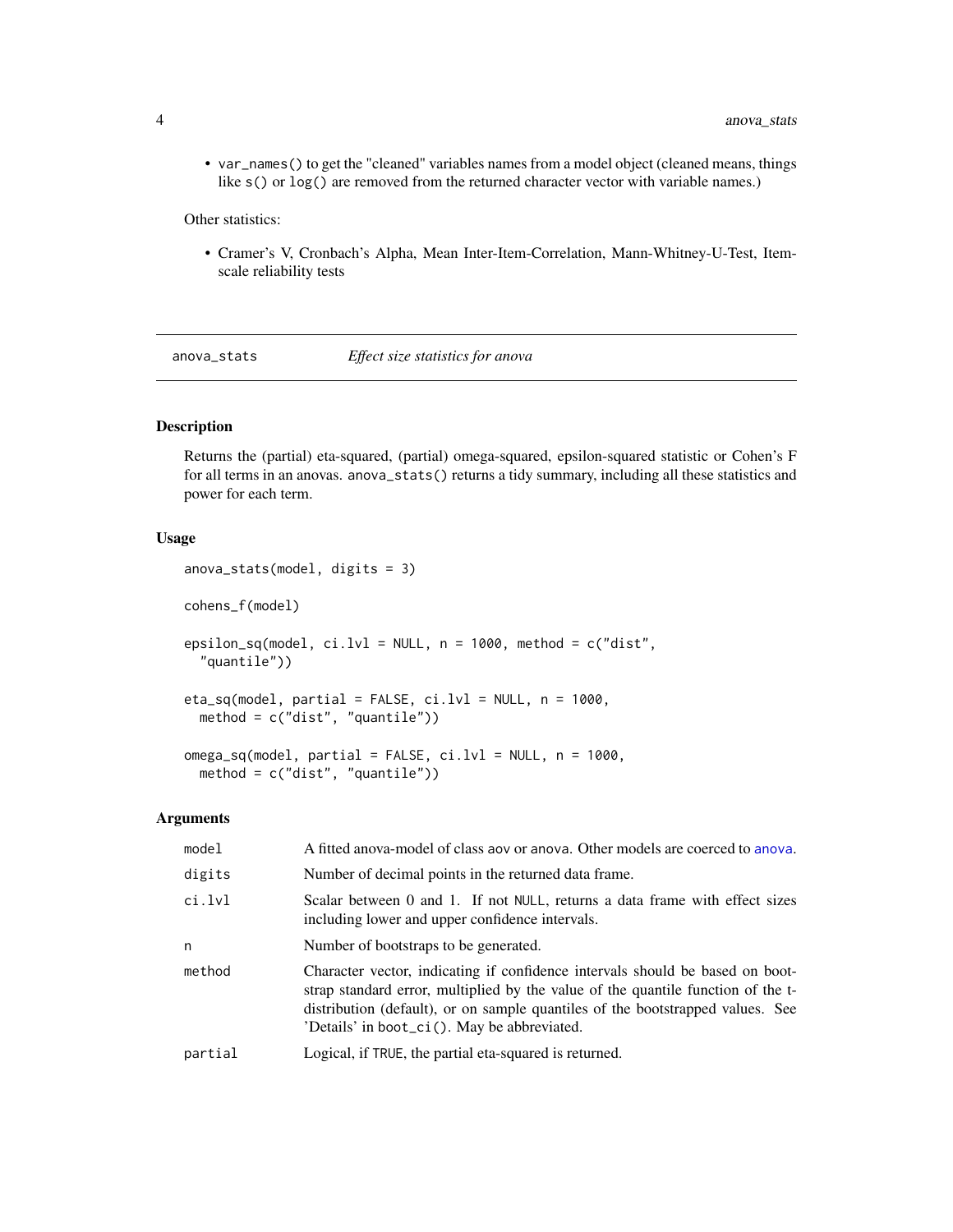- `var_names()` to get the "cleaned" variables names from a model object (cleaned means, things like `s()` or `log()` are removed from the returned character vector with variable names.)

Other statistics:

- Cramer's V, Cronbach's Alpha, Mean Inter-Item-Correlation, Mann-Whitney-U-Test, Item-scale reliability tests

## anova_stats — *Effect size statistics for anova*

### Description

Returns the (partial) eta-squared, (partial) omega-squared, epsilon-squared statistic or Cohen's F for all terms in an anovas. `anova_stats()` returns a tidy summary, including all these statistics and power for each term.

### Usage

```
anova_stats(model, digits = 3)

cohens_f(model)

epsilon_sq(model, ci.lvl = NULL, n = 1000, method = c("dist",
  "quantile"))

eta_sq(model, partial = FALSE, ci.lvl = NULL, n = 1000,
  method = c("dist", "quantile"))

omega_sq(model, partial = FALSE, ci.lvl = NULL, n = 1000,
  method = c("dist", "quantile"))
```

### Arguments

| | |
|---|---|
| `model` | A fitted anova-model of class `aov` or `anova`. Other models are coerced to `anova`. |
| `digits` | Number of decimal points in the returned data frame. |
| `ci.lvl` | Scalar between 0 and 1. If not `NULL`, returns a data frame with effect sizes including lower and upper confidence intervals. |
| `n` | Number of bootstraps to be generated. |
| `method` | Character vector, indicating if confidence intervals should be based on bootstrap standard error, multiplied by the value of the quantile function of the t-distribution (default), or on sample quantiles of the bootstrapped values. See 'Details' in `boot_ci()`. May be abbreviated. |
| `partial` | Logical, if `TRUE`, the partial eta-squared is returned. |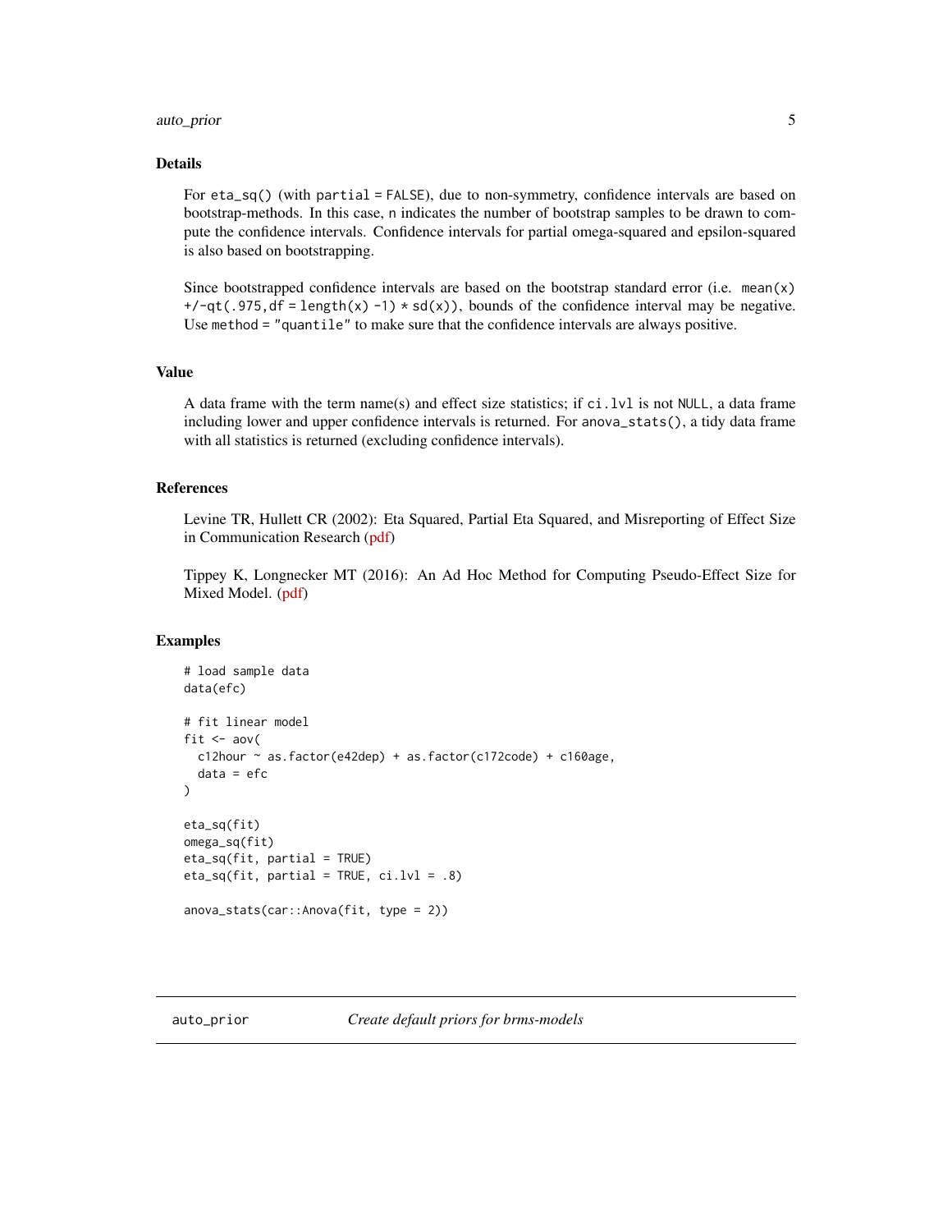### Details

For `eta_sq()` (with `partial = FALSE`), due to non-symmetry, confidence intervals are based on bootstrap-methods. In this case, `n` indicates the number of bootstrap samples to be drawn to compute the confidence intervals. Confidence intervals for partial omega-squared and epsilon-squared is also based on bootstrapping.

Since bootstrapped confidence intervals are based on the bootstrap standard error (i.e. `mean(x) +/-qt(.975,df = length(x) -1) * sd(x))`, bounds of the confidence interval may be negative. Use `method = "quantile"` to make sure that the confidence intervals are always positive.

### Value

A data frame with the term name(s) and effect size statistics; if `ci.lvl` is not `NULL`, a data frame including lower and upper confidence intervals is returned. For `anova_stats()`, a tidy data frame with all statistics is returned (excluding confidence intervals).

### References

Levine TR, Hullett CR (2002): Eta Squared, Partial Eta Squared, and Misreporting of Effect Size in Communication Research (pdf)

Tippey K, Longnecker MT (2016): An Ad Hoc Method for Computing Pseudo-Effect Size for Mixed Model. (pdf)

### Examples

```
# load sample data
data(efc)

# fit linear model
fit <- aov(
  c12hour ~ as.factor(e42dep) + as.factor(c172code) + c160age,
  data = efc
)

eta_sq(fit)
omega_sq(fit)
eta_sq(fit, partial = TRUE)
eta_sq(fit, partial = TRUE, ci.lvl = .8)

anova_stats(car::Anova(fit, type = 2))
```

## auto_prior — *Create default priors for brms-models*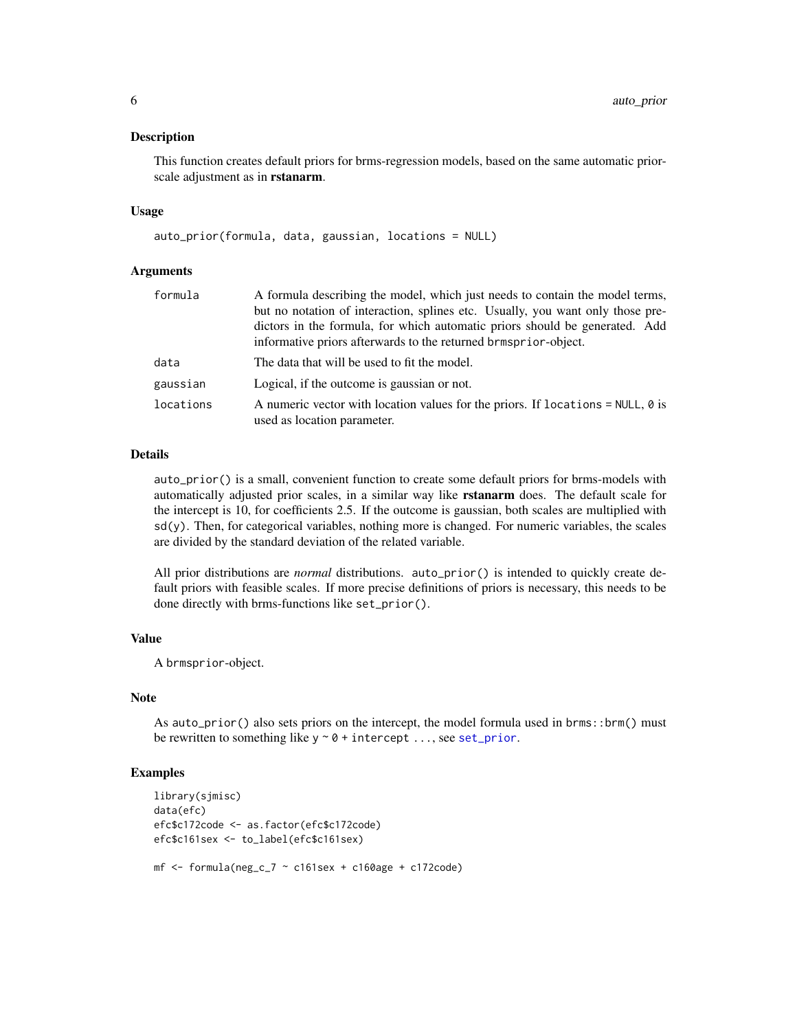## Description

This function creates default priors for brms-regression models, based on the same automatic prior-scale adjustment as in **rstanarm**.

## Usage

```
auto_prior(formula, data, gaussian, locations = NULL)
```

## Arguments

| | |
|---|---|
| `formula` | A formula describing the model, which just needs to contain the model terms, but no notation of interaction, splines etc. Usually, you want only those predictors in the formula, for which automatic priors should be generated. Add informative priors afterwards to the returned `brmsprior`-object. |
| `data` | The data that will be used to fit the model. |
| `gaussian` | Logical, if the outcome is gaussian or not. |
| `locations` | A numeric vector with location values for the priors. If `locations = NULL`, `0` is used as location parameter. |

## Details

`auto_prior()` is a small, convenient function to create some default priors for brms-models with automatically adjusted prior scales, in a similar way like **rstanarm** does. The default scale for the intercept is 10, for coefficients 2.5. If the outcome is gaussian, both scales are multiplied with `sd(y)`. Then, for categorical variables, nothing more is changed. For numeric variables, the scales are divided by the standard deviation of the related variable.

All prior distributions are *normal* distributions. `auto_prior()` is intended to quickly create default priors with feasible scales. If more precise definitions of priors is necessary, this needs to be done directly with brms-functions like `set_prior()`.

## Value

A `brmsprior`-object.

## Note

As `auto_prior()` also sets priors on the intercept, the model formula used in `brms::brm()` must be rewritten to something like `y ~ 0 + intercept ...`, see `set_prior`.

## Examples

```
library(sjmisc)
data(efc)
efc$c172code <- as.factor(efc$c172code)
efc$c161sex <- to_label(efc$c161sex)

mf <- formula(neg_c_7 ~ c161sex + c160age + c172code)
```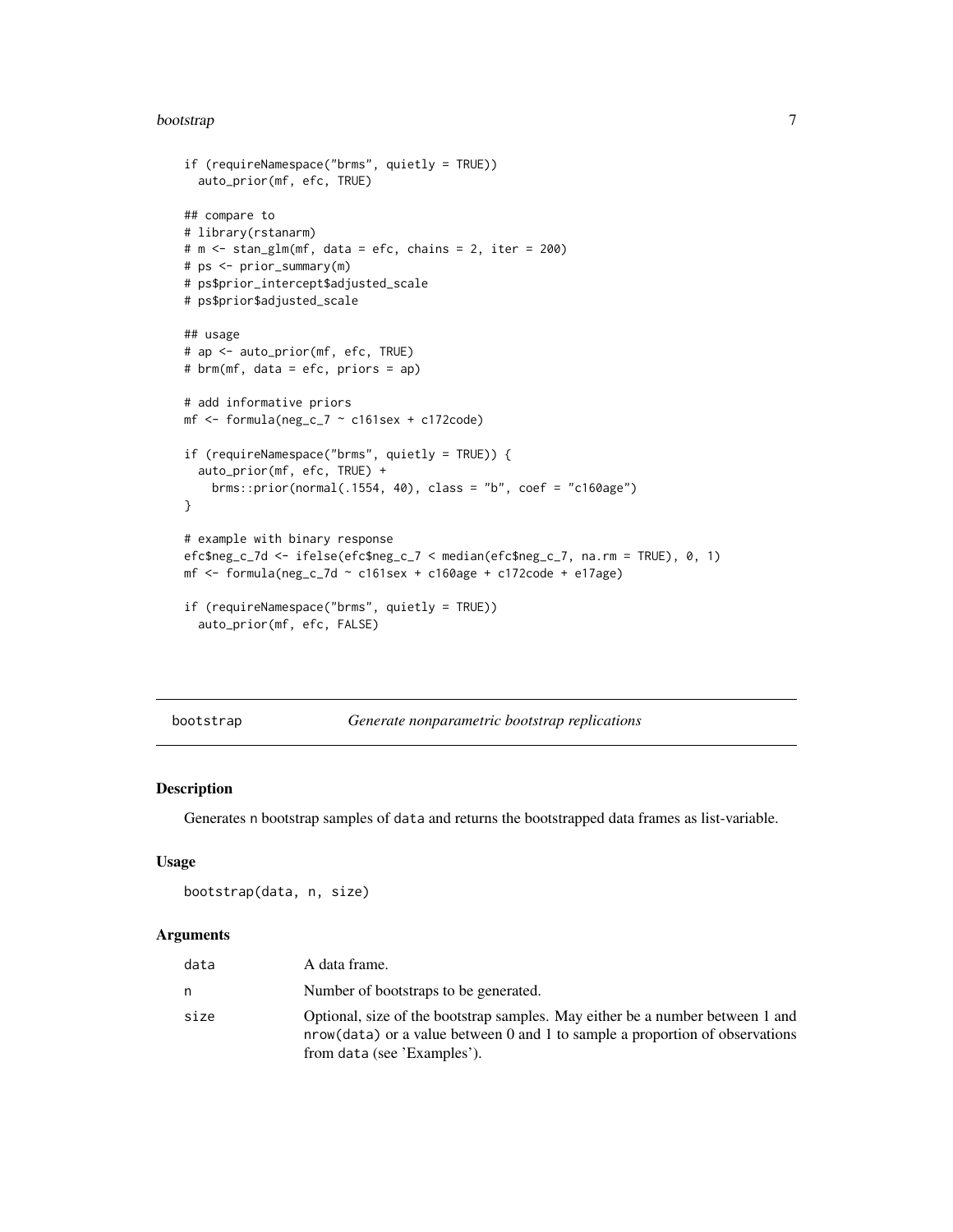```
if (requireNamespace("brms", quietly = TRUE))
  auto_prior(mf, efc, TRUE)

## compare to
# library(rstanarm)
# m <- stan_glm(mf, data = efc, chains = 2, iter = 200)
# ps <- prior_summary(m)
# ps$prior_intercept$adjusted_scale
# ps$prior$adjusted_scale

## usage
# ap <- auto_prior(mf, efc, TRUE)
# brm(mf, data = efc, priors = ap)

# add informative priors
mf <- formula(neg_c_7 ~ c161sex + c172code)

if (requireNamespace("brms", quietly = TRUE)) {
  auto_prior(mf, efc, TRUE) +
    brms::prior(normal(.1554, 40), class = "b", coef = "c160age")
}

# example with binary response
efc$neg_c_7d <- ifelse(efc$neg_c_7 < median(efc$neg_c_7, na.rm = TRUE), 0, 1)
mf <- formula(neg_c_7d ~ c161sex + c160age + c172code + e17age)

if (requireNamespace("brms", quietly = TRUE))
  auto_prior(mf, efc, FALSE)
```

---

## bootstrap — *Generate nonparametric bootstrap replications*

### Description

Generates n bootstrap samples of data and returns the bootstrapped data frames as list-variable.

### Usage

```
bootstrap(data, n, size)
```

### Arguments

| | |
|---|---|
| data | A data frame. |
| n | Number of bootstraps to be generated. |
| size | Optional, size of the bootstrap samples. May either be a number between 1 and nrow(data) or a value between 0 and 1 to sample a proportion of observations from data (see 'Examples'). |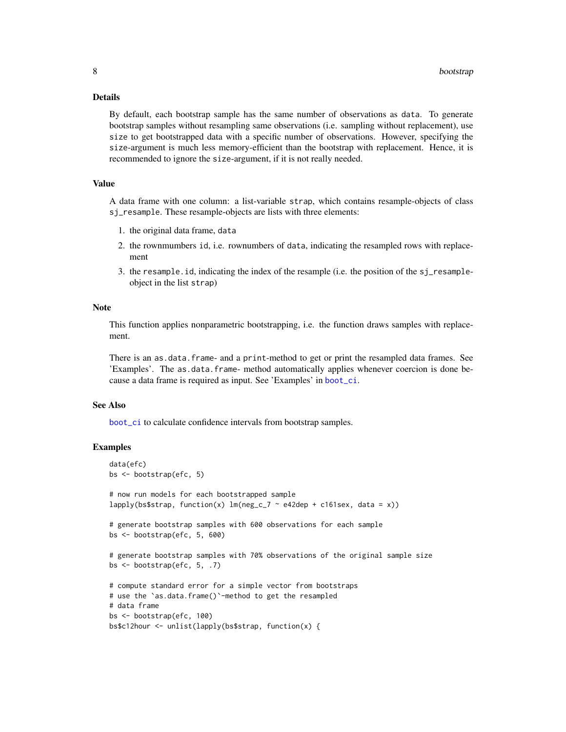## Details

By default, each bootstrap sample has the same number of observations as `data`. To generate bootstrap samples without resampling same observations (i.e. sampling without replacement), use `size` to get bootstrapped data with a specific number of observations. However, specifying the `size`-argument is much less memory-efficient than the bootstrap with replacement. Hence, it is recommended to ignore the `size`-argument, if it is not really needed.

## Value

A data frame with one column: a list-variable `strap`, which contains resample-objects of class `sj_resample`. These resample-objects are lists with three elements:

1. the original data frame, `data`
2. the rownmumbers `id`, i.e. rownumbers of `data`, indicating the resampled rows with replacement
3. the `resample.id`, indicating the index of the resample (i.e. the position of the `sj_resample`-object in the list `strap`)

## Note

This function applies nonparametric bootstrapping, i.e. the function draws samples with replacement.

There is an `as.data.frame`- and a `print`-method to get or print the resampled data frames. See 'Examples'. The `as.data.frame`- method automatically applies whenever coercion is done because a data frame is required as input. See 'Examples' in `boot_ci`.

## See Also

`boot_ci` to calculate confidence intervals from bootstrap samples.

## Examples

```
data(efc)
bs <- bootstrap(efc, 5)

# now run models for each bootstrapped sample
lapply(bs$strap, function(x) lm(neg_c_7 ~ e42dep + c161sex, data = x))

# generate bootstrap samples with 600 observations for each sample
bs <- bootstrap(efc, 5, 600)

# generate bootstrap samples with 70% observations of the original sample size
bs <- bootstrap(efc, 5, .7)

# compute standard error for a simple vector from bootstraps
# use the `as.data.frame()`-method to get the resampled
# data frame
bs <- bootstrap(efc, 100)
bs$c12hour <- unlist(lapply(bs$strap, function(x) {
```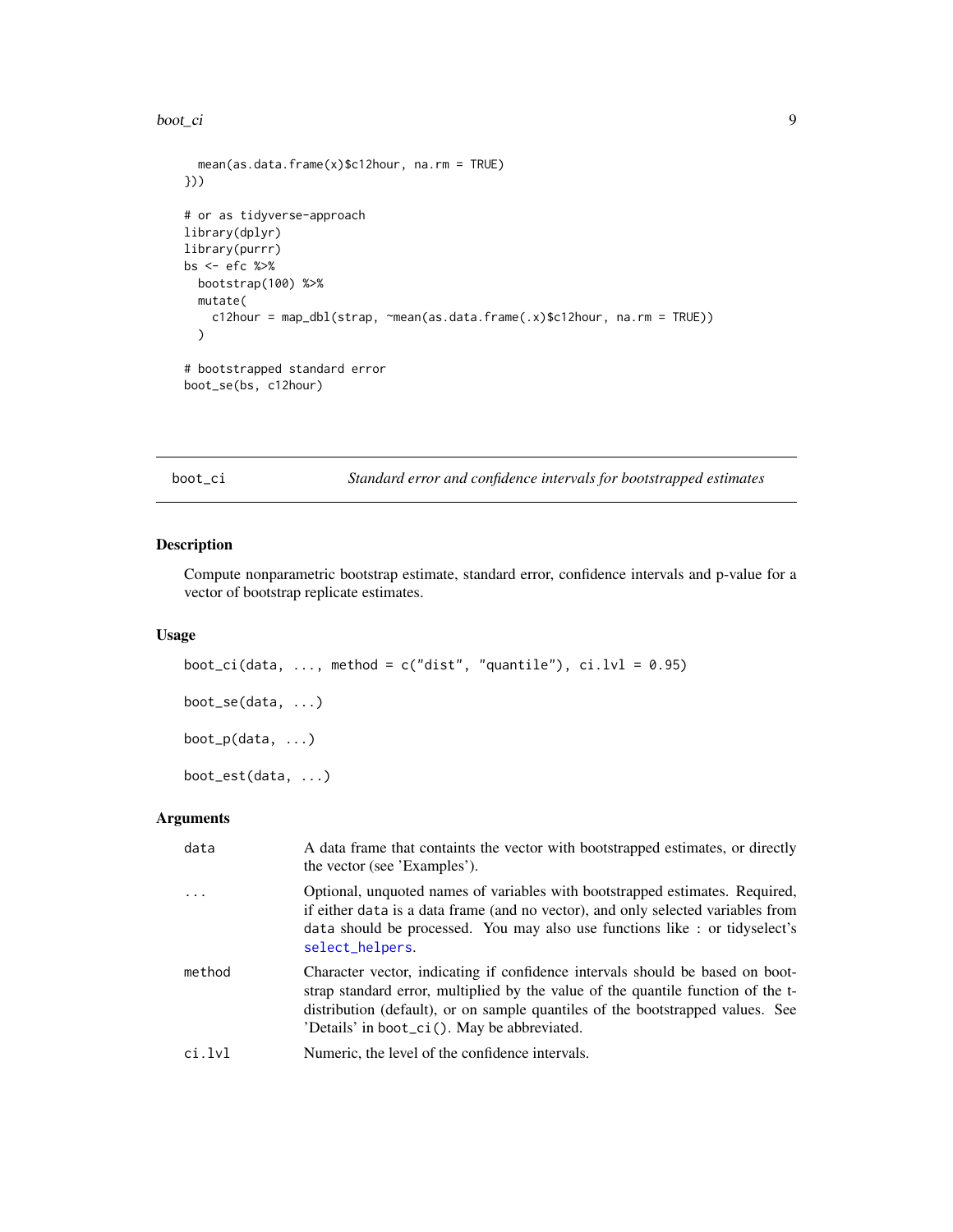```
  mean(as.data.frame(x)$c12hour, na.rm = TRUE)
}))

# or as tidyverse-approach
library(dplyr)
library(purrr)
bs <- efc %>%
  bootstrap(100) %>%
  mutate(
    c12hour = map_dbl(strap, ~mean(as.data.frame(.x)$c12hour, na.rm = TRUE))
  )

# bootstrapped standard error
boot_se(bs, c12hour)
```

## boot_ci — *Standard error and confidence intervals for bootstrapped estimates*

### Description

Compute nonparametric bootstrap estimate, standard error, confidence intervals and p-value for a vector of bootstrap replicate estimates.

### Usage

```
boot_ci(data, ..., method = c("dist", "quantile"), ci.lvl = 0.95)

boot_se(data, ...)

boot_p(data, ...)

boot_est(data, ...)
```

### Arguments

| | |
|---|---|
| data | A data frame that containts the vector with bootstrapped estimates, or directly the vector (see 'Examples'). |
| ... | Optional, unquoted names of variables with bootstrapped estimates. Required, if either data is a data frame (and no vector), and only selected variables from data should be processed. You may also use functions like : or tidyselect's select_helpers. |
| method | Character vector, indicating if confidence intervals should be based on bootstrap standard error, multiplied by the value of the quantile function of the t-distribution (default), or on sample quantiles of the bootstrapped values. See 'Details' in boot_ci(). May be abbreviated. |
| ci.lvl | Numeric, the level of the confidence intervals. |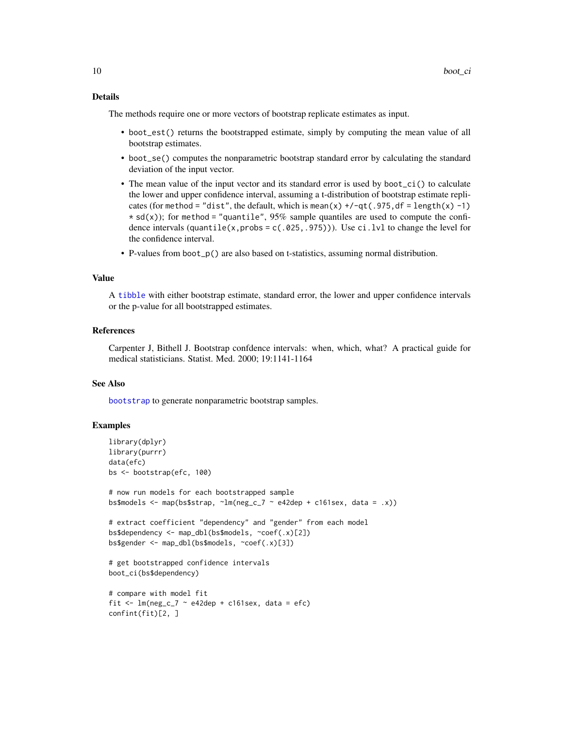## Details

The methods require one or more vectors of bootstrap replicate estimates as input.

- `boot_est()` returns the bootstrapped estimate, simply by computing the mean value of all bootstrap estimates.
- `boot_se()` computes the nonparametric bootstrap standard error by calculating the standard deviation of the input vector.
- The mean value of the input vector and its standard error is used by `boot_ci()` to calculate the lower and upper confidence interval, assuming a t-distribution of bootstrap estimate replicates (for `method = "dist"`, the default, which is `mean(x) +/-qt(.975,df = length(x) -1) * sd(x)`); for `method = "quantile"`, 95% sample quantiles are used to compute the confidence intervals (`quantile(x,probs = c(.025,.975))`). Use `ci.lvl` to change the level for the confidence interval.
- P-values from `boot_p()` are also based on t-statistics, assuming normal distribution.

## Value

A `tibble` with either bootstrap estimate, standard error, the lower and upper confidence intervals or the p-value for all bootstrapped estimates.

## References

Carpenter J, Bithell J. Bootstrap confdence intervals: when, which, what? A practical guide for medical statisticians. Statist. Med. 2000; 19:1141-1164

## See Also

`bootstrap` to generate nonparametric bootstrap samples.

## Examples

```
library(dplyr)
library(purrr)
data(efc)
bs <- bootstrap(efc, 100)

# now run models for each bootstrapped sample
bs$models <- map(bs$strap, ~lm(neg_c_7 ~ e42dep + c161sex, data = .x))

# extract coefficient "dependency" and "gender" from each model
bs$dependency <- map_dbl(bs$models, ~coef(.x)[2])
bs$gender <- map_dbl(bs$models, ~coef(.x)[3])

# get bootstrapped confidence intervals
boot_ci(bs$dependency)

# compare with model fit
fit <- lm(neg_c_7 ~ e42dep + c161sex, data = efc)
confint(fit)[2, ]
```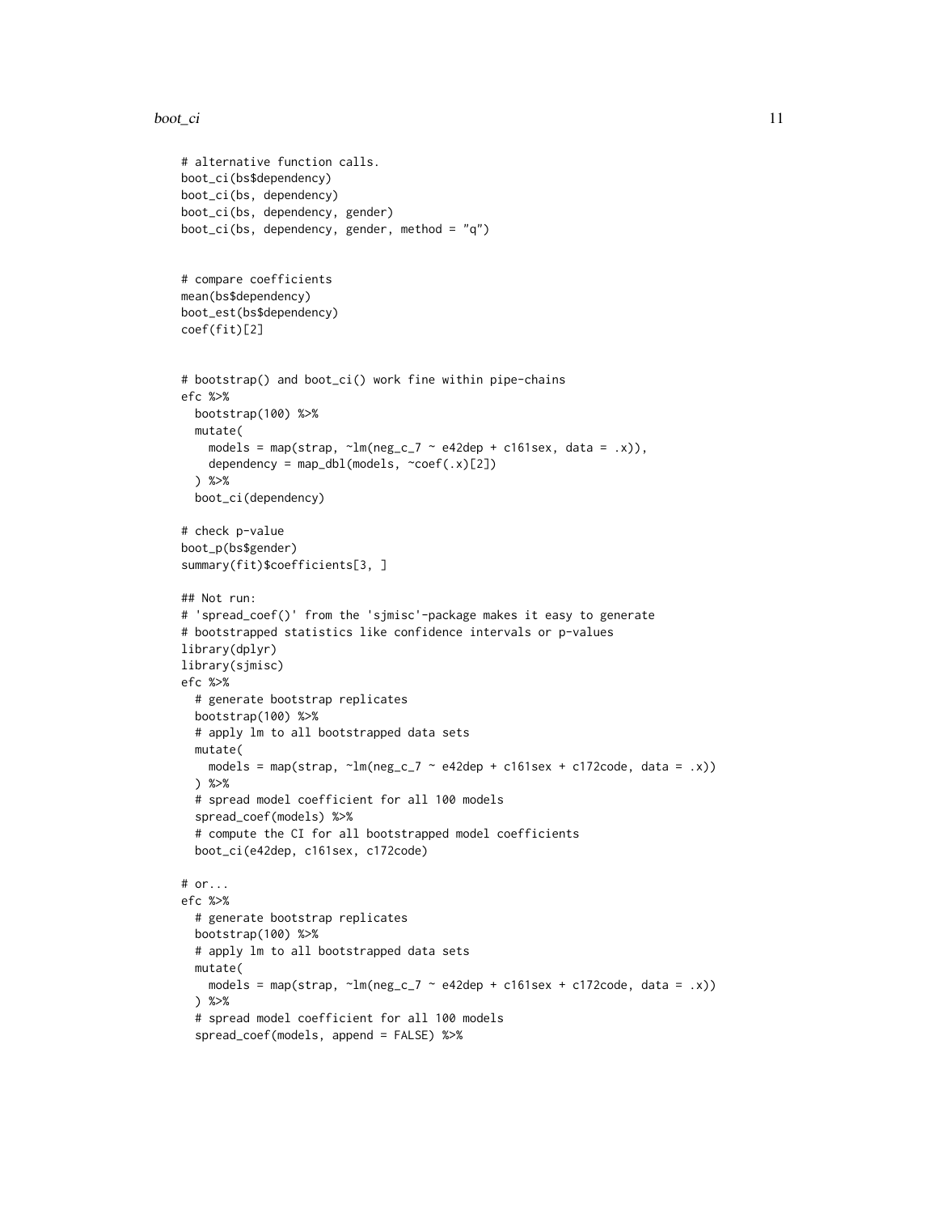```
# alternative function calls.
boot_ci(bs$dependency)
boot_ci(bs, dependency)
boot_ci(bs, dependency, gender)
boot_ci(bs, dependency, gender, method = "q")


# compare coefficients
mean(bs$dependency)
boot_est(bs$dependency)
coef(fit)[2]


# bootstrap() and boot_ci() work fine within pipe-chains
efc %>%
  bootstrap(100) %>%
  mutate(
    models = map(strap, ~lm(neg_c_7 ~ e42dep + c161sex, data = .x)),
    dependency = map_dbl(models, ~coef(.x)[2])
  ) %>%
  boot_ci(dependency)

# check p-value
boot_p(bs$gender)
summary(fit)$coefficients[3, ]

## Not run:
# 'spread_coef()' from the 'sjmisc'-package makes it easy to generate
# bootstrapped statistics like confidence intervals or p-values
library(dplyr)
library(sjmisc)
efc %>%
  # generate bootstrap replicates
  bootstrap(100) %>%
  # apply lm to all bootstrapped data sets
  mutate(
    models = map(strap, ~lm(neg_c_7 ~ e42dep + c161sex + c172code, data = .x))
  ) %>%
  # spread model coefficient for all 100 models
  spread_coef(models) %>%
  # compute the CI for all bootstrapped model coefficients
  boot_ci(e42dep, c161sex, c172code)

# or...
efc %>%
  # generate bootstrap replicates
  bootstrap(100) %>%
  # apply lm to all bootstrapped data sets
  mutate(
    models = map(strap, ~lm(neg_c_7 ~ e42dep + c161sex + c172code, data = .x))
  ) %>%
  # spread model coefficient for all 100 models
  spread_coef(models, append = FALSE) %>%
```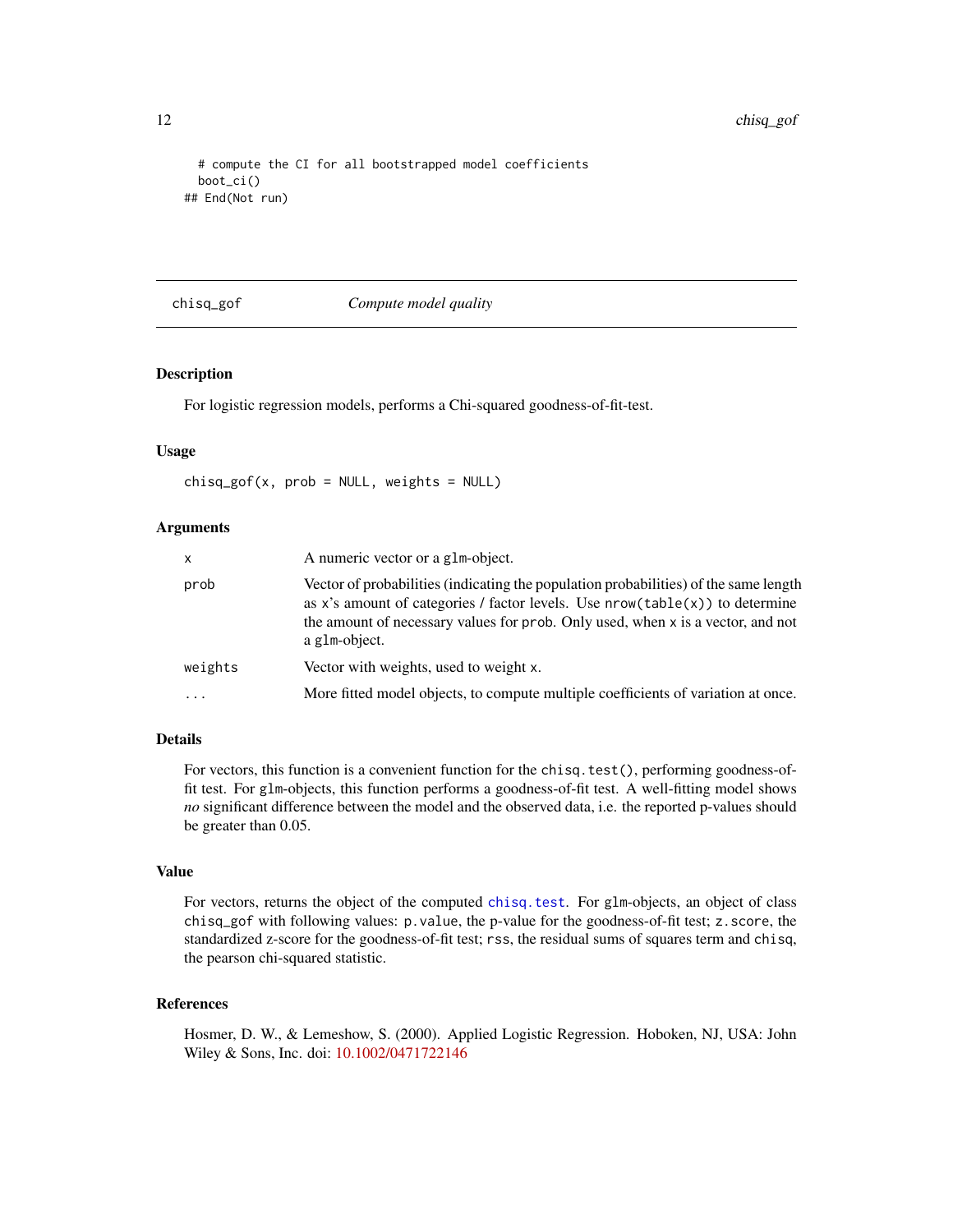```
  # compute the CI for all bootstrapped model coefficients
  boot_ci()
## End(Not run)
```

## chisq_gof — *Compute model quality*

### Description

For logistic regression models, performs a Chi-squared goodness-of-fit-test.

### Usage

```
chisq_gof(x, prob = NULL, weights = NULL)
```

### Arguments

| | |
|---|---|
| `x` | A numeric vector or a `glm`-object. |
| `prob` | Vector of probabilities (indicating the population probabilities) of the same length as `x`'s amount of categories / factor levels. Use `nrow(table(x))` to determine the amount of necessary values for `prob`. Only used, when `x` is a vector, and not a `glm`-object. |
| `weights` | Vector with weights, used to weight `x`. |
| `...` | More fitted model objects, to compute multiple coefficients of variation at once. |

### Details

For vectors, this function is a convenient function for the `chisq.test()`, performing goodness-of-fit test. For `glm`-objects, this function performs a goodness-of-fit test. A well-fitting model shows *no* significant difference between the model and the observed data, i.e. the reported p-values should be greater than 0.05.

### Value

For vectors, returns the object of the computed `chisq.test`. For `glm`-objects, an object of class `chisq_gof` with following values: `p.value`, the p-value for the goodness-of-fit test; `z.score`, the standardized z-score for the goodness-of-fit test; `rss`, the residual sums of squares term and `chisq`, the pearson chi-squared statistic.

### References

Hosmer, D. W., & Lemeshow, S. (2000). Applied Logistic Regression. Hoboken, NJ, USA: John Wiley & Sons, Inc. doi: 10.1002/0471722146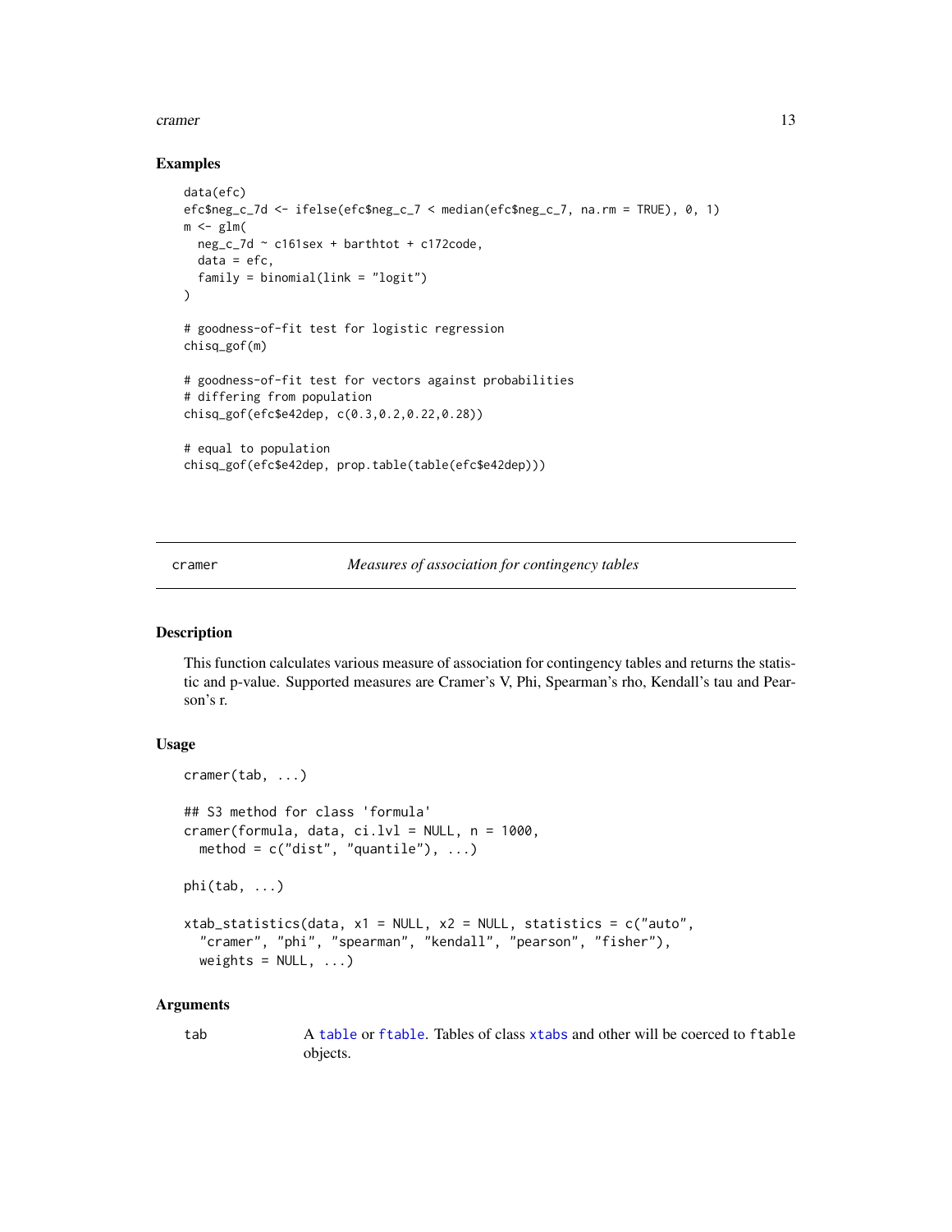## Examples

```
data(efc)
efc$neg_c_7d <- ifelse(efc$neg_c_7 < median(efc$neg_c_7, na.rm = TRUE), 0, 1)
m <- glm(
  neg_c_7d ~ c161sex + barthtot + c172code,
  data = efc,
  family = binomial(link = "logit")
)

# goodness-of-fit test for logistic regression
chisq_gof(m)

# goodness-of-fit test for vectors against probabilities
# differing from population
chisq_gof(efc$e42dep, c(0.3,0.2,0.22,0.28))

# equal to population
chisq_gof(efc$e42dep, prop.table(table(efc$e42dep)))
```

---

cramer *Measures of association for contingency tables*

---

## Description

This function calculates various measure of association for contingency tables and returns the statistic and p-value. Supported measures are Cramer's V, Phi, Spearman's rho, Kendall's tau and Pearson's r.

## Usage

```
cramer(tab, ...)

## S3 method for class 'formula'
cramer(formula, data, ci.lvl = NULL, n = 1000,
  method = c("dist", "quantile"), ...)

phi(tab, ...)

xtab_statistics(data, x1 = NULL, x2 = NULL, statistics = c("auto",
  "cramer", "phi", "spearman", "kendall", "pearson", "fisher"),
  weights = NULL, ...)
```

## Arguments

| | |
|---|---|
| tab | A table or ftable. Tables of class xtabs and other will be coerced to ftable objects. |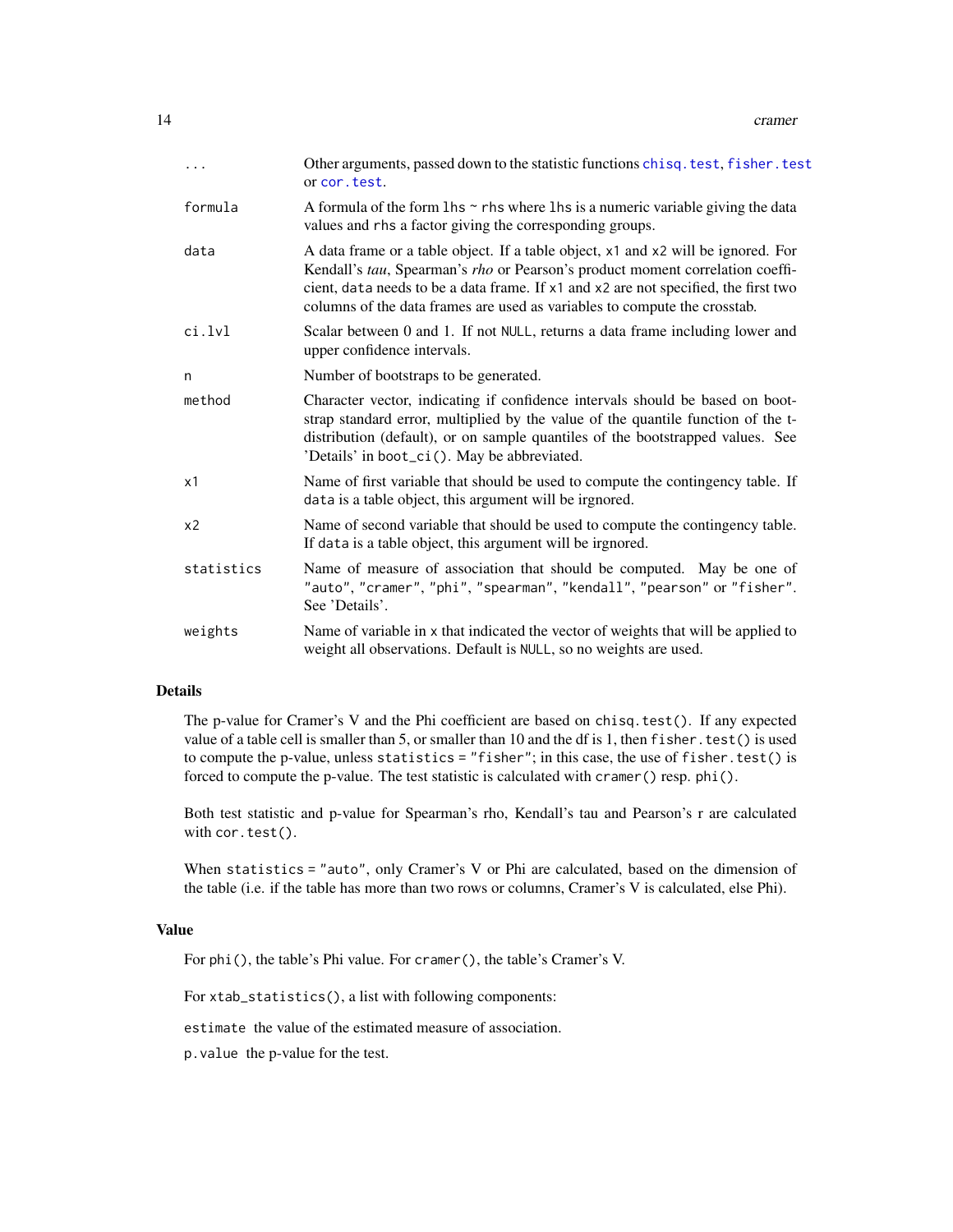| | |
|---|---|
| `...` | Other arguments, passed down to the statistic functions `chisq.test`, `fisher.test` or `cor.test`. |
| `formula` | A formula of the form `lhs ~ rhs` where `lhs` is a numeric variable giving the data values and `rhs` a factor giving the corresponding groups. |
| `data` | A data frame or a table object. If a table object, `x1` and `x2` will be ignored. For Kendall's *tau*, Spearman's *rho* or Pearson's product moment correlation coefficient, `data` needs to be a data frame. If `x1` and `x2` are not specified, the first two columns of the data frames are used as variables to compute the crosstab. |
| `ci.lvl` | Scalar between 0 and 1. If not `NULL`, returns a data frame including lower and upper confidence intervals. |
| `n` | Number of bootstraps to be generated. |
| `method` | Character vector, indicating if confidence intervals should be based on bootstrap standard error, multiplied by the value of the quantile function of the t-distribution (default), or on sample quantiles of the bootstrapped values. See 'Details' in `boot_ci()`. May be abbreviated. |
| `x1` | Name of first variable that should be used to compute the contingency table. If `data` is a table object, this argument will be irgnored. |
| `x2` | Name of second variable that should be used to compute the contingency table. If `data` is a table object, this argument will be irgnored. |
| `statistics` | Name of measure of association that should be computed. May be one of `"auto"`, `"cramer"`, `"phi"`, `"spearman"`, `"kendall"`, `"pearson"` or `"fisher"`. See 'Details'. |
| `weights` | Name of variable in `x` that indicated the vector of weights that will be applied to weight all observations. Default is `NULL`, so no weights are used. |

## Details

The p-value for Cramer's V and the Phi coefficient are based on `chisq.test()`. If any expected value of a table cell is smaller than 5, or smaller than 10 and the df is 1, then `fisher.test()` is used to compute the p-value, unless `statistics = "fisher"`; in this case, the use of `fisher.test()` is forced to compute the p-value. The test statistic is calculated with `cramer()` resp. `phi()`.

Both test statistic and p-value for Spearman's rho, Kendall's tau and Pearson's r are calculated with `cor.test()`.

When `statistics = "auto"`, only Cramer's V or Phi are calculated, based on the dimension of the table (i.e. if the table has more than two rows or columns, Cramer's V is calculated, else Phi).

## Value

For `phi()`, the table's Phi value. For `cramer()`, the table's Cramer's V.

For `xtab_statistics()`, a list with following components:

`estimate` the value of the estimated measure of association.

`p.value` the p-value for the test.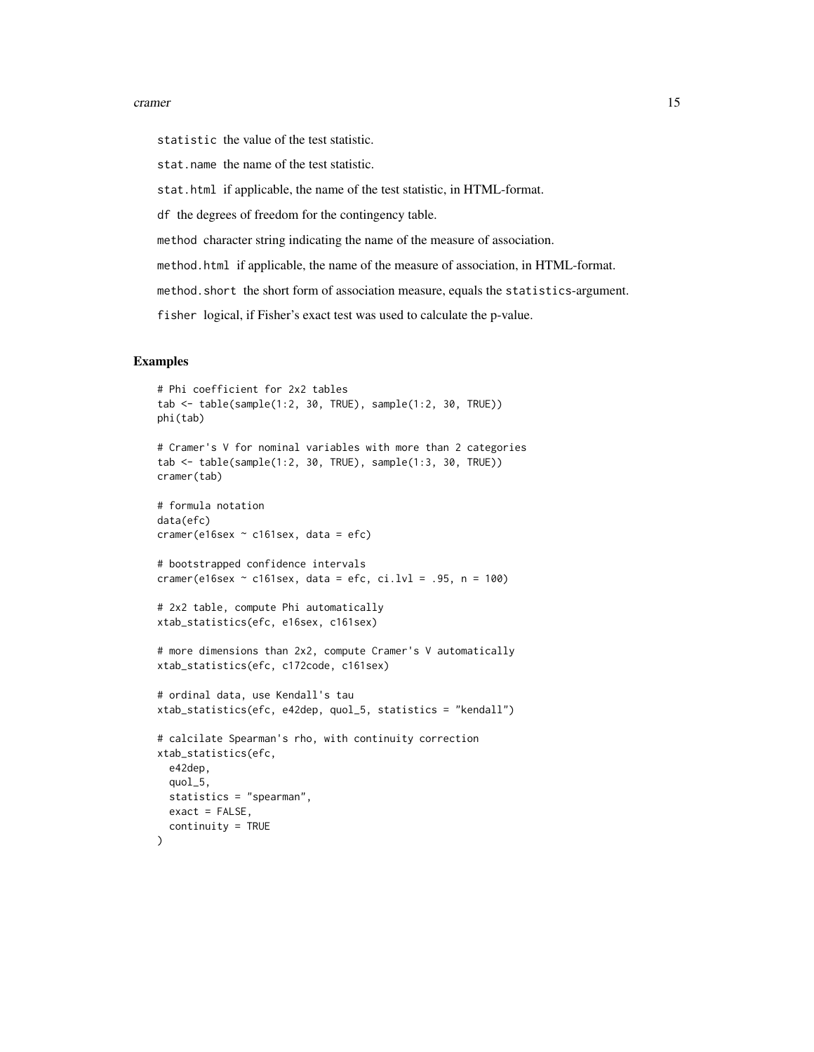`statistic` the value of the test statistic.

`stat.name` the name of the test statistic.

`stat.html` if applicable, the name of the test statistic, in HTML-format.

`df` the degrees of freedom for the contingency table.

`method` character string indicating the name of the measure of association.

`method.html` if applicable, the name of the measure of association, in HTML-format.

`method.short` the short form of association measure, equals the `statistics`-argument.

`fisher` logical, if Fisher's exact test was used to calculate the p-value.

## Examples

```
# Phi coefficient for 2x2 tables
tab <- table(sample(1:2, 30, TRUE), sample(1:2, 30, TRUE))
phi(tab)

# Cramer's V for nominal variables with more than 2 categories
tab <- table(sample(1:2, 30, TRUE), sample(1:3, 30, TRUE))
cramer(tab)

# formula notation
data(efc)
cramer(e16sex ~ c161sex, data = efc)

# bootstrapped confidence intervals
cramer(e16sex ~ c161sex, data = efc, ci.lvl = .95, n = 100)

# 2x2 table, compute Phi automatically
xtab_statistics(efc, e16sex, c161sex)

# more dimensions than 2x2, compute Cramer's V automatically
xtab_statistics(efc, c172code, c161sex)

# ordinal data, use Kendall's tau
xtab_statistics(efc, e42dep, quol_5, statistics = "kendall")

# calcilate Spearman's rho, with continuity correction
xtab_statistics(efc,
  e42dep,
  quol_5,
  statistics = "spearman",
  exact = FALSE,
  continuity = TRUE
)
```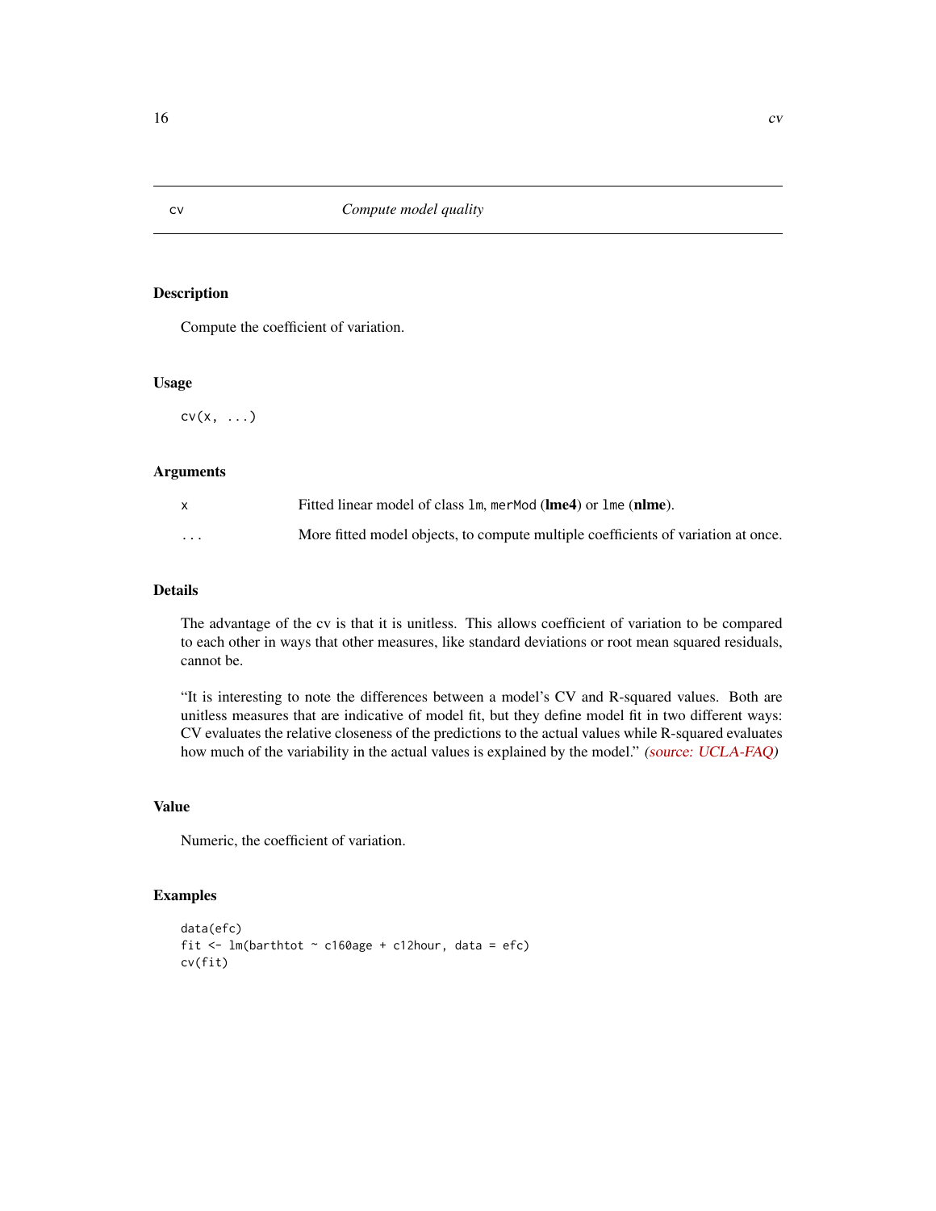## cv — *Compute model quality*

### Description

Compute the coefficient of variation.

### Usage

```
cv(x, ...)
```

### Arguments

| | |
|---|---|
| `x` | Fitted linear model of class `lm`, `merMod` (**lme4**) or `lme` (**nlme**). |
| `...` | More fitted model objects, to compute multiple coefficients of variation at once. |

### Details

The advantage of the cv is that it is unitless. This allows coefficient of variation to be compared to each other in ways that other measures, like standard deviations or root mean squared residuals, cannot be.

"It is interesting to note the differences between a model's CV and R-squared values. Both are unitless measures that are indicative of model fit, but they define model fit in two different ways: CV evaluates the relative closeness of the predictions to the actual values while R-squared evaluates how much of the variability in the actual values is explained by the model." *(source: UCLA-FAQ)*

### Value

Numeric, the coefficient of variation.

### Examples

```
data(efc)
fit <- lm(barthtot ~ c160age + c12hour, data = efc)
cv(fit)
```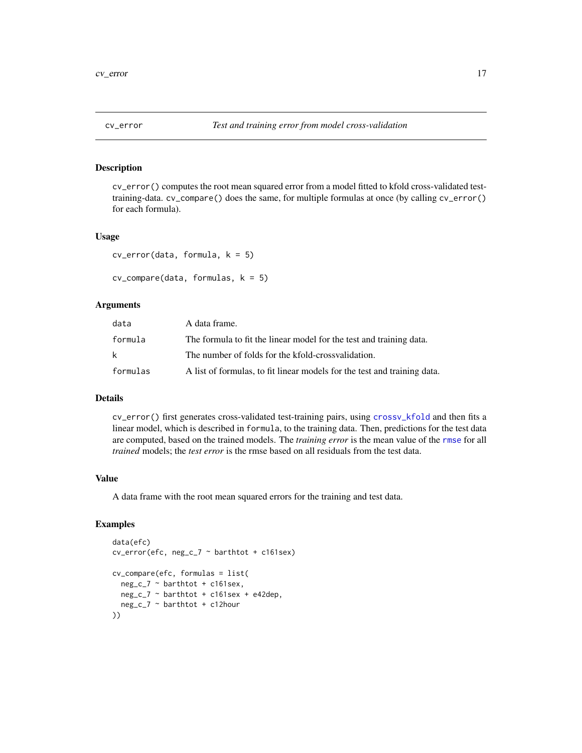## cv_error — *Test and training error from model cross-validation*

### Description

cv_error() computes the root mean squared error from a model fitted to kfold cross-validated test-training-data. cv_compare() does the same, for multiple formulas at once (by calling cv_error() for each formula).

### Usage

```
cv_error(data, formula, k = 5)

cv_compare(data, formulas, k = 5)
```

### Arguments

| | |
|---|---|
| data | A data frame. |
| formula | The formula to fit the linear model for the test and training data. |
| k | The number of folds for the kfold-crossvalidation. |
| formulas | A list of formulas, to fit linear models for the test and training data. |

### Details

cv_error() first generates cross-validated test-training pairs, using crossv_kfold and then fits a linear model, which is described in formula, to the training data. Then, predictions for the test data are computed, based on the trained models. The *training error* is the mean value of the rmse for all *trained* models; the *test error* is the rmse based on all residuals from the test data.

### Value

A data frame with the root mean squared errors for the training and test data.

### Examples

```
data(efc)
cv_error(efc, neg_c_7 ~ barthtot + c161sex)

cv_compare(efc, formulas = list(
  neg_c_7 ~ barthtot + c161sex,
  neg_c_7 ~ barthtot + c161sex + e42dep,
  neg_c_7 ~ barthtot + c12hour
))
```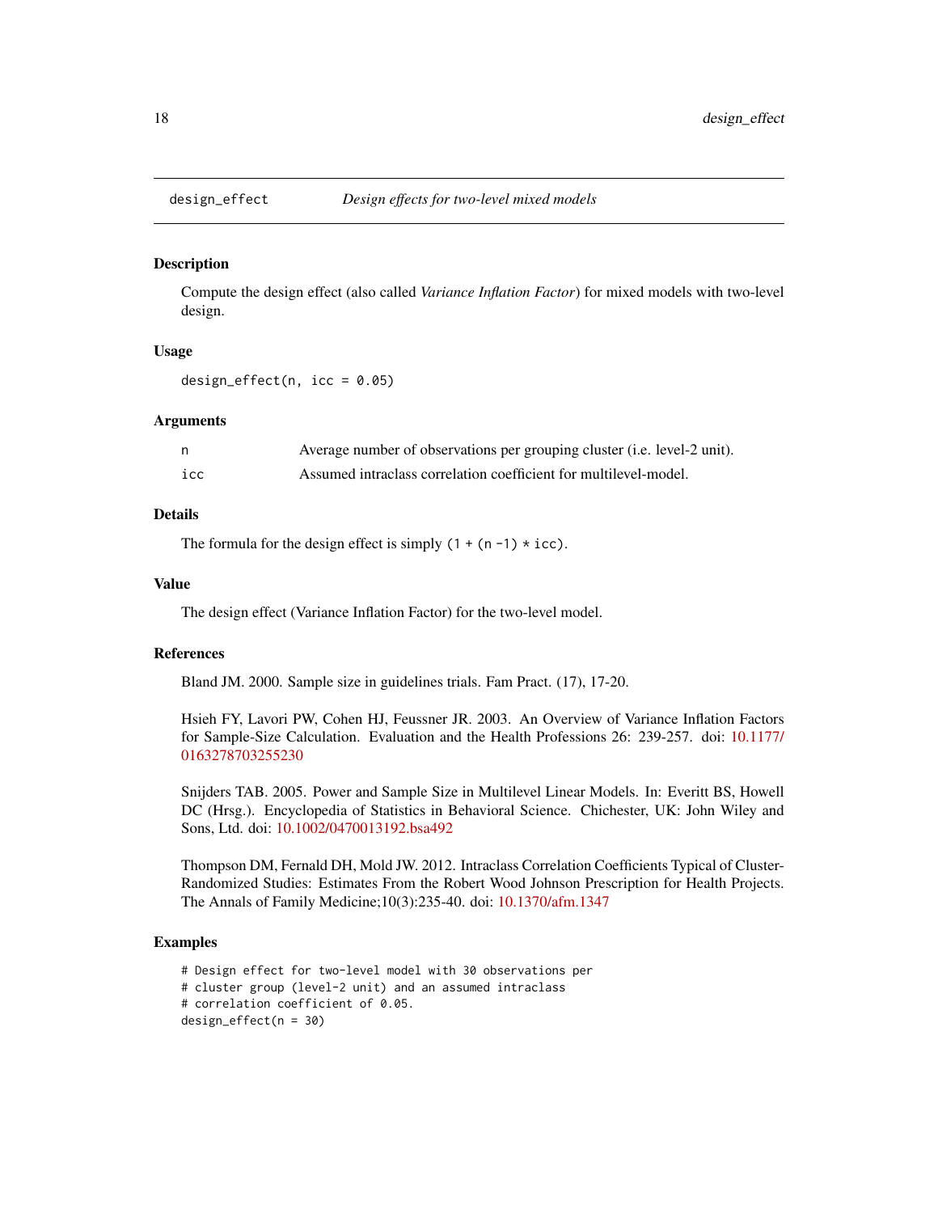## design_effect — *Design effects for two-level mixed models*

### Description

Compute the design effect (also called *Variance Inflation Factor*) for mixed models with two-level design.

### Usage

```
design_effect(n, icc = 0.05)
```

### Arguments

| | |
|---|---|
| n | Average number of observations per grouping cluster (i.e. level-2 unit). |
| icc | Assumed intraclass correlation coefficient for multilevel-model. |

### Details

The formula for the design effect is simply `(1 + (n -1) * icc)`.

### Value

The design effect (Variance Inflation Factor) for the two-level model.

### References

Bland JM. 2000. Sample size in guidelines trials. Fam Pract. (17), 17-20.

Hsieh FY, Lavori PW, Cohen HJ, Feussner JR. 2003. An Overview of Variance Inflation Factors for Sample-Size Calculation. Evaluation and the Health Professions 26: 239-257. doi: 10.1177/0163278703255230

Snijders TAB. 2005. Power and Sample Size in Multilevel Linear Models. In: Everitt BS, Howell DC (Hrsg.). Encyclopedia of Statistics in Behavioral Science. Chichester, UK: John Wiley and Sons, Ltd. doi: 10.1002/0470013192.bsa492

Thompson DM, Fernald DH, Mold JW. 2012. Intraclass Correlation Coefficients Typical of Cluster-Randomized Studies: Estimates From the Robert Wood Johnson Prescription for Health Projects. The Annals of Family Medicine;10(3):235-40. doi: 10.1370/afm.1347

### Examples

```
# Design effect for two-level model with 30 observations per
# cluster group (level-2 unit) and an assumed intraclass
# correlation coefficient of 0.05.
design_effect(n = 30)
```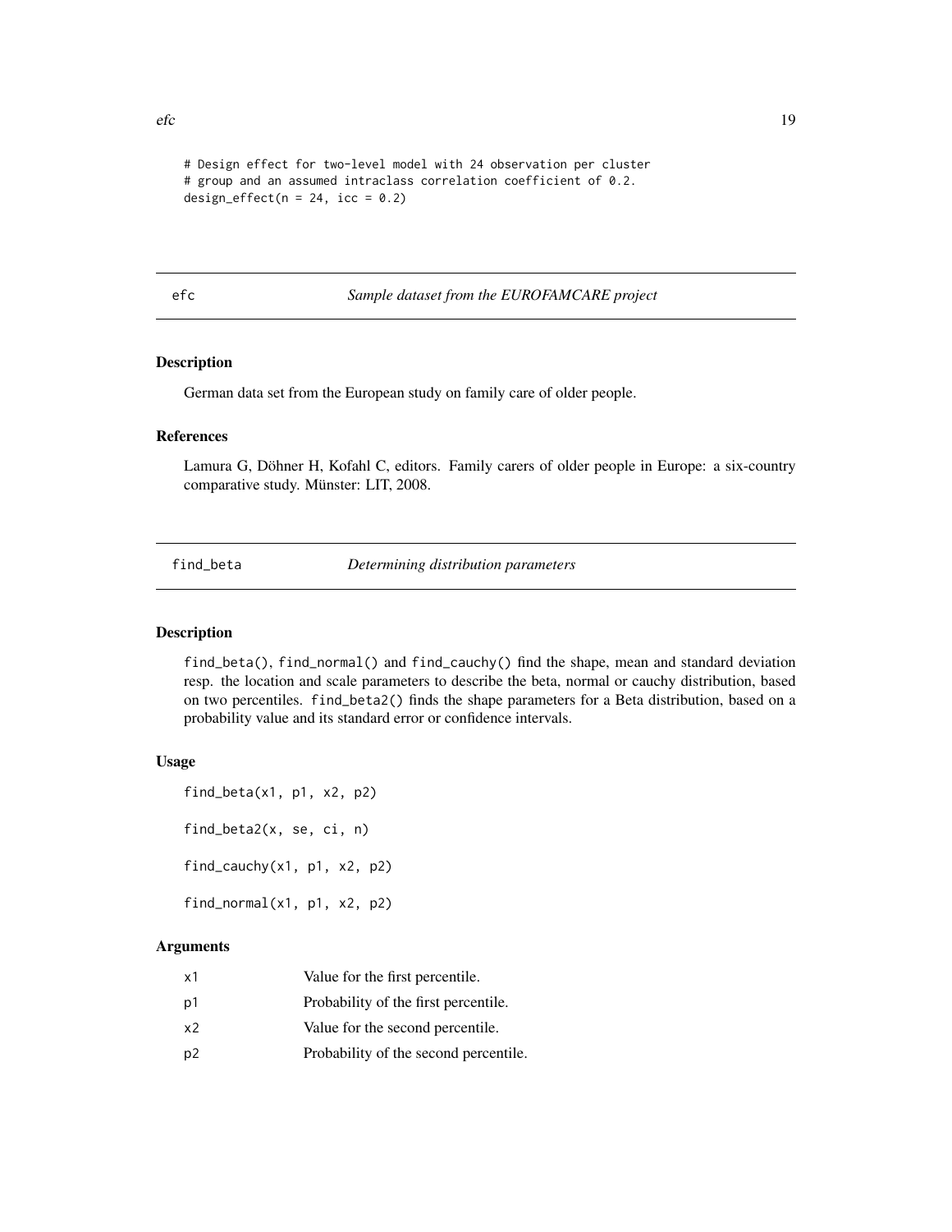```
# Design effect for two-level model with 24 observation per cluster
# group and an assumed intraclass correlation coefficient of 0.2.
design_effect(n = 24, icc = 0.2)
```

## efc — *Sample dataset from the EUROFAMCARE project*

### Description

German data set from the European study on family care of older people.

### References

Lamura G, Döhner H, Kofahl C, editors. Family carers of older people in Europe: a six-country comparative study. Münster: LIT, 2008.

## find_beta — *Determining distribution parameters*

### Description

`find_beta()`, `find_normal()` and `find_cauchy()` find the shape, mean and standard deviation resp. the location and scale parameters to describe the beta, normal or cauchy distribution, based on two percentiles. `find_beta2()` finds the shape parameters for a Beta distribution, based on a probability value and its standard error or confidence intervals.

### Usage

```
find_beta(x1, p1, x2, p2)

find_beta2(x, se, ci, n)

find_cauchy(x1, p1, x2, p2)

find_normal(x1, p1, x2, p2)
```

### Arguments

| | |
|---|---|
| `x1` | Value for the first percentile. |
| `p1` | Probability of the first percentile. |
| `x2` | Value for the second percentile. |
| `p2` | Probability of the second percentile. |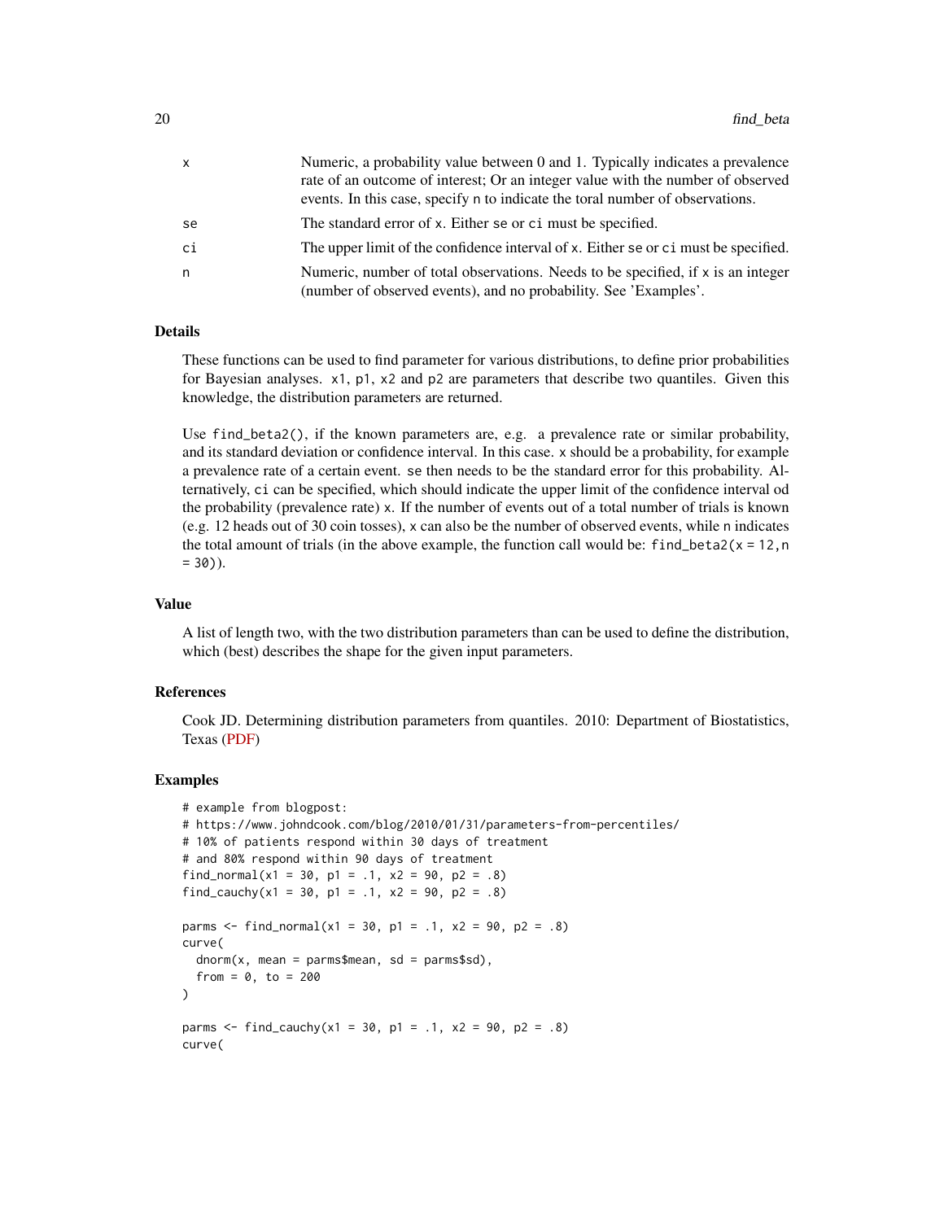| | |
|---|---|
| x | Numeric, a probability value between 0 and 1. Typically indicates a prevalence rate of an outcome of interest; Or an integer value with the number of observed events. In this case, specify n to indicate the toral number of observations. |
| se | The standard error of x. Either se or ci must be specified. |
| ci | The upper limit of the confidence interval of x. Either se or ci must be specified. |
| n | Numeric, number of total observations. Needs to be specified, if x is an integer (number of observed events), and no probability. See 'Examples'. |

## Details

These functions can be used to find parameter for various distributions, to define prior probabilities for Bayesian analyses. x1, p1, x2 and p2 are parameters that describe two quantiles. Given this knowledge, the distribution parameters are returned.

Use find_beta2(), if the known parameters are, e.g. a prevalence rate or similar probability, and its standard deviation or confidence interval. In this case. x should be a probability, for example a prevalence rate of a certain event. se then needs to be the standard error for this probability. Alternatively, ci can be specified, which should indicate the upper limit of the confidence interval od the probability (prevalence rate) x. If the number of events out of a total number of trials is known (e.g. 12 heads out of 30 coin tosses), x can also be the number of observed events, while n indicates the total amount of trials (in the above example, the function call would be: find_beta2(x = 12,n = 30)).

## Value

A list of length two, with the two distribution parameters than can be used to define the distribution, which (best) describes the shape for the given input parameters.

## References

Cook JD. Determining distribution parameters from quantiles. 2010: Department of Biostatistics, Texas (PDF)

## Examples

```
# example from blogpost:
# https://www.johndcook.com/blog/2010/01/31/parameters-from-percentiles/
# 10% of patients respond within 30 days of treatment
# and 80% respond within 90 days of treatment
find_normal(x1 = 30, p1 = .1, x2 = 90, p2 = .8)
find_cauchy(x1 = 30, p1 = .1, x2 = 90, p2 = .8)

parms <- find_normal(x1 = 30, p1 = .1, x2 = 90, p2 = .8)
curve(
  dnorm(x, mean = parms$mean, sd = parms$sd),
  from = 0, to = 200
)

parms <- find_cauchy(x1 = 30, p1 = .1, x2 = 90, p2 = .8)
curve(
```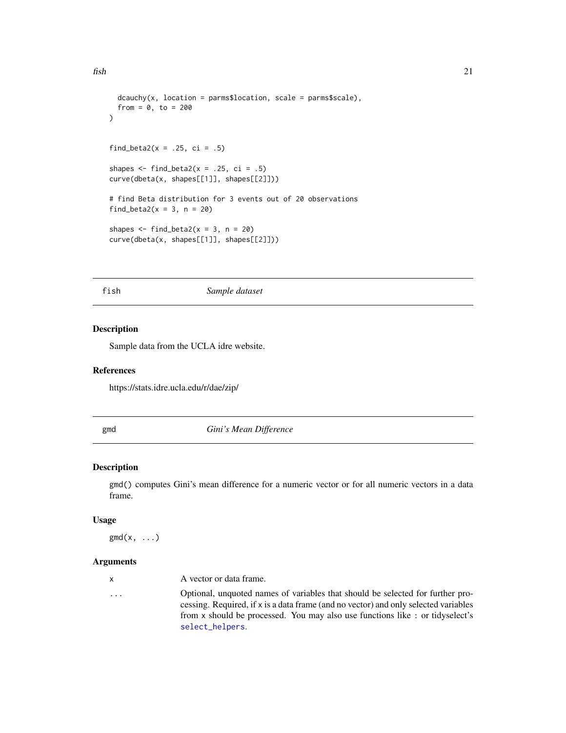```
  dcauchy(x, location = parms$location, scale = parms$scale),
  from = 0, to = 200
)


find_beta2(x = .25, ci = .5)

shapes <- find_beta2(x = .25, ci = .5)
curve(dbeta(x, shapes[[1]], shapes[[2]]))

# find Beta distribution for 3 events out of 20 observations
find_beta2(x = 3, n = 20)

shapes <- find_beta2(x = 3, n = 20)
curve(dbeta(x, shapes[[1]], shapes[[2]]))
```

## fish — *Sample dataset*

### Description

Sample data from the UCLA idre website.

### References

https://stats.idre.ucla.edu/r/dae/zip/

## gmd — *Gini's Mean Difference*

### Description

gmd() computes Gini's mean difference for a numeric vector or for all numeric vectors in a data frame.

### Usage

```
gmd(x, ...)
```

### Arguments

| | |
|---|---|
| x | A vector or data frame. |
| ... | Optional, unquoted names of variables that should be selected for further processing. Required, if x is a data frame (and no vector) and only selected variables from x should be processed. You may also use functions like : or tidyselect's select_helpers. |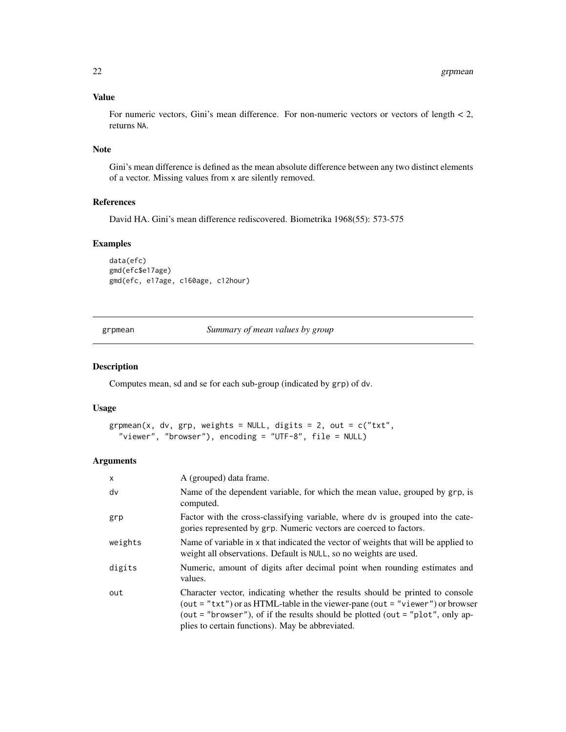### Value

For numeric vectors, Gini's mean difference. For non-numeric vectors or vectors of length < 2, returns `NA`.

### Note

Gini's mean difference is defined as the mean absolute difference between any two distinct elements of a vector. Missing values from `x` are silently removed.

### References

David HA. Gini's mean difference rediscovered. Biometrika 1968(55): 573-575

### Examples

```
data(efc)
gmd(efc$e17age)
gmd(efc, e17age, c160age, c12hour)
```

---

## grpmean — *Summary of mean values by group*

---

### Description

Computes mean, sd and se for each sub-group (indicated by `grp`) of `dv`.

### Usage

```
grpmean(x, dv, grp, weights = NULL, digits = 2, out = c("txt",
  "viewer", "browser"), encoding = "UTF-8", file = NULL)
```

### Arguments

| | |
|---|---|
| `x` | A (grouped) data frame. |
| `dv` | Name of the dependent variable, for which the mean value, grouped by `grp`, is computed. |
| `grp` | Factor with the cross-classifying variable, where `dv` is grouped into the categories represented by `grp`. Numeric vectors are coerced to factors. |
| `weights` | Name of variable in `x` that indicated the vector of weights that will be applied to weight all observations. Default is `NULL`, so no weights are used. |
| `digits` | Numeric, amount of digits after decimal point when rounding estimates and values. |
| `out` | Character vector, indicating whether the results should be printed to console (`out = "txt"`) or as HTML-table in the viewer-pane (`out = "viewer"`) or browser (`out = "browser"`), of if the results should be plotted (`out = "plot"`, only applies to certain functions). May be abbreviated. |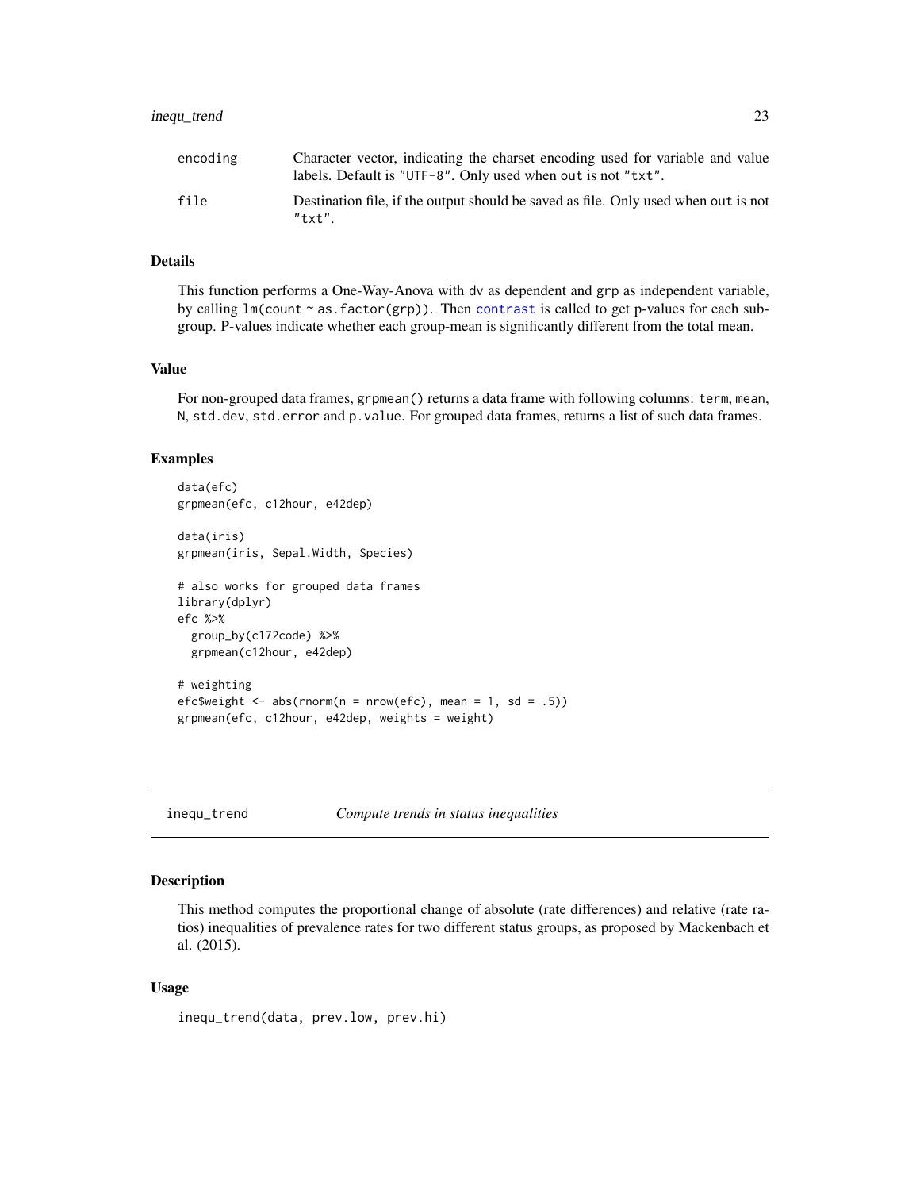| | |
|---|---|
| `encoding` | Character vector, indicating the charset encoding used for variable and value labels. Default is "UTF-8". Only used when out is not "txt". |
| `file` | Destination file, if the output should be saved as file. Only used when out is not "txt". |

### Details

This function performs a One-Way-Anova with dv as dependent and grp as independent variable, by calling `lm(count ~ as.factor(grp))`. Then `contrast` is called to get p-values for each sub-group. P-values indicate whether each group-mean is significantly different from the total mean.

### Value

For non-grouped data frames, `grpmean()` returns a data frame with following columns: `term`, `mean`, `N`, `std.dev`, `std.error` and `p.value`. For grouped data frames, returns a list of such data frames.

### Examples

```
data(efc)
grpmean(efc, c12hour, e42dep)

data(iris)
grpmean(iris, Sepal.Width, Species)

# also works for grouped data frames
library(dplyr)
efc %>%
  group_by(c172code) %>%
  grpmean(c12hour, e42dep)

# weighting
efc$weight <- abs(rnorm(n = nrow(efc), mean = 1, sd = .5))
grpmean(efc, c12hour, e42dep, weights = weight)
```

---

## inequ_trend — *Compute trends in status inequalities*

### Description

This method computes the proportional change of absolute (rate differences) and relative (rate ratios) inequalities of prevalence rates for two different status groups, as proposed by Mackenbach et al. (2015).

### Usage

```
inequ_trend(data, prev.low, prev.hi)
```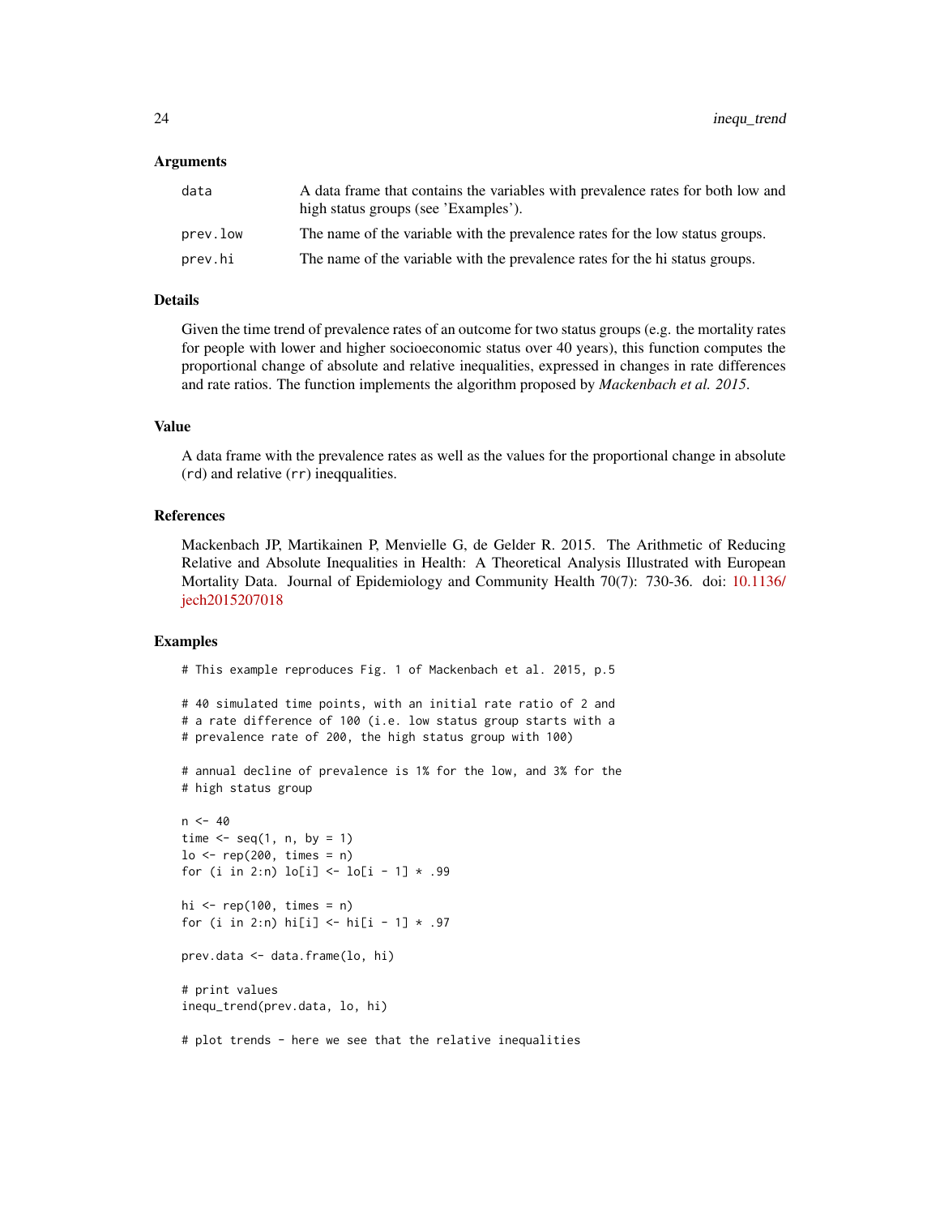### Arguments

| | |
|---|---|
| `data` | A data frame that contains the variables with prevalence rates for both low and high status groups (see 'Examples'). |
| `prev.low` | The name of the variable with the prevalence rates for the low status groups. |
| `prev.hi` | The name of the variable with the prevalence rates for the hi status groups. |

### Details

Given the time trend of prevalence rates of an outcome for two status groups (e.g. the mortality rates for people with lower and higher socioeconomic status over 40 years), this function computes the proportional change of absolute and relative inequalities, expressed in changes in rate differences and rate ratios. The function implements the algorithm proposed by *Mackenbach et al. 2015*.

### Value

A data frame with the prevalence rates as well as the values for the proportional change in absolute (`rd`) and relative (`rr`) ineqqualities.

### References

Mackenbach JP, Martikainen P, Menvielle G, de Gelder R. 2015. The Arithmetic of Reducing Relative and Absolute Inequalities in Health: A Theoretical Analysis Illustrated with European Mortality Data. Journal of Epidemiology and Community Health 70(7): 730-36. doi: 10.1136/jech2015207018

### Examples

```
# This example reproduces Fig. 1 of Mackenbach et al. 2015, p.5

# 40 simulated time points, with an initial rate ratio of 2 and
# a rate difference of 100 (i.e. low status group starts with a
# prevalence rate of 200, the high status group with 100)

# annual decline of prevalence is 1% for the low, and 3% for the
# high status group

n <- 40
time <- seq(1, n, by = 1)
lo <- rep(200, times = n)
for (i in 2:n) lo[i] <- lo[i - 1] * .99

hi <- rep(100, times = n)
for (i in 2:n) hi[i] <- hi[i - 1] * .97

prev.data <- data.frame(lo, hi)

# print values
inequ_trend(prev.data, lo, hi)

# plot trends - here we see that the relative inequalities
```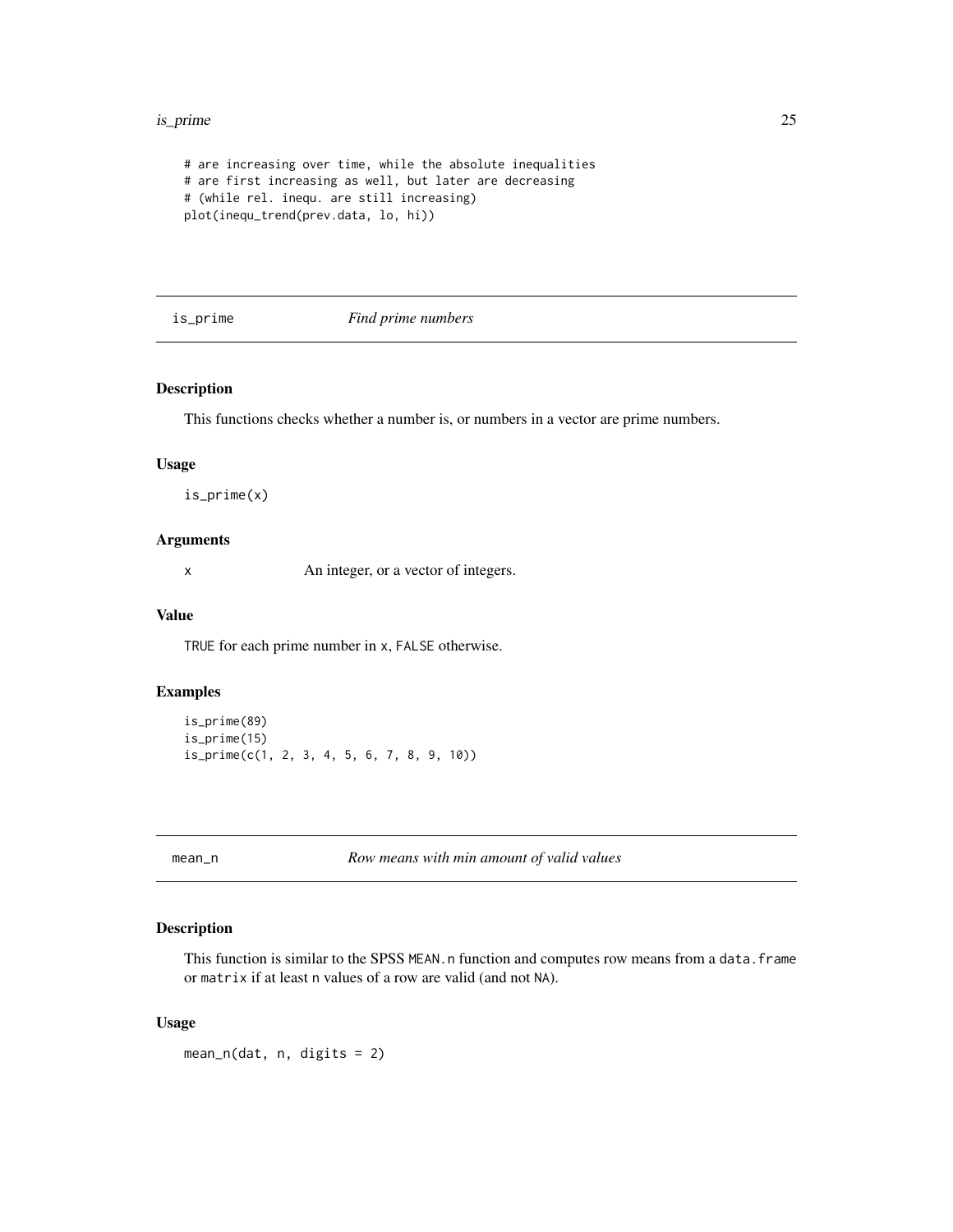```
# are increasing over time, while the absolute inequalities
# are first increasing as well, but later are decreasing
# (while rel. inequ. are still increasing)
plot(inequ_trend(prev.data, lo, hi))
```

## is_prime — *Find prime numbers*

### Description

This functions checks whether a number is, or numbers in a vector are prime numbers.

### Usage

```
is_prime(x)
```

### Arguments

| | |
|---|---|
| x | An integer, or a vector of integers. |

### Value

`TRUE` for each prime number in `x`, `FALSE` otherwise.

### Examples

```
is_prime(89)
is_prime(15)
is_prime(c(1, 2, 3, 4, 5, 6, 7, 8, 9, 10))
```

## mean_n — *Row means with min amount of valid values*

### Description

This function is similar to the SPSS `MEAN.n` function and computes row means from a `data.frame` or `matrix` if at least `n` values of a row are valid (and not `NA`).

### Usage

```
mean_n(dat, n, digits = 2)
```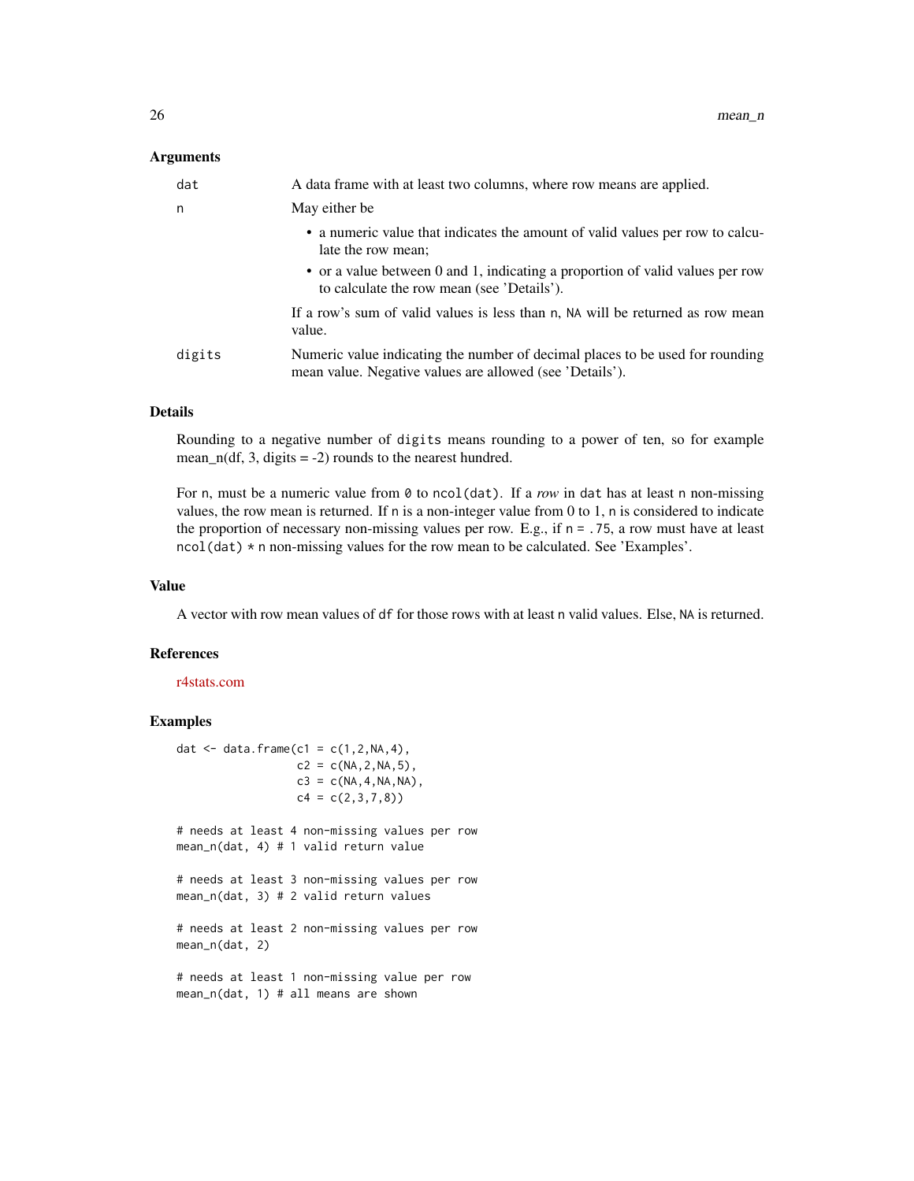### Arguments

`dat` A data frame with at least two columns, where row means are applied.

`n` May either be

- a numeric value that indicates the amount of valid values per row to calculate the row mean;
- or a value between 0 and 1, indicating a proportion of valid values per row to calculate the row mean (see 'Details').

If a row's sum of valid values is less than `n`, `NA` will be returned as row mean value.

`digits` Numeric value indicating the number of decimal places to be used for rounding mean value. Negative values are allowed (see 'Details').

### Details

Rounding to a negative number of `digits` means rounding to a power of ten, so for example mean_n(df, 3, digits = -2) rounds to the nearest hundred.

For `n`, must be a numeric value from `0` to `ncol(dat)`. If a *row* in `dat` has at least `n` non-missing values, the row mean is returned. If `n` is a non-integer value from 0 to 1, `n` is considered to indicate the proportion of necessary non-missing values per row. E.g., if `n = .75`, a row must have at least `ncol(dat) * n` non-missing values for the row mean to be calculated. See 'Examples'.

### Value

A vector with row mean values of `df` for those rows with at least `n` valid values. Else, `NA` is returned.

### References

r4stats.com

### Examples

```
dat <- data.frame(c1 = c(1,2,NA,4),
                  c2 = c(NA,2,NA,5),
                  c3 = c(NA,4,NA,NA),
                  c4 = c(2,3,7,8))

# needs at least 4 non-missing values per row
mean_n(dat, 4) # 1 valid return value

# needs at least 3 non-missing values per row
mean_n(dat, 3) # 2 valid return values

# needs at least 2 non-missing values per row
mean_n(dat, 2)

# needs at least 1 non-missing value per row
mean_n(dat, 1) # all means are shown
```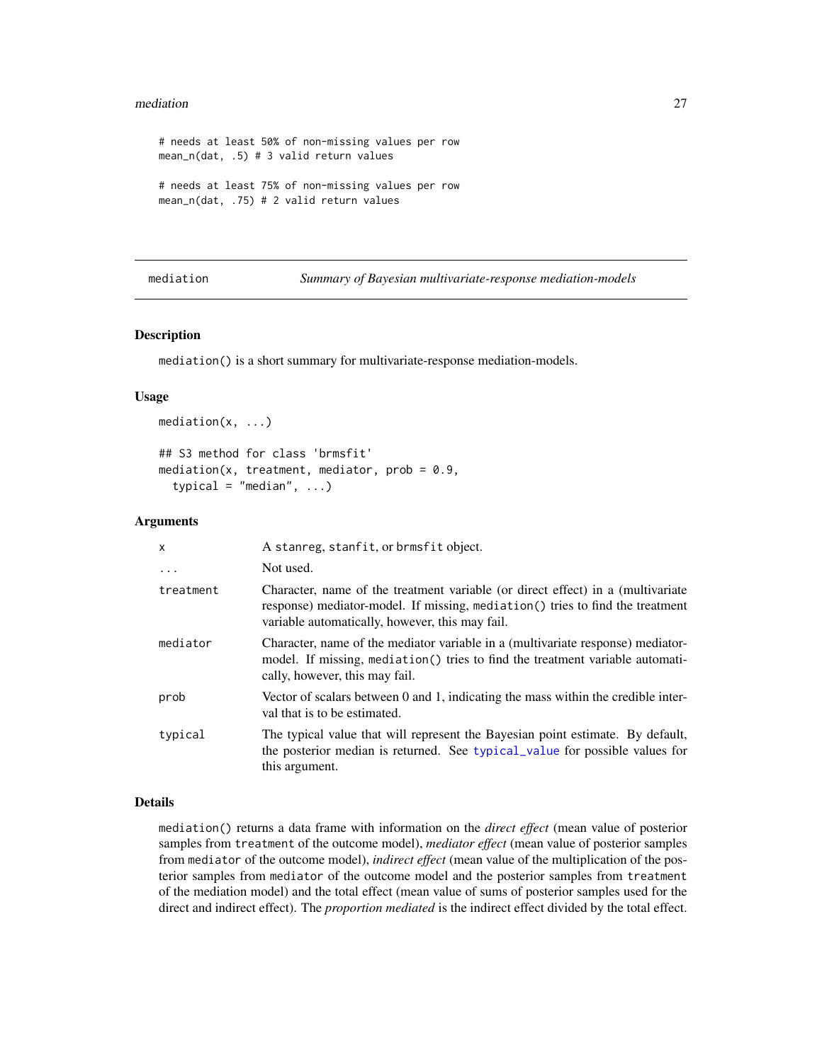```
# needs at least 50% of non-missing values per row
mean_n(dat, .5) # 3 valid return values

# needs at least 75% of non-missing values per row
mean_n(dat, .75) # 2 valid return values
```

## mediation — *Summary of Bayesian multivariate-response mediation-models*

### Description

`mediation()` is a short summary for multivariate-response mediation-models.

### Usage

```
mediation(x, ...)

## S3 method for class 'brmsfit'
mediation(x, treatment, mediator, prob = 0.9,
  typical = "median", ...)
```

### Arguments

| | |
|---|---|
| `x` | A `stanreg`, `stanfit`, or `brmsfit` object. |
| `...` | Not used. |
| `treatment` | Character, name of the treatment variable (or direct effect) in a (multivariate response) mediator-model. If missing, `mediation()` tries to find the treatment variable automatically, however, this may fail. |
| `mediator` | Character, name of the mediator variable in a (multivariate response) mediator-model. If missing, `mediation()` tries to find the treatment variable automatically, however, this may fail. |
| `prob` | Vector of scalars between 0 and 1, indicating the mass within the credible interval that is to be estimated. |
| `typical` | The typical value that will represent the Bayesian point estimate. By default, the posterior median is returned. See `typical_value` for possible values for this argument. |

### Details

`mediation()` returns a data frame with information on the *direct effect* (mean value of posterior samples from `treatment` of the outcome model), *mediator effect* (mean value of posterior samples from `mediator` of the outcome model), *indirect effect* (mean value of the multiplication of the posterior samples from `mediator` of the outcome model and the posterior samples from `treatment` of the mediation model) and the total effect (mean value of sums of posterior samples used for the direct and indirect effect). The *proportion mediated* is the indirect effect divided by the total effect.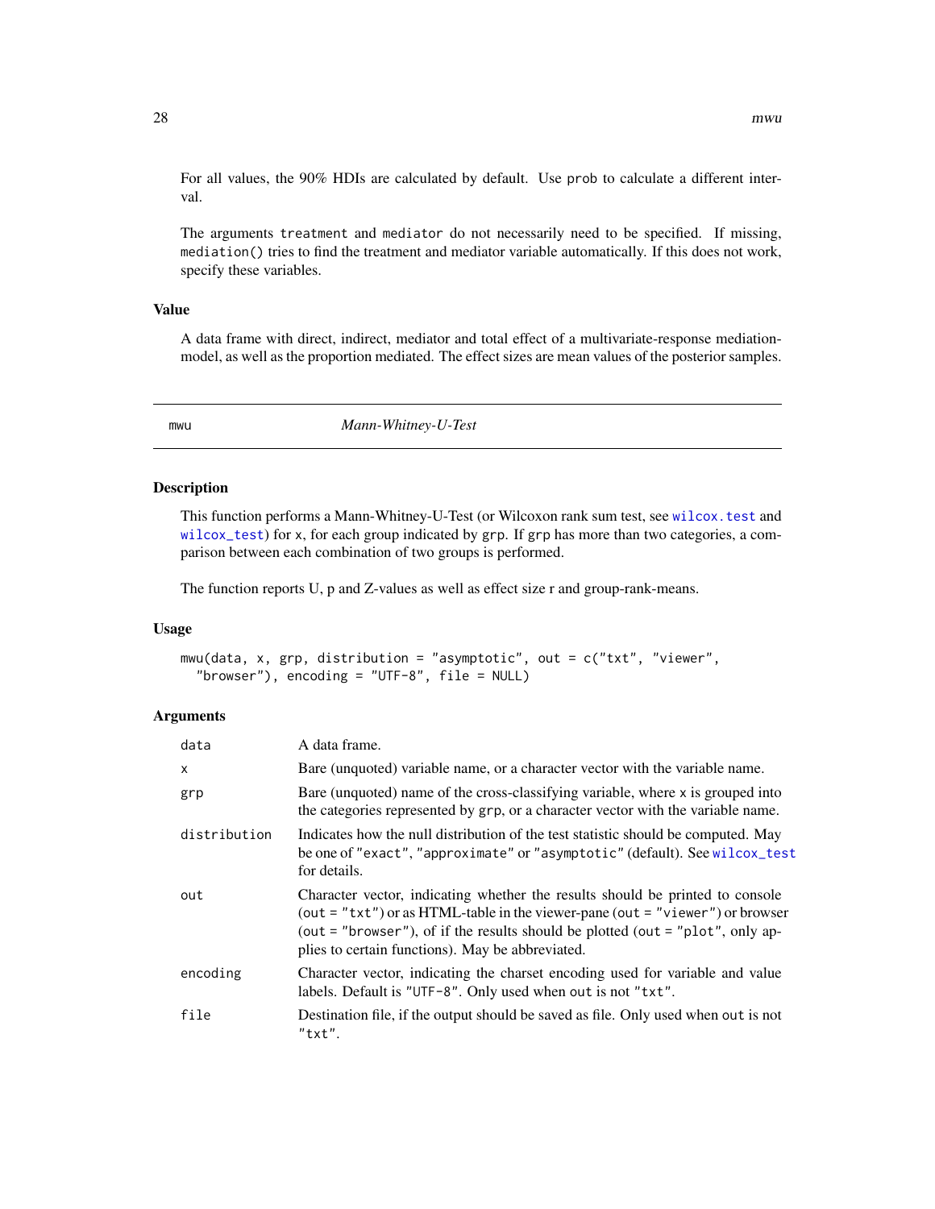For all values, the 90% HDIs are calculated by default. Use `prob` to calculate a different interval.

The arguments `treatment` and `mediator` do not necessarily need to be specified. If missing, `mediation()` tries to find the treatment and mediator variable automatically. If this does not work, specify these variables.

### Value

A data frame with direct, indirect, mediator and total effect of a multivariate-response mediation-model, as well as the proportion mediated. The effect sizes are mean values of the posterior samples.

---

## mwu — *Mann-Whitney-U-Test*

### Description

This function performs a Mann-Whitney-U-Test (or Wilcoxon rank sum test, see `wilcox.test` and `wilcox_test`) for `x`, for each group indicated by `grp`. If `grp` has more than two categories, a comparison between each combination of two groups is performed.

The function reports U, p and Z-values as well as effect size r and group-rank-means.

### Usage

```
mwu(data, x, grp, distribution = "asymptotic", out = c("txt", "viewer",
  "browser"), encoding = "UTF-8", file = NULL)
```

### Arguments

| Argument | Description |
|---|---|
| `data` | A data frame. |
| `x` | Bare (unquoted) variable name, or a character vector with the variable name. |
| `grp` | Bare (unquoted) name of the cross-classifying variable, where `x` is grouped into the categories represented by `grp`, or a character vector with the variable name. |
| `distribution` | Indicates how the null distribution of the test statistic should be computed. May be one of `"exact"`, `"approximate"` or `"asymptotic"` (default). See `wilcox_test` for details. |
| `out` | Character vector, indicating whether the results should be printed to console (`out = "txt"`) or as HTML-table in the viewer-pane (`out = "viewer"`) or browser (`out = "browser"`), of if the results should be plotted (`out = "plot"`, only applies to certain functions). May be abbreviated. |
| `encoding` | Character vector, indicating the charset encoding used for variable and value labels. Default is `"UTF-8"`. Only used when `out` is not `"txt"`. |
| `file` | Destination file, if the output should be saved as file. Only used when `out` is not `"txt"`. |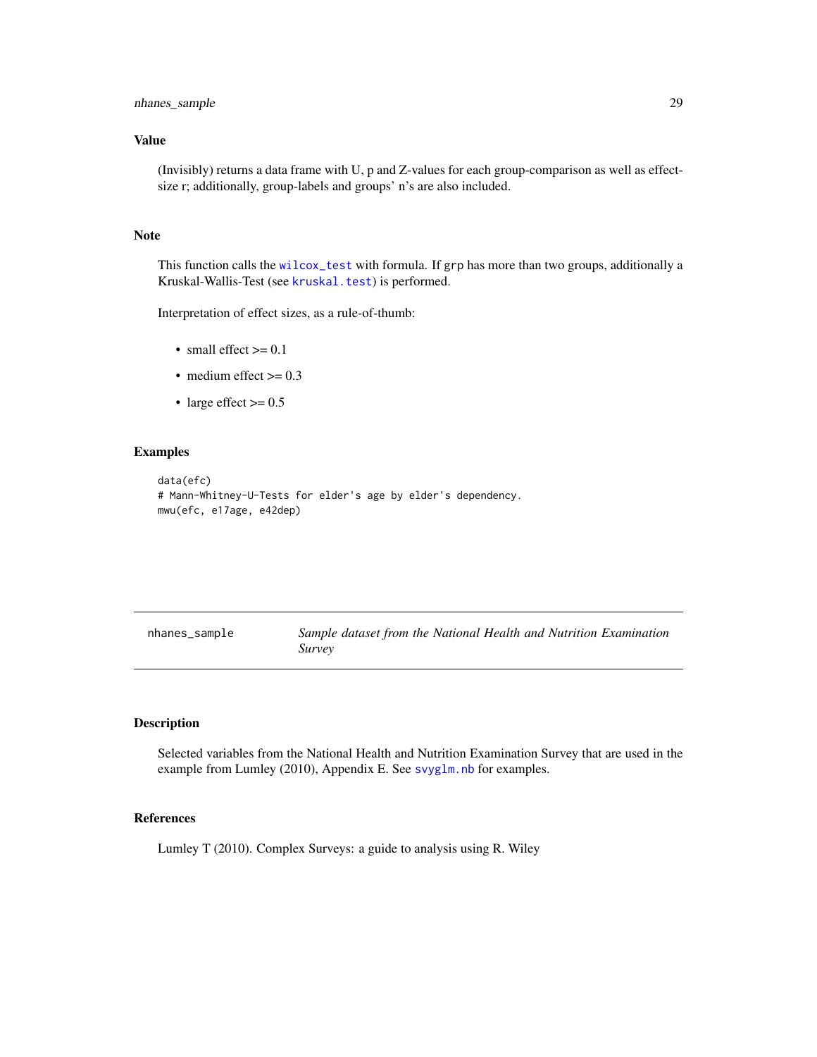### Value

(Invisibly) returns a data frame with U, p and Z-values for each group-comparison as well as effect-size r; additionally, group-labels and groups' n's are also included.

### Note

This function calls the `wilcox_test` with formula. If `grp` has more than two groups, additionally a Kruskal-Wallis-Test (see `kruskal.test`) is performed.

Interpretation of effect sizes, as a rule-of-thumb:

- small effect >= 0.1
- medium effect >= 0.3
- large effect >= 0.5

### Examples

```
data(efc)
# Mann-Whitney-U-Tests for elder's age by elder's dependency.
mwu(efc, e17age, e42dep)
```

---

## nhanes_sample — *Sample dataset from the National Health and Nutrition Examination Survey*

---

### Description

Selected variables from the National Health and Nutrition Examination Survey that are used in the example from Lumley (2010), Appendix E. See `svyglm.nb` for examples.

### References

Lumley T (2010). Complex Surveys: a guide to analysis using R. Wiley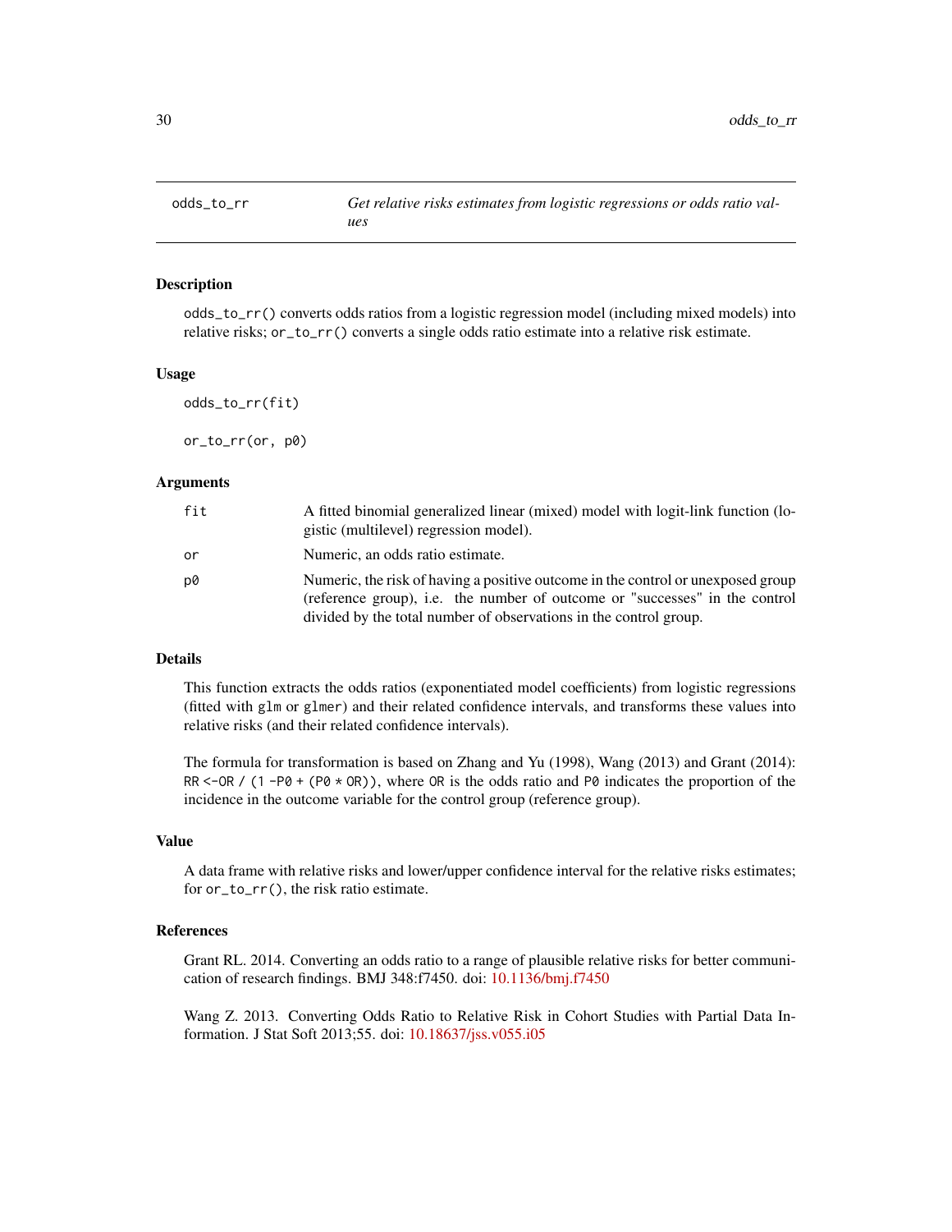# odds_to_rr

*Get relative risks estimates from logistic regressions or odds ratio values*

## Description

`odds_to_rr()` converts odds ratios from a logistic regression model (including mixed models) into relative risks; `or_to_rr()` converts a single odds ratio estimate into a relative risk estimate.

## Usage

```
odds_to_rr(fit)

or_to_rr(or, p0)
```

## Arguments

| | |
|---|---|
| fit | A fitted binomial generalized linear (mixed) model with logit-link function (logistic (multilevel) regression model). |
| or | Numeric, an odds ratio estimate. |
| p0 | Numeric, the risk of having a positive outcome in the control or unexposed group (reference group), i.e. the number of outcome or "successes" in the control divided by the total number of observations in the control group. |

## Details

This function extracts the odds ratios (exponentiated model coefficients) from logistic regressions (fitted with `glm` or `glmer`) and their related confidence intervals, and transforms these values into relative risks (and their related confidence intervals).

The formula for transformation is based on Zhang and Yu (1998), Wang (2013) and Grant (2014): `RR <-OR / (1 -P0 + (P0 * OR))`, where `OR` is the odds ratio and `P0` indicates the proportion of the incidence in the outcome variable for the control group (reference group).

## Value

A data frame with relative risks and lower/upper confidence interval for the relative risks estimates; for `or_to_rr()`, the risk ratio estimate.

## References

Grant RL. 2014. Converting an odds ratio to a range of plausible relative risks for better communication of research findings. BMJ 348:f7450. doi: 10.1136/bmj.f7450

Wang Z. 2013. Converting Odds Ratio to Relative Risk in Cohort Studies with Partial Data Information. J Stat Soft 2013;55. doi: 10.18637/jss.v055.i05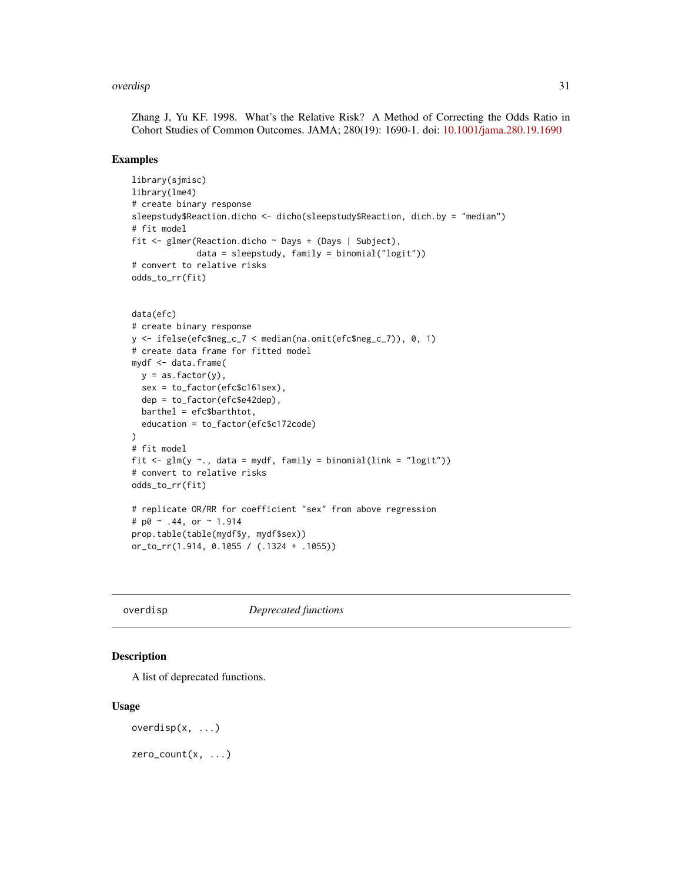Zhang J, Yu KF. 1998. What's the Relative Risk? A Method of Correcting the Odds Ratio in Cohort Studies of Common Outcomes. JAMA; 280(19): 1690-1. doi: 10.1001/jama.280.19.1690

## Examples

```
library(sjmisc)
library(lme4)
# create binary response
sleepstudy$Reaction.dicho <- dicho(sleepstudy$Reaction, dich.by = "median")
# fit model
fit <- glmer(Reaction.dicho ~ Days + (Days | Subject),
             data = sleepstudy, family = binomial("logit"))
# convert to relative risks
odds_to_rr(fit)


data(efc)
# create binary response
y <- ifelse(efc$neg_c_7 < median(na.omit(efc$neg_c_7)), 0, 1)
# create data frame for fitted model
mydf <- data.frame(
  y = as.factor(y),
  sex = to_factor(efc$c161sex),
  dep = to_factor(efc$e42dep),
  barthel = efc$barthtot,
  education = to_factor(efc$c172code)
)
# fit model
fit <- glm(y ~., data = mydf, family = binomial(link = "logit"))
# convert to relative risks
odds_to_rr(fit)

# replicate OR/RR for coefficient "sex" from above regression
# p0 ~ .44, or ~ 1.914
prop.table(table(mydf$y, mydf$sex))
or_to_rr(1.914, 0.1055 / (.1324 + .1055))
```

---

# overdisp    *Deprecated functions*

## Description

A list of deprecated functions.

## Usage

```
overdisp(x, ...)

zero_count(x, ...)
```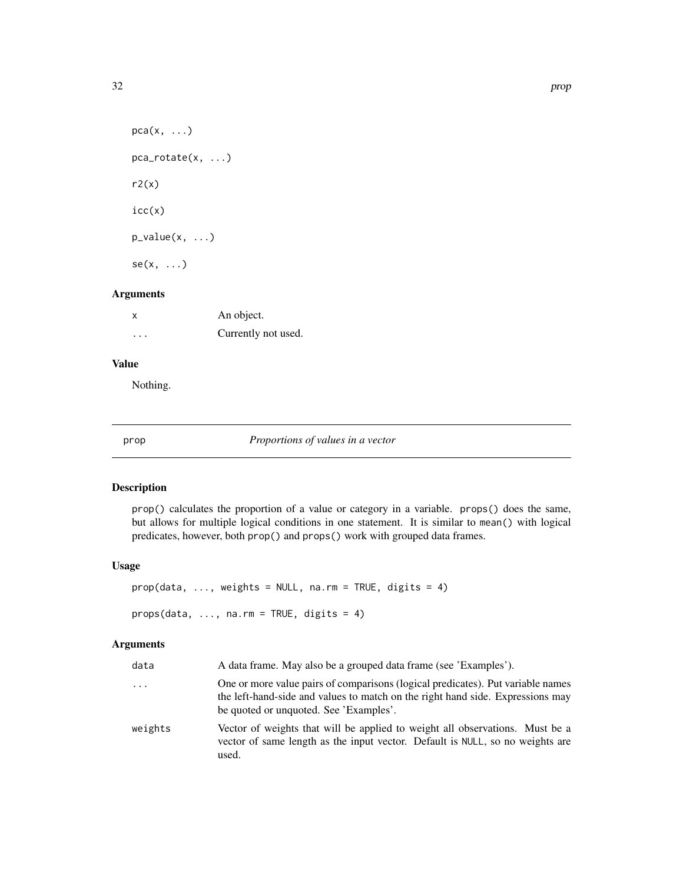```
pca(x, ...)

pca_rotate(x, ...)

r2(x)

icc(x)

p_value(x, ...)

se(x, ...)
```

### Arguments

| | |
|---|---|
| x | An object. |
| ... | Currently not used. |

### Value

Nothing.

---

## prop — *Proportions of values in a vector*

### Description

prop() calculates the proportion of a value or category in a variable. props() does the same, but allows for multiple logical conditions in one statement. It is similar to mean() with logical predicates, however, both prop() and props() work with grouped data frames.

### Usage

```
prop(data, ..., weights = NULL, na.rm = TRUE, digits = 4)

props(data, ..., na.rm = TRUE, digits = 4)
```

### Arguments

| | |
|---|---|
| data | A data frame. May also be a grouped data frame (see 'Examples'). |
| ... | One or more value pairs of comparisons (logical predicates). Put variable names the left-hand-side and values to match on the right hand side. Expressions may be quoted or unquoted. See 'Examples'. |
| weights | Vector of weights that will be applied to weight all observations. Must be a vector of same length as the input vector. Default is NULL, so no weights are used. |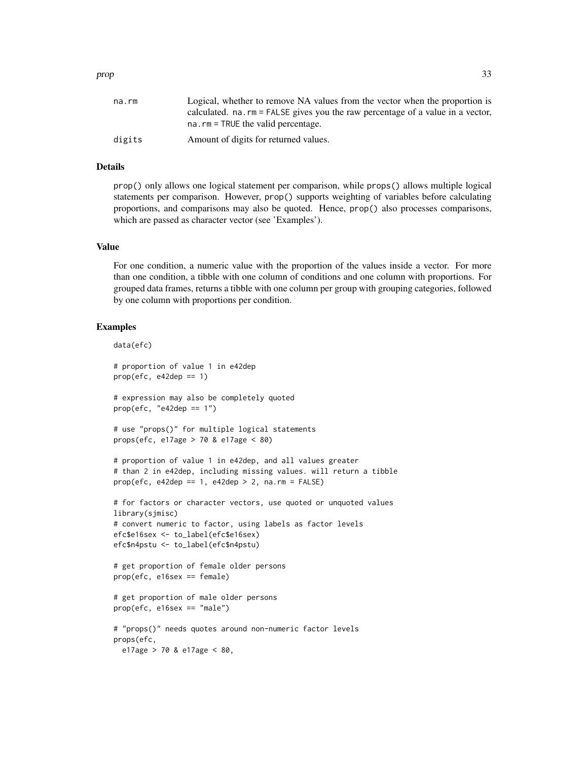| | |
|---|---|
| na.rm | Logical, whether to remove NA values from the vector when the proportion is calculated. na.rm = FALSE gives you the raw percentage of a value in a vector, na.rm = TRUE the valid percentage. |
| digits | Amount of digits for returned values. |

## Details

prop() only allows one logical statement per comparison, while props() allows multiple logical statements per comparison. However, prop() supports weighting of variables before calculating proportions, and comparisons may also be quoted. Hence, prop() also processes comparisons, which are passed as character vector (see 'Examples').

## Value

For one condition, a numeric value with the proportion of the values inside a vector. For more than one condition, a tibble with one column of conditions and one column with proportions. For grouped data frames, returns a tibble with one column per group with grouping categories, followed by one column with proportions per condition.

## Examples

```
data(efc)

# proportion of value 1 in e42dep
prop(efc, e42dep == 1)

# expression may also be completely quoted
prop(efc, "e42dep == 1")

# use "props()" for multiple logical statements
props(efc, e17age > 70 & e17age < 80)

# proportion of value 1 in e42dep, and all values greater
# than 2 in e42dep, including missing values. will return a tibble
prop(efc, e42dep == 1, e42dep > 2, na.rm = FALSE)

# for factors or character vectors, use quoted or unquoted values
library(sjmisc)
# convert numeric to factor, using labels as factor levels
efc$e16sex <- to_label(efc$e16sex)
efc$n4pstu <- to_label(efc$n4pstu)

# get proportion of female older persons
prop(efc, e16sex == female)

# get proportion of male older persons
prop(efc, e16sex == "male")

# "props()" needs quotes around non-numeric factor levels
props(efc,
  e17age > 70 & e17age < 80,
```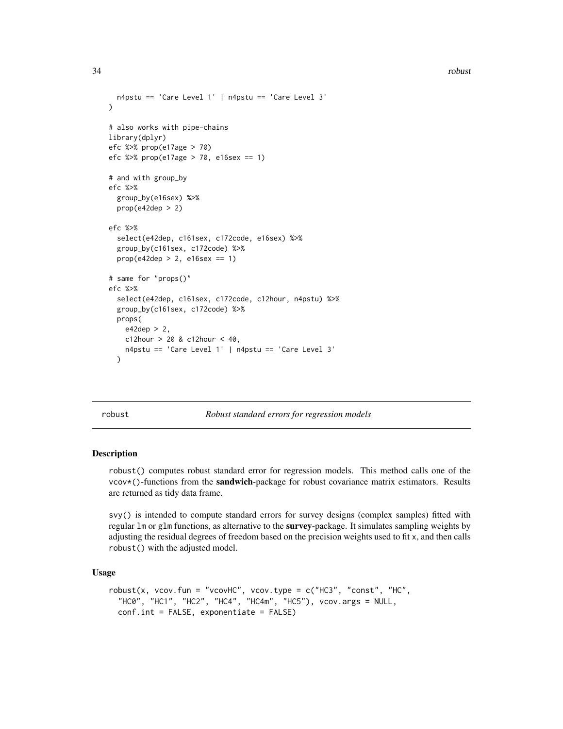```
  n4pstu == 'Care Level 1' | n4pstu == 'Care Level 3'
)

# also works with pipe-chains
library(dplyr)
efc %>% prop(e17age > 70)
efc %>% prop(e17age > 70, e16sex == 1)

# and with group_by
efc %>%
  group_by(e16sex) %>%
  prop(e42dep > 2)

efc %>%
  select(e42dep, c161sex, c172code, e16sex) %>%
  group_by(c161sex, c172code) %>%
  prop(e42dep > 2, e16sex == 1)

# same for "props()"
efc %>%
  select(e42dep, c161sex, c172code, c12hour, n4pstu) %>%
  group_by(c161sex, c172code) %>%
  props(
    e42dep > 2,
    c12hour > 20 & c12hour < 40,
    n4pstu == 'Care Level 1' | n4pstu == 'Care Level 3'
  )
```

## robust — *Robust standard errors for regression models*

### Description

robust() computes robust standard error for regression models. This method calls one of the vcov*()-functions from the **sandwich**-package for robust covariance matrix estimators. Results are returned as tidy data frame.

svy() is intended to compute standard errors for survey designs (complex samples) fitted with regular lm or glm functions, as alternative to the **survey**-package. It simulates sampling weights by adjusting the residual degrees of freedom based on the precision weights used to fit x, and then calls robust() with the adjusted model.

### Usage

```
robust(x, vcov.fun = "vcovHC", vcov.type = c("HC3", "const", "HC",
  "HC0", "HC1", "HC2", "HC4", "HC4m", "HC5"), vcov.args = NULL,
  conf.int = FALSE, exponentiate = FALSE)
```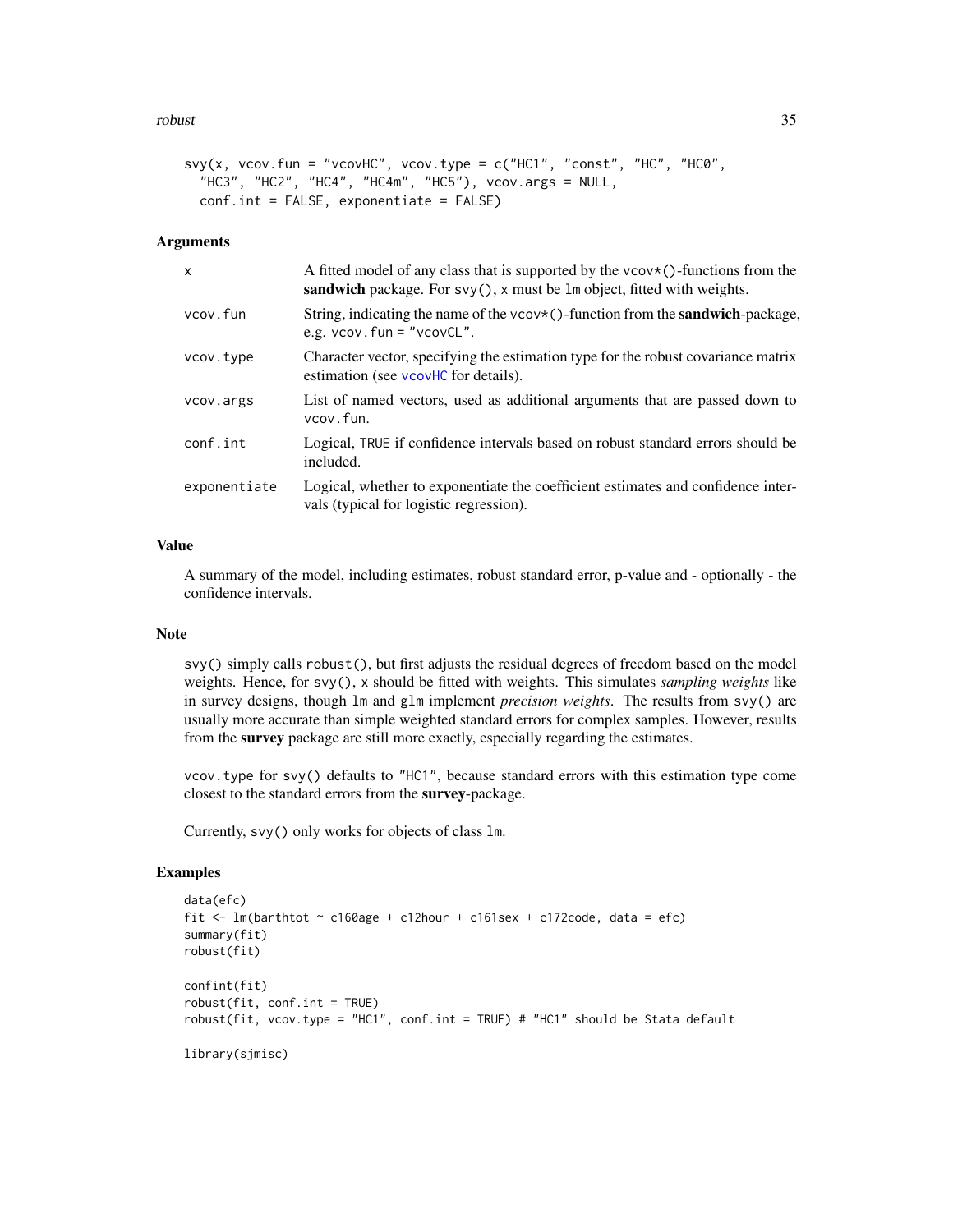```
svy(x, vcov.fun = "vcovHC", vcov.type = c("HC1", "const", "HC", "HC0",
  "HC3", "HC2", "HC4", "HC4m", "HC5"), vcov.args = NULL,
  conf.int = FALSE, exponentiate = FALSE)
```

### Arguments

| | |
|---|---|
| x | A fitted model of any class that is supported by the `vcov*()`-functions from the **sandwich** package. For `svy()`, `x` must be `lm` object, fitted with weights. |
| vcov.fun | String, indicating the name of the `vcov*()`-function from the **sandwich**-package, e.g. `vcov.fun = "vcovCL"`. |
| vcov.type | Character vector, specifying the estimation type for the robust covariance matrix estimation (see `vcovHC` for details). |
| vcov.args | List of named vectors, used as additional arguments that are passed down to `vcov.fun`. |
| conf.int | Logical, `TRUE` if confidence intervals based on robust standard errors should be included. |
| exponentiate | Logical, whether to exponentiate the coefficient estimates and confidence intervals (typical for logistic regression). |

### Value

A summary of the model, including estimates, robust standard error, p-value and - optionally - the confidence intervals.

### Note

`svy()` simply calls `robust()`, but first adjusts the residual degrees of freedom based on the model weights. Hence, for `svy()`, `x` should be fitted with weights. This simulates *sampling weights* like in survey designs, though `lm` and `glm` implement *precision weights*. The results from `svy()` are usually more accurate than simple weighted standard errors for complex samples. However, results from the **survey** package are still more exactly, especially regarding the estimates.

`vcov.type` for `svy()` defaults to `"HC1"`, because standard errors with this estimation type come closest to the standard errors from the **survey**-package.

Currently, `svy()` only works for objects of class `lm`.

### Examples

```
data(efc)
fit <- lm(barthtot ~ c160age + c12hour + c161sex + c172code, data = efc)
summary(fit)
robust(fit)

confint(fit)
robust(fit, conf.int = TRUE)
robust(fit, vcov.type = "HC1", conf.int = TRUE) # "HC1" should be Stata default

library(sjmisc)
```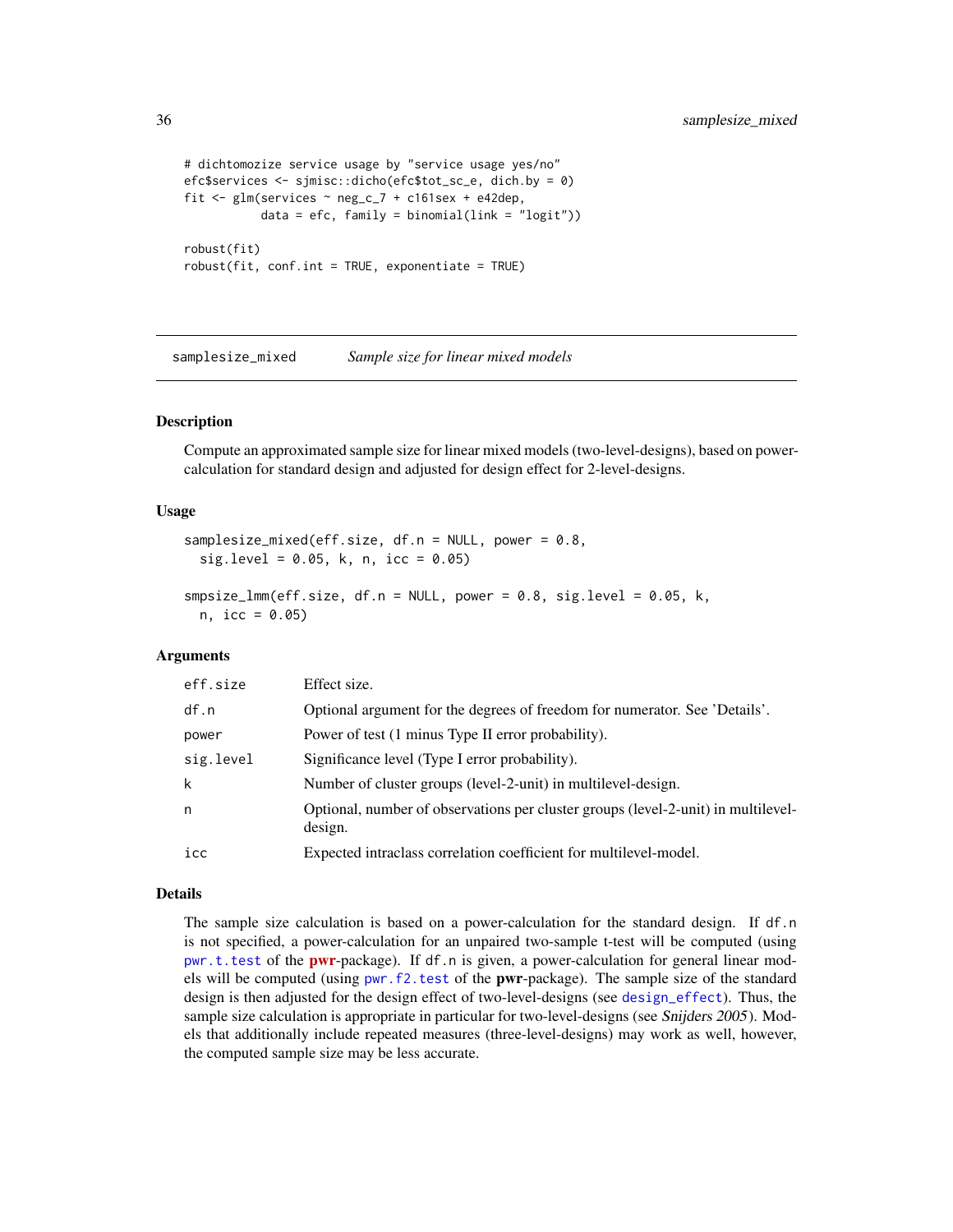```
# dichotomize service usage by "service usage yes/no"
efc$services <- sjmisc::dicho(efc$tot_sc_e, dich.by = 0)
fit <- glm(services ~ neg_c_7 + c161sex + e42dep,
           data = efc, family = binomial(link = "logit"))

robust(fit)
robust(fit, conf.int = TRUE, exponentiate = TRUE)
```

## samplesize_mixed — *Sample size for linear mixed models*

### Description

Compute an approximated sample size for linear mixed models (two-level-designs), based on power-calculation for standard design and adjusted for design effect for 2-level-designs.

### Usage

```
samplesize_mixed(eff.size, df.n = NULL, power = 0.8,
  sig.level = 0.05, k, n, icc = 0.05)

smpsize_lmm(eff.size, df.n = NULL, power = 0.8, sig.level = 0.05, k,
  n, icc = 0.05)
```

### Arguments

| | |
|---|---|
| eff.size | Effect size. |
| df.n | Optional argument for the degrees of freedom for numerator. See 'Details'. |
| power | Power of test (1 minus Type II error probability). |
| sig.level | Significance level (Type I error probability). |
| k | Number of cluster groups (level-2-unit) in multilevel-design. |
| n | Optional, number of observations per cluster groups (level-2-unit) in multilevel-design. |
| icc | Expected intraclass correlation coefficient for multilevel-model. |

### Details

The sample size calculation is based on a power-calculation for the standard design. If `df.n` is not specified, a power-calculation for an unpaired two-sample t-test will be computed (using `pwr.t.test` of the **pwr**-package). If `df.n` is given, a power-calculation for general linear models will be computed (using `pwr.f2.test` of the **pwr**-package). The sample size of the standard design is then adjusted for the design effect of two-level-designs (see `design_effect`). Thus, the sample size calculation is appropriate in particular for two-level-designs (see *Snijders 2005*). Models that additionally include repeated measures (three-level-designs) may work as well, however, the computed sample size may be less accurate.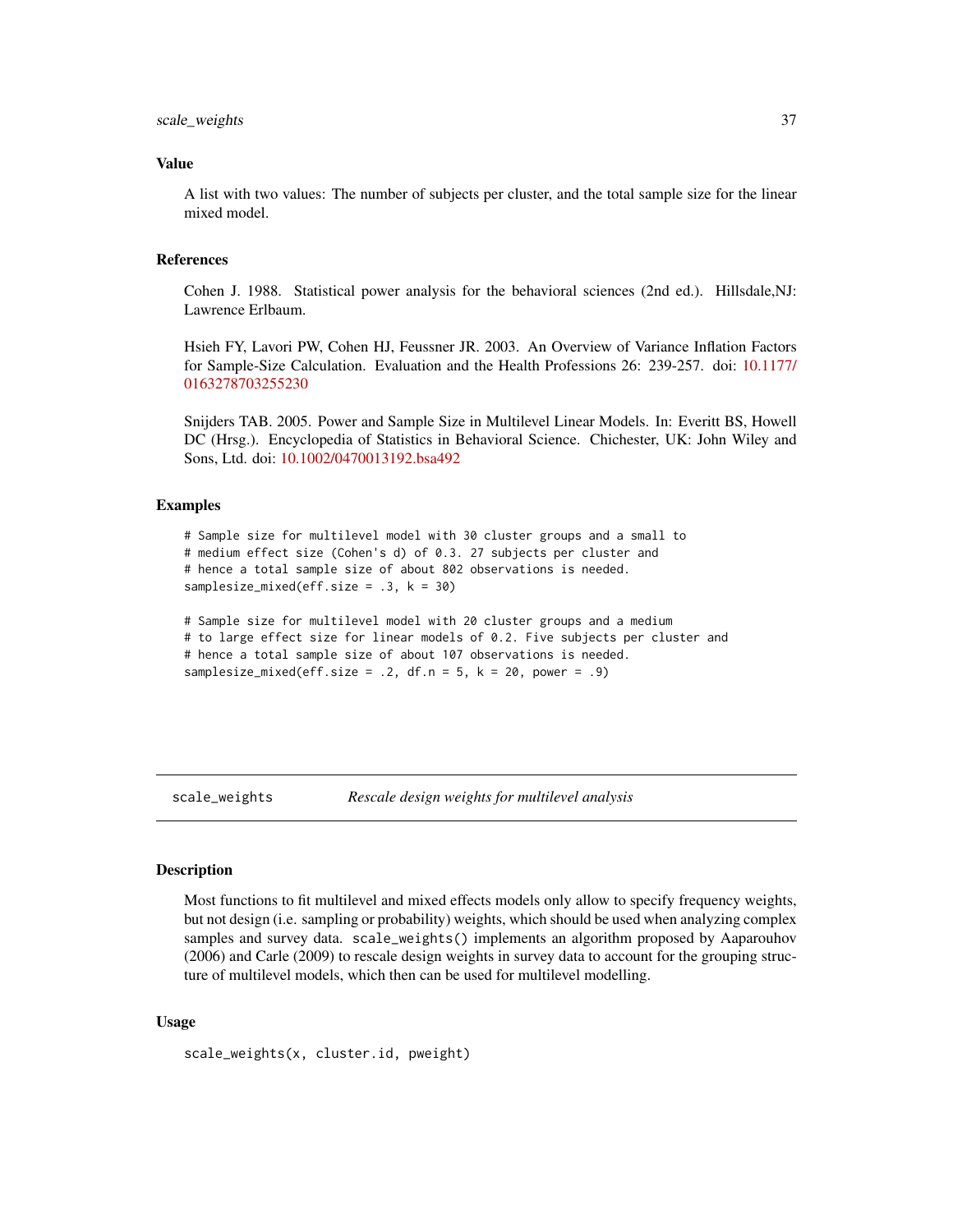### Value

A list with two values: The number of subjects per cluster, and the total sample size for the linear mixed model.

### References

Cohen J. 1988. Statistical power analysis for the behavioral sciences (2nd ed.). Hillsdale,NJ: Lawrence Erlbaum.

Hsieh FY, Lavori PW, Cohen HJ, Feussner JR. 2003. An Overview of Variance Inflation Factors for Sample-Size Calculation. Evaluation and the Health Professions 26: 239-257. doi: 10.1177/0163278703255230

Snijders TAB. 2005. Power and Sample Size in Multilevel Linear Models. In: Everitt BS, Howell DC (Hrsg.). Encyclopedia of Statistics in Behavioral Science. Chichester, UK: John Wiley and Sons, Ltd. doi: 10.1002/0470013192.bsa492

### Examples

```
# Sample size for multilevel model with 30 cluster groups and a small to
# medium effect size (Cohen's d) of 0.3. 27 subjects per cluster and
# hence a total sample size of about 802 observations is needed.
samplesize_mixed(eff.size = .3, k = 30)

# Sample size for multilevel model with 20 cluster groups and a medium
# to large effect size for linear models of 0.2. Five subjects per cluster and
# hence a total sample size of about 107 observations is needed.
samplesize_mixed(eff.size = .2, df.n = 5, k = 20, power = .9)
```

---

## scale_weights — *Rescale design weights for multilevel analysis*

### Description

Most functions to fit multilevel and mixed effects models only allow to specify frequency weights, but not design (i.e. sampling or probability) weights, which should be used when analyzing complex samples and survey data. `scale_weights()` implements an algorithm proposed by Aaparouhov (2006) and Carle (2009) to rescale design weights in survey data to account for the grouping structure of multilevel models, which then can be used for multilevel modelling.

### Usage

```
scale_weights(x, cluster.id, pweight)
```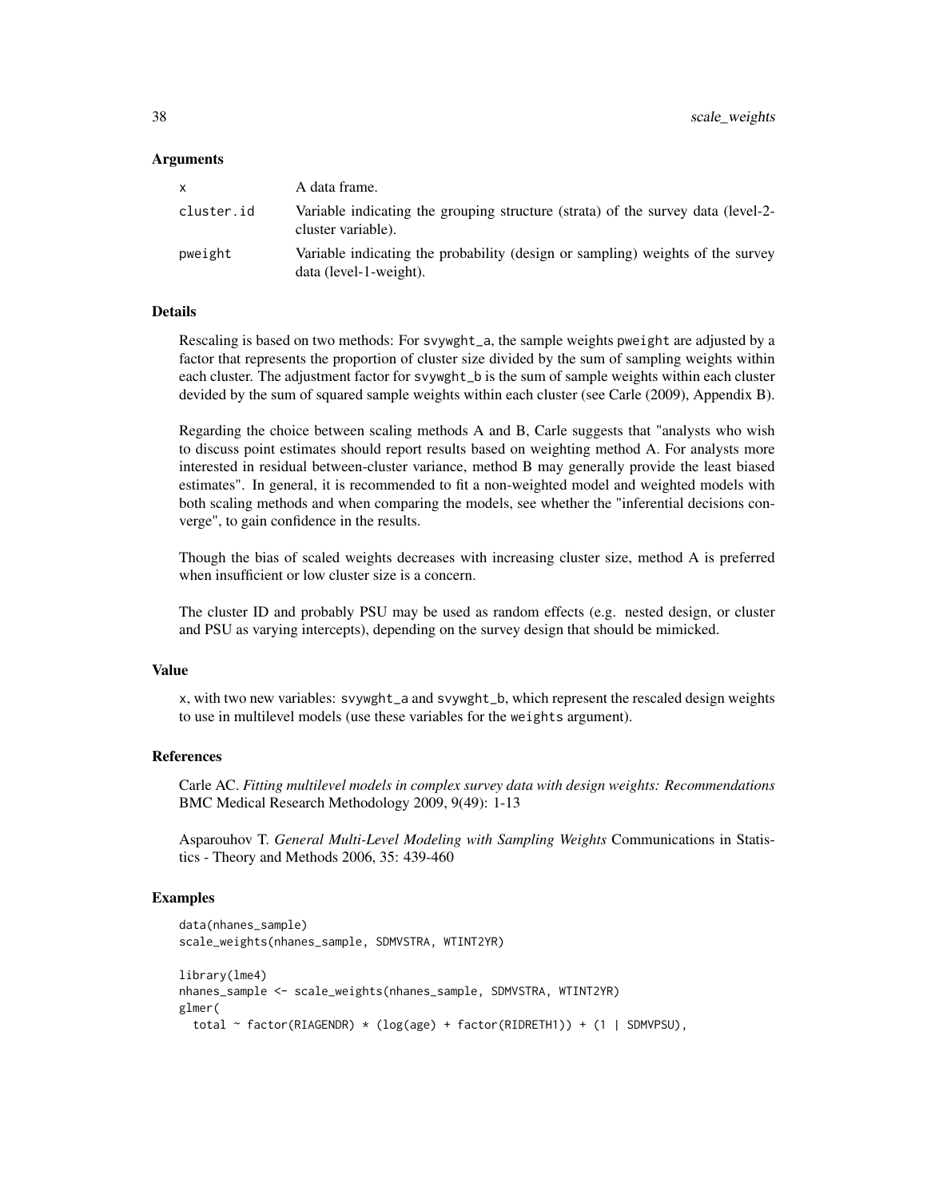### Arguments

| | |
|---|---|
| x | A data frame. |
| cluster.id | Variable indicating the grouping structure (strata) of the survey data (level-2-cluster variable). |
| pweight | Variable indicating the probability (design or sampling) weights of the survey data (level-1-weight). |

### Details

Rescaling is based on two methods: For svywght_a, the sample weights pweight are adjusted by a factor that represents the proportion of cluster size divided by the sum of sampling weights within each cluster. The adjustment factor for svywght_b is the sum of sample weights within each cluster devided by the sum of squared sample weights within each cluster (see Carle (2009), Appendix B).

Regarding the choice between scaling methods A and B, Carle suggests that "analysts who wish to discuss point estimates should report results based on weighting method A. For analysts more interested in residual between-cluster variance, method B may generally provide the least biased estimates". In general, it is recommended to fit a non-weighted model and weighted models with both scaling methods and when comparing the models, see whether the "inferential decisions converge", to gain confidence in the results.

Though the bias of scaled weights decreases with increasing cluster size, method A is preferred when insufficient or low cluster size is a concern.

The cluster ID and probably PSU may be used as random effects (e.g. nested design, or cluster and PSU as varying intercepts), depending on the survey design that should be mimicked.

### Value

x, with two new variables: svywght_a and svywght_b, which represent the rescaled design weights to use in multilevel models (use these variables for the weights argument).

### References

Carle AC. *Fitting multilevel models in complex survey data with design weights: Recommendations* BMC Medical Research Methodology 2009, 9(49): 1-13

Asparouhov T. *General Multi-Level Modeling with Sampling Weights* Communications in Statistics - Theory and Methods 2006, 35: 439-460

### Examples

```
data(nhanes_sample)
scale_weights(nhanes_sample, SDMVSTRA, WTINT2YR)

library(lme4)
nhanes_sample <- scale_weights(nhanes_sample, SDMVSTRA, WTINT2YR)
glmer(
  total ~ factor(RIAGENDR) * (log(age) + factor(RIDRETH1)) + (1 | SDMVPSU),
```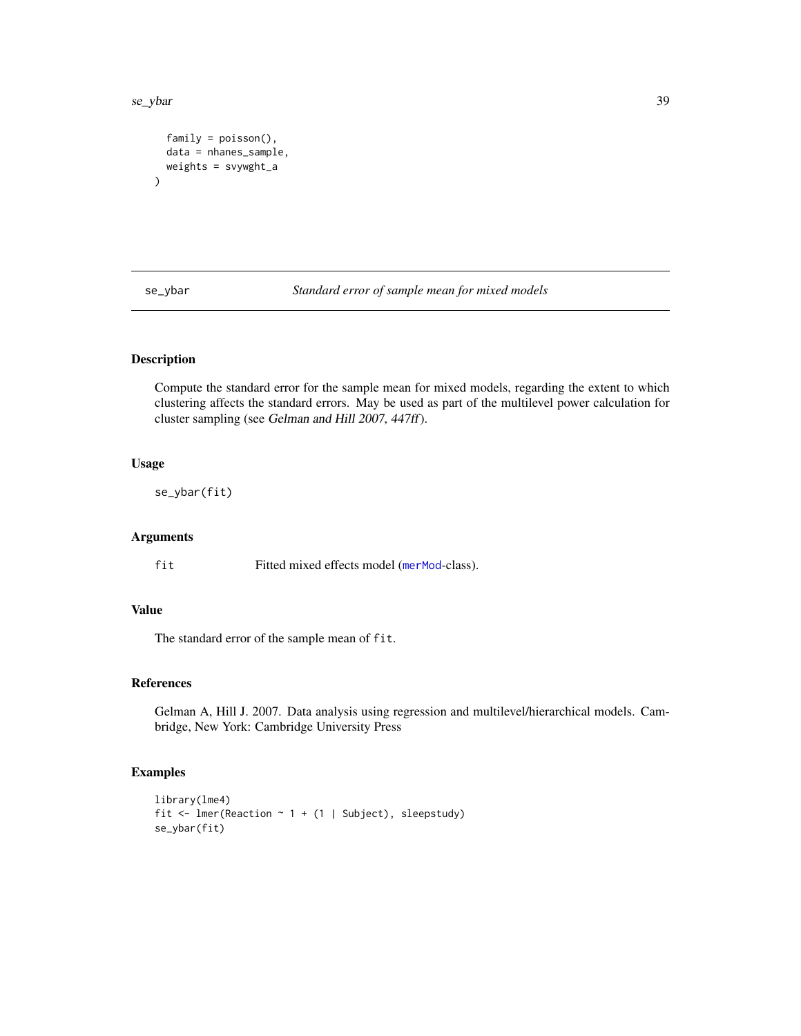```
  family = poisson(),
  data = nhanes_sample,
  weights = svywght_a
)
```

## se_ybar *Standard error of sample mean for mixed models*

### Description

Compute the standard error for the sample mean for mixed models, regarding the extent to which clustering affects the standard errors. May be used as part of the multilevel power calculation for cluster sampling (see *Gelman and Hill 2007, 447ff*).

### Usage

```
se_ybar(fit)
```

### Arguments

| | |
|---|---|
| fit | Fitted mixed effects model (merMod-class). |

### Value

The standard error of the sample mean of fit.

### References

Gelman A, Hill J. 2007. Data analysis using regression and multilevel/hierarchical models. Cambridge, New York: Cambridge University Press

### Examples

```
library(lme4)
fit <- lmer(Reaction ~ 1 + (1 | Subject), sleepstudy)
se_ybar(fit)
```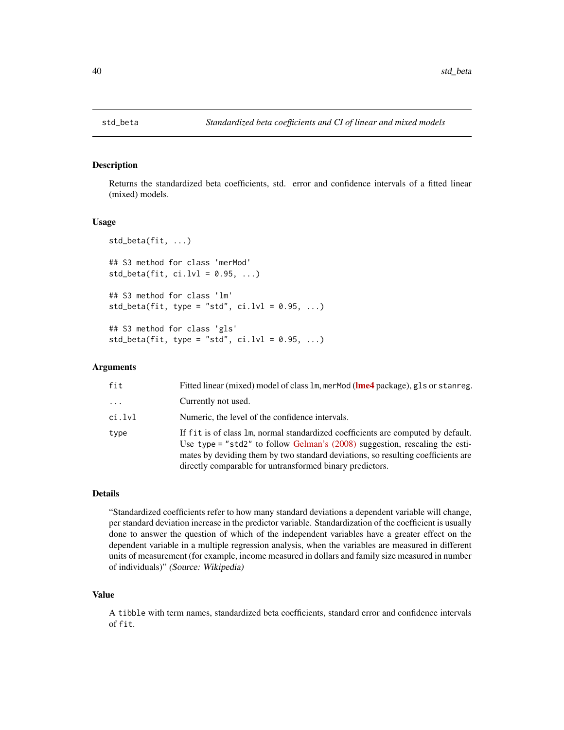std_beta — *Standardized beta coefficients and CI of linear and mixed models*

## Description

Returns the standardized beta coefficients, std. error and confidence intervals of a fitted linear (mixed) models.

## Usage

```
std_beta(fit, ...)

## S3 method for class 'merMod'
std_beta(fit, ci.lvl = 0.95, ...)

## S3 method for class 'lm'
std_beta(fit, type = "std", ci.lvl = 0.95, ...)

## S3 method for class 'gls'
std_beta(fit, type = "std", ci.lvl = 0.95, ...)
```

## Arguments

| | |
|---|---|
| `fit` | Fitted linear (mixed) model of class `lm`, `merMod` (**lme4** package), `gls` or `stanreg`. |
| `...` | Currently not used. |
| `ci.lvl` | Numeric, the level of the confidence intervals. |
| `type` | If `fit` is of class `lm`, normal standardized coefficients are computed by default. Use `type = "std2"` to follow Gelman's (2008) suggestion, rescaling the estimates by deviding them by two standard deviations, so resulting coefficients are directly comparable for untransformed binary predictors. |

## Details

"Standardized coefficients refer to how many standard deviations a dependent variable will change, per standard deviation increase in the predictor variable. Standardization of the coefficient is usually done to answer the question of which of the independent variables have a greater effect on the dependent variable in a multiple regression analysis, when the variables are measured in different units of measurement (for example, income measured in dollars and family size measured in number of individuals)" *(Source: Wikipedia)*

## Value

A `tibble` with term names, standardized beta coefficients, standard error and confidence intervals of `fit`.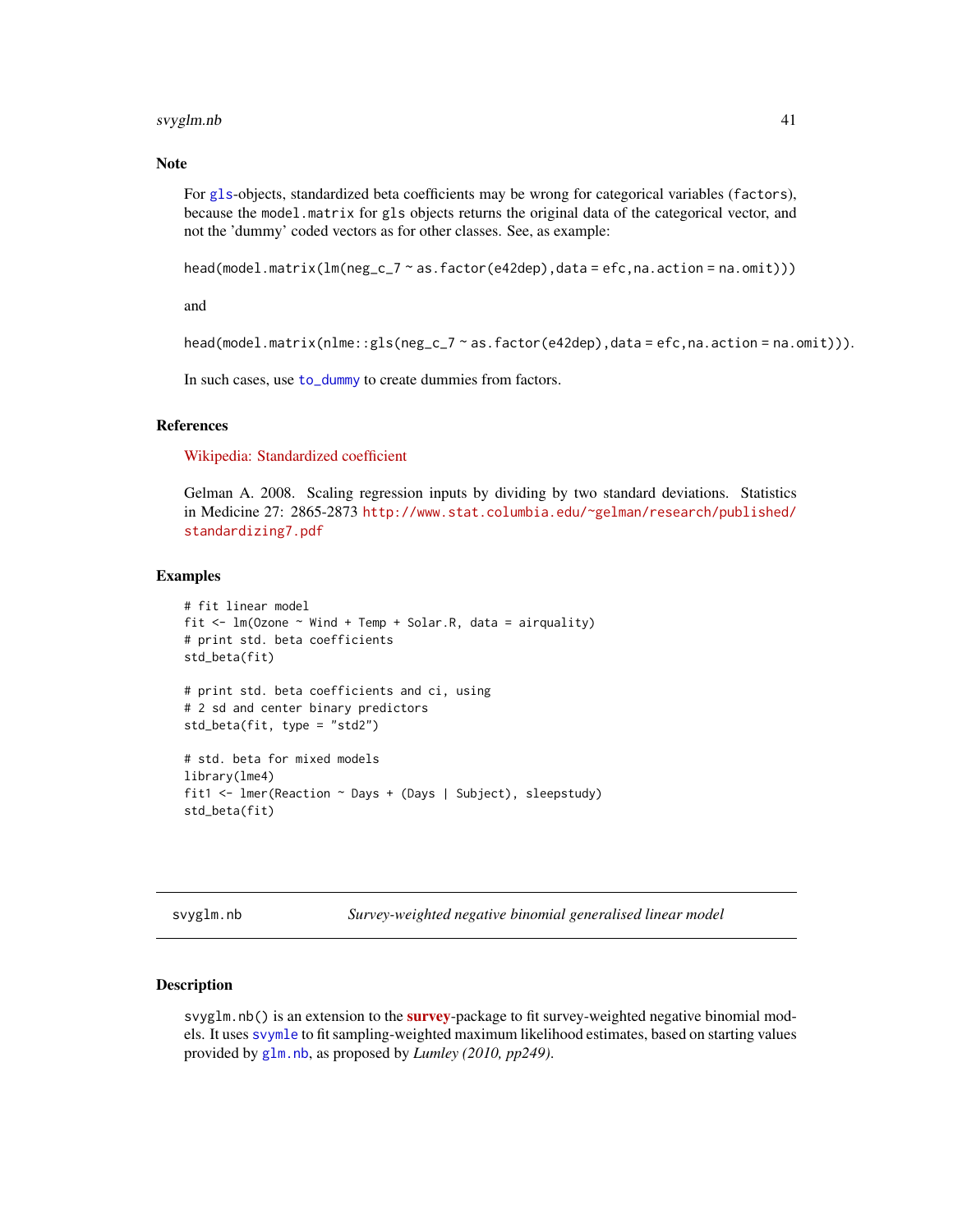## Note

For gls-objects, standardized beta coefficients may be wrong for categorical variables (factors), because the model.matrix for gls objects returns the original data of the categorical vector, and not the 'dummy' coded vectors as for other classes. See, as example:

head(model.matrix(lm(neg_c_7 ~ as.factor(e42dep),data = efc,na.action = na.omit)))

and

head(model.matrix(nlme::gls(neg_c_7 ~ as.factor(e42dep),data = efc,na.action = na.omit))).

In such cases, use to_dummy to create dummies from factors.

## References

Wikipedia: Standardized coefficient

Gelman A. 2008. Scaling regression inputs by dividing by two standard deviations. Statistics in Medicine 27: 2865-2873 http://www.stat.columbia.edu/~gelman/research/published/standardizing7.pdf

## Examples

```
# fit linear model
fit <- lm(Ozone ~ Wind + Temp + Solar.R, data = airquality)
# print std. beta coefficients
std_beta(fit)

# print std. beta coefficients and ci, using
# 2 sd and center binary predictors
std_beta(fit, type = "std2")

# std. beta for mixed models
library(lme4)
fit1 <- lmer(Reaction ~ Days + (Days | Subject), sleepstudy)
std_beta(fit)
```

---

# svyglm.nb — *Survey-weighted negative binomial generalised linear model*

## Description

svyglm.nb() is an extension to the **survey**-package to fit survey-weighted negative binomial models. It uses svymle to fit sampling-weighted maximum likelihood estimates, based on starting values provided by glm.nb, as proposed by *Lumley (2010, pp249)*.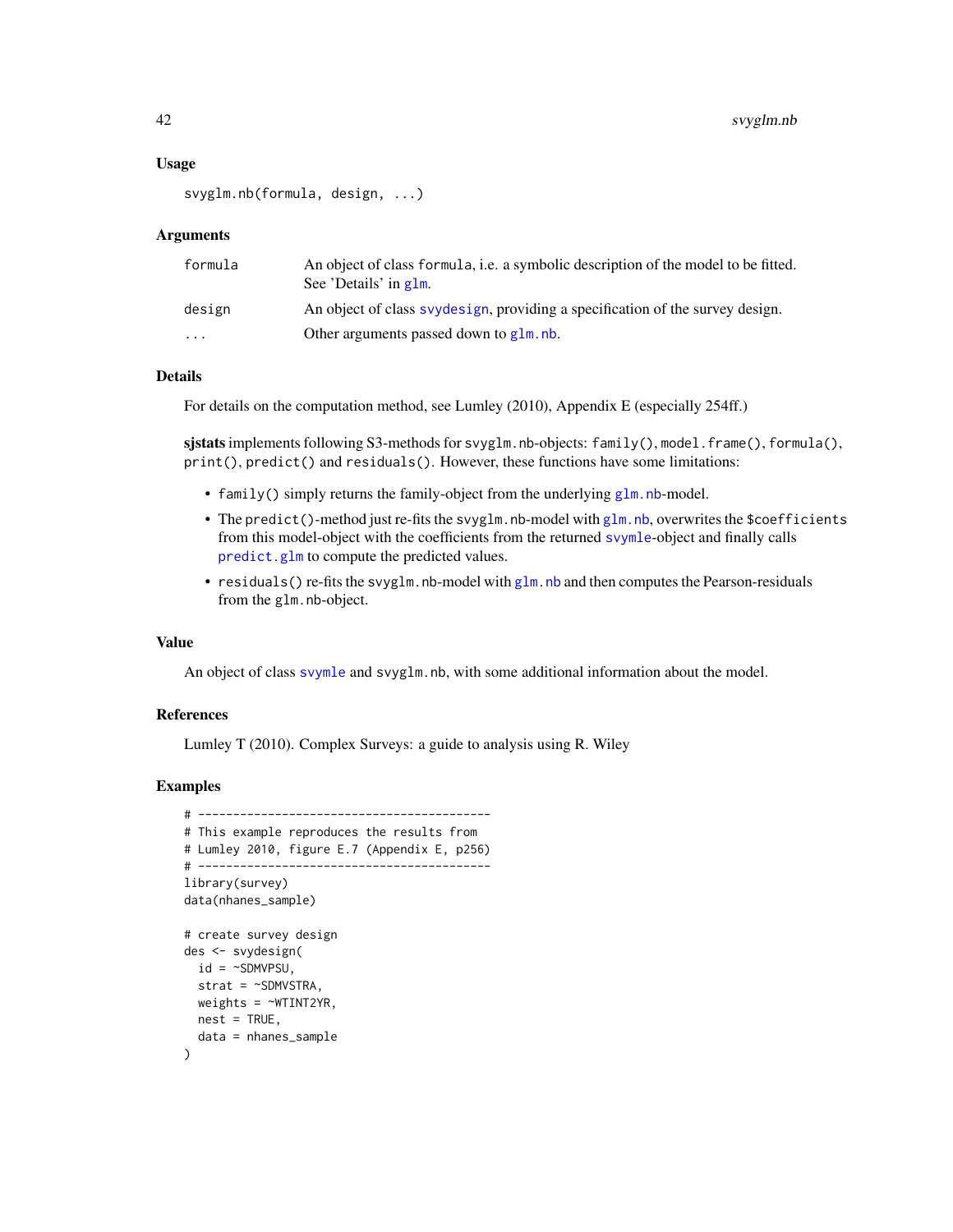### Usage

```
svyglm.nb(formula, design, ...)
```

### Arguments

| | |
|---|---|
| `formula` | An object of class `formula`, i.e. a symbolic description of the model to be fitted. See 'Details' in `glm`. |
| `design` | An object of class `svydesign`, providing a specification of the survey design. |
| `...` | Other arguments passed down to `glm.nb`. |

### Details

For details on the computation method, see Lumley (2010), Appendix E (especially 254ff.)

**sjstats** implements following S3-methods for `svyglm.nb`-objects: `family()`, `model.frame()`, `formula()`, `print()`, `predict()` and `residuals()`. However, these functions have some limitations:

- `family()` simply returns the family-object from the underlying `glm.nb`-model.
- The `predict()`-method just re-fits the `svyglm.nb`-model with `glm.nb`, overwrites the `$coefficients` from this model-object with the coefficients from the returned `svymle`-object and finally calls `predict.glm` to compute the predicted values.
- `residuals()` re-fits the `svyglm.nb`-model with `glm.nb` and then computes the Pearson-residuals from the `glm.nb`-object.

### Value

An object of class `svymle` and `svyglm.nb`, with some additional information about the model.

### References

Lumley T (2010). Complex Surveys: a guide to analysis using R. Wiley

### Examples

```
# ------------------------------------------
# This example reproduces the results from
# Lumley 2010, figure E.7 (Appendix E, p256)
# ------------------------------------------
library(survey)
data(nhanes_sample)

# create survey design
des <- svydesign(
  id = ~SDMVPSU,
  strat = ~SDMVSTRA,
  weights = ~WTINT2YR,
  nest = TRUE,
  data = nhanes_sample
)
```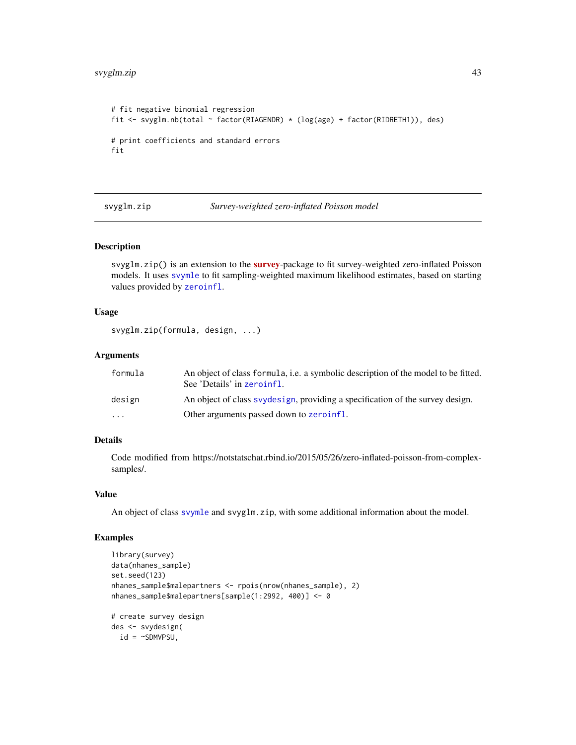```
# fit negative binomial regression
fit <- svyglm.nb(total ~ factor(RIAGENDR) * (log(age) + factor(RIDRETH1)), des)

# print coefficients and standard errors
fit
```

## svyglm.zip — *Survey-weighted zero-inflated Poisson model*

### Description

svyglm.zip() is an extension to the **survey**-package to fit survey-weighted zero-inflated Poisson models. It uses svymle to fit sampling-weighted maximum likelihood estimates, based on starting values provided by zeroinfl.

### Usage

```
svyglm.zip(formula, design, ...)
```

### Arguments

| | |
|---|---|
| formula | An object of class formula, i.e. a symbolic description of the model to be fitted. See 'Details' in zeroinfl. |
| design | An object of class svydesign, providing a specification of the survey design. |
| ... | Other arguments passed down to zeroinfl. |

### Details

Code modified from https://notstatschat.rbind.io/2015/05/26/zero-inflated-poisson-from-complex-samples/.

### Value

An object of class svymle and svyglm.zip, with some additional information about the model.

### Examples

```
library(survey)
data(nhanes_sample)
set.seed(123)
nhanes_sample$malepartners <- rpois(nrow(nhanes_sample), 2)
nhanes_sample$malepartners[sample(1:2992, 400)] <- 0

# create survey design
des <- svydesign(
  id = ~SDMVPSU,
```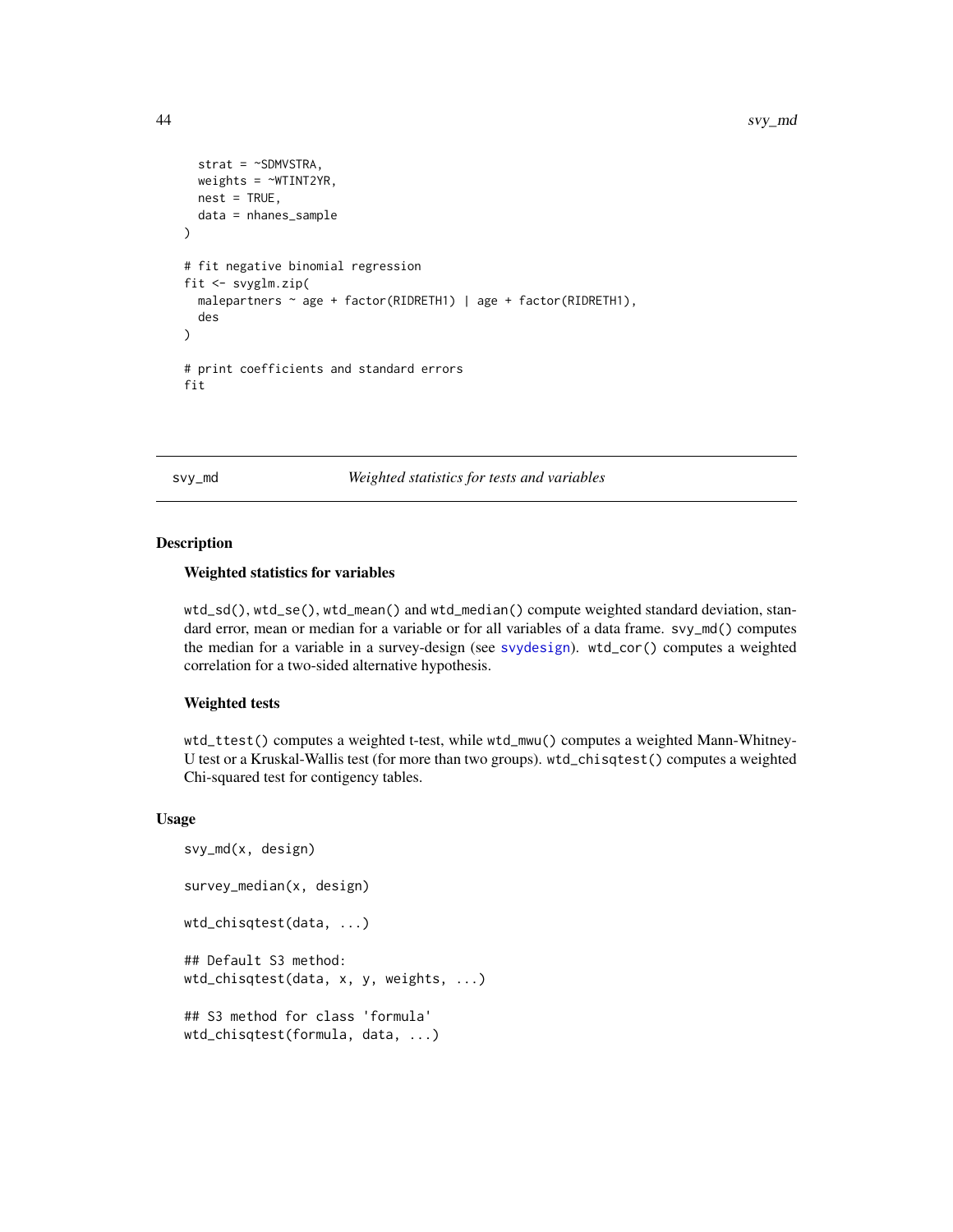```
  strat = ~SDMVSTRA,
  weights = ~WTINT2YR,
  nest = TRUE,
  data = nhanes_sample
)

# fit negative binomial regression
fit <- svyglm.zip(
  malepartners ~ age + factor(RIDRETH1) | age + factor(RIDRETH1),
  des
)

# print coefficients and standard errors
fit
```

---

svy_md *Weighted statistics for tests and variables*

---

## Description

### Weighted statistics for variables

wtd_sd(), wtd_se(), wtd_mean() and wtd_median() compute weighted standard deviation, standard error, mean or median for a variable or for all variables of a data frame. svy_md() computes the median for a variable in a survey-design (see svydesign). wtd_cor() computes a weighted correlation for a two-sided alternative hypothesis.

### Weighted tests

wtd_ttest() computes a weighted t-test, while wtd_mwu() computes a weighted Mann-Whitney-U test or a Kruskal-Wallis test (for more than two groups). wtd_chisqtest() computes a weighted Chi-squared test for contigency tables.

## Usage

```
svy_md(x, design)

survey_median(x, design)

wtd_chisqtest(data, ...)

## Default S3 method:
wtd_chisqtest(data, x, y, weights, ...)

## S3 method for class 'formula'
wtd_chisqtest(formula, data, ...)
```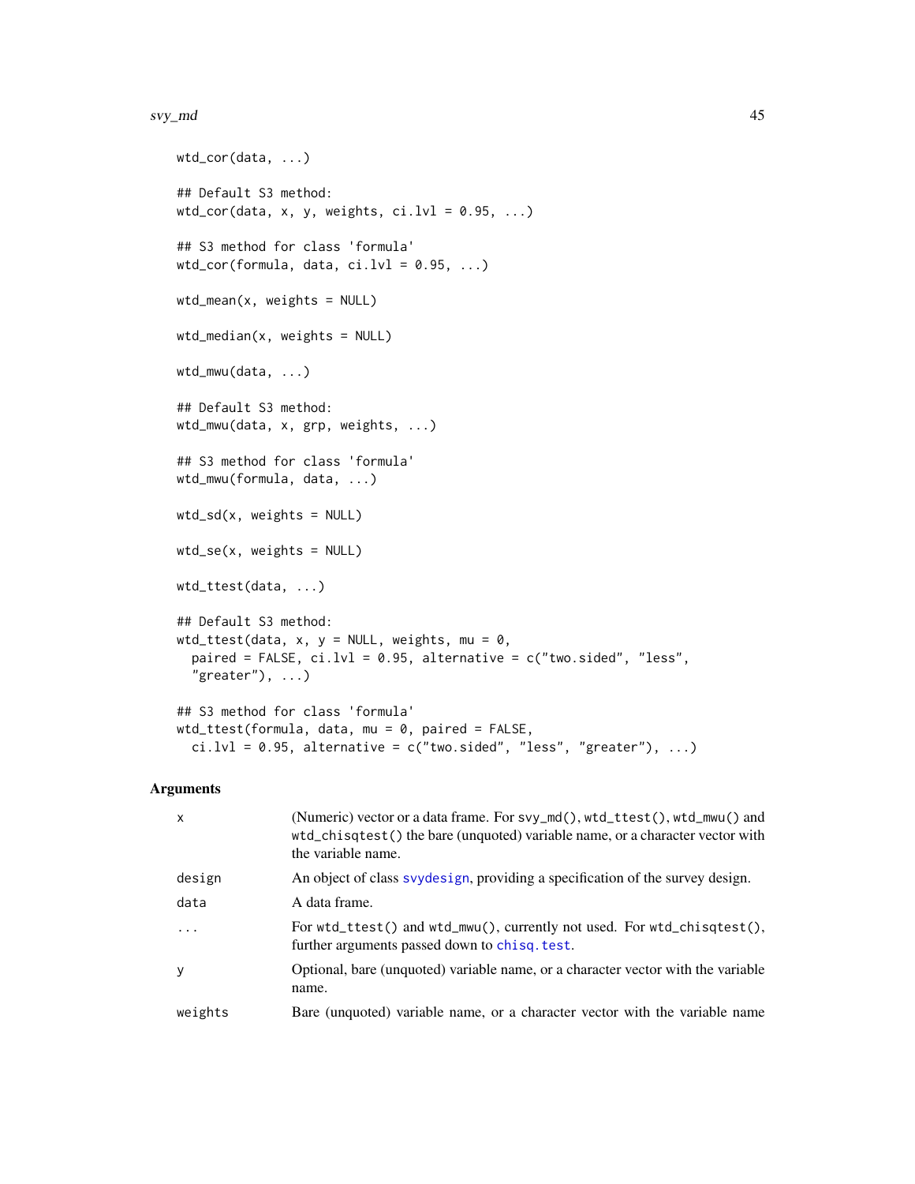```
wtd_cor(data, ...)

## Default S3 method:
wtd_cor(data, x, y, weights, ci.lvl = 0.95, ...)

## S3 method for class 'formula'
wtd_cor(formula, data, ci.lvl = 0.95, ...)

wtd_mean(x, weights = NULL)

wtd_median(x, weights = NULL)

wtd_mwu(data, ...)

## Default S3 method:
wtd_mwu(data, x, grp, weights, ...)

## S3 method for class 'formula'
wtd_mwu(formula, data, ...)

wtd_sd(x, weights = NULL)

wtd_se(x, weights = NULL)

wtd_ttest(data, ...)

## Default S3 method:
wtd_ttest(data, x, y = NULL, weights, mu = 0,
  paired = FALSE, ci.lvl = 0.95, alternative = c("two.sided", "less",
  "greater"), ...)

## S3 method for class 'formula'
wtd_ttest(formula, data, mu = 0, paired = FALSE,
  ci.lvl = 0.95, alternative = c("two.sided", "less", "greater"), ...)
```

### Arguments

| | |
|---|---|
| `x` | (Numeric) vector or a data frame. For `svy_md()`, `wtd_ttest()`, `wtd_mwu()` and `wtd_chisqtest()` the bare (unquoted) variable name, or a character vector with the variable name. |
| `design` | An object of class `svydesign`, providing a specification of the survey design. |
| `data` | A data frame. |
| `...` | For `wtd_ttest()` and `wtd_mwu()`, currently not used. For `wtd_chisqtest()`, further arguments passed down to `chisq.test`. |
| `y` | Optional, bare (unquoted) variable name, or a character vector with the variable name. |
| `weights` | Bare (unquoted) variable name, or a character vector with the variable name |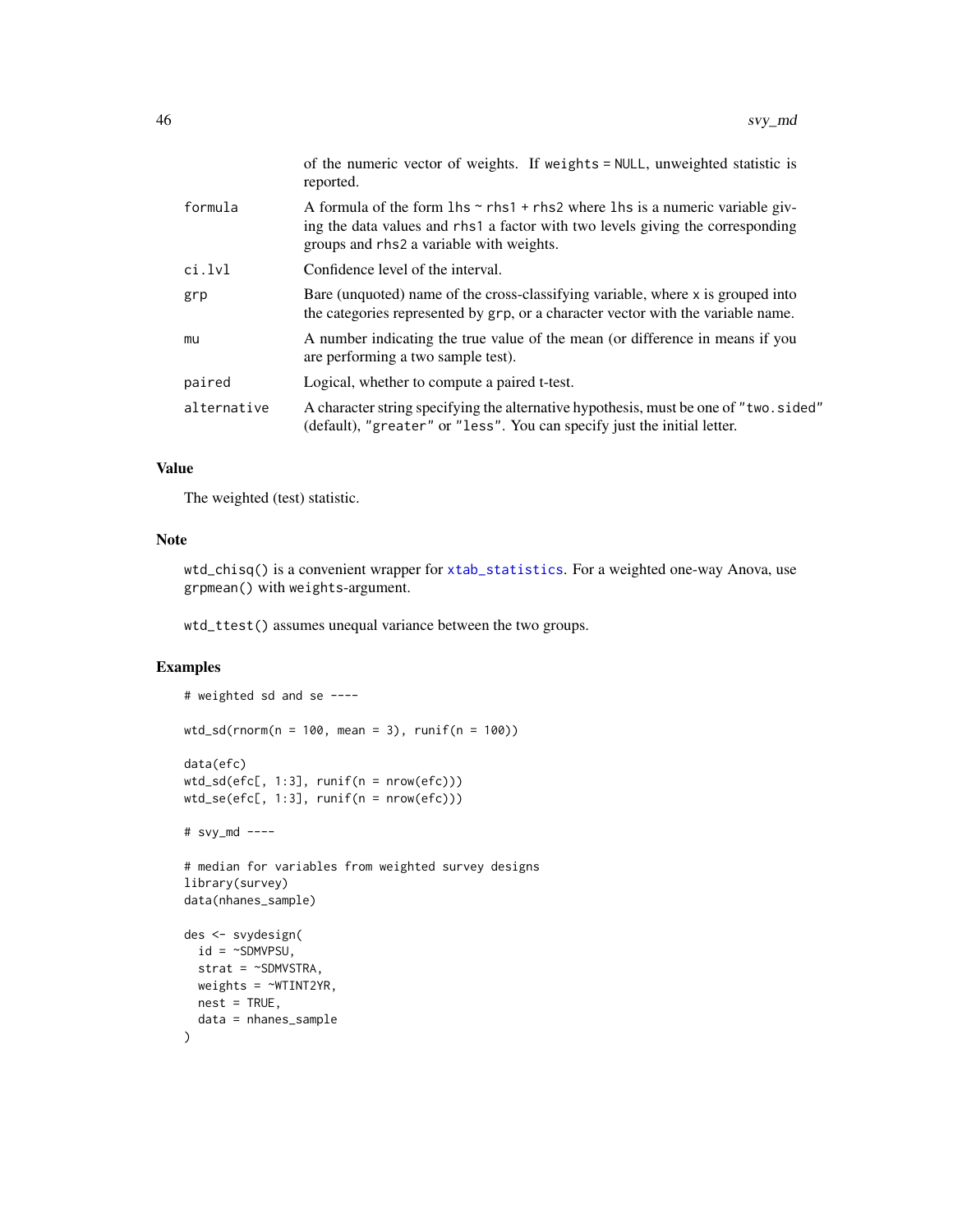| | |
|---|---|
| | of the numeric vector of weights. If `weights = NULL`, unweighted statistic is reported. |
| `formula` | A formula of the form `lhs ~ rhs1 + rhs2` where `lhs` is a numeric variable giving the data values and `rhs1` a factor with two levels giving the corresponding groups and `rhs2` a variable with weights. |
| `ci.lvl` | Confidence level of the interval. |
| `grp` | Bare (unquoted) name of the cross-classifying variable, where `x` is grouped into the categories represented by `grp`, or a character vector with the variable name. |
| `mu` | A number indicating the true value of the mean (or difference in means if you are performing a two sample test). |
| `paired` | Logical, whether to compute a paired t-test. |
| `alternative` | A character string specifying the alternative hypothesis, must be one of `"two.sided"` (default), `"greater"` or `"less"`. You can specify just the initial letter. |

### Value

The weighted (test) statistic.

### Note

`wtd_chisq()` is a convenient wrapper for `xtab_statistics`. For a weighted one-way Anova, use `grpmean()` with `weights`-argument.

`wtd_ttest()` assumes unequal variance between the two groups.

### Examples

```
# weighted sd and se ----

wtd_sd(rnorm(n = 100, mean = 3), runif(n = 100))

data(efc)
wtd_sd(efc[, 1:3], runif(n = nrow(efc)))
wtd_se(efc[, 1:3], runif(n = nrow(efc)))

# svy_md ----

# median for variables from weighted survey designs
library(survey)
data(nhanes_sample)

des <- svydesign(
  id = ~SDMVPSU,
  strat = ~SDMVSTRA,
  weights = ~WTINT2YR,
  nest = TRUE,
  data = nhanes_sample
)
```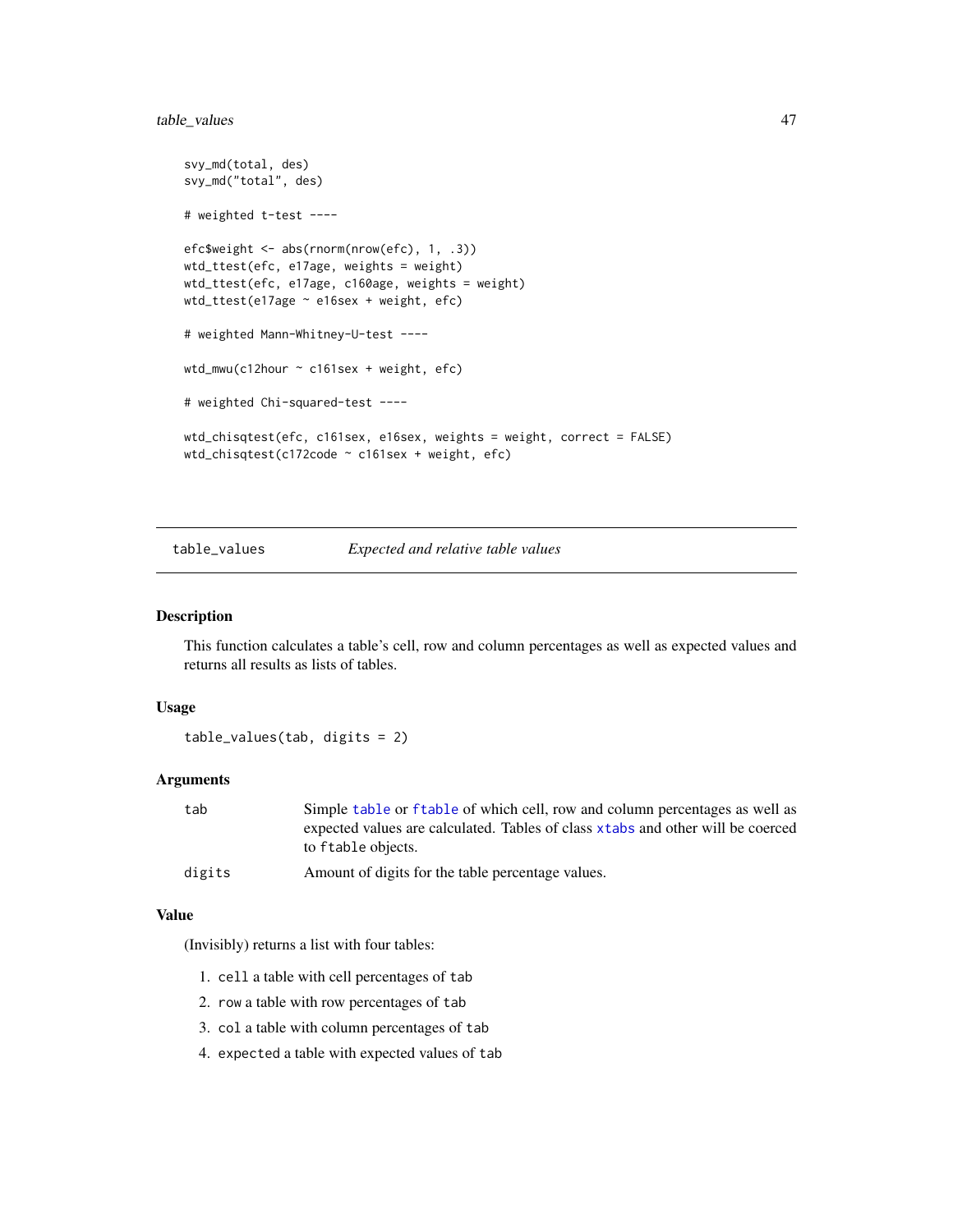```
svy_md(total, des)
svy_md("total", des)

# weighted t-test ----

efc$weight <- abs(rnorm(nrow(efc), 1, .3))
wtd_ttest(efc, e17age, weights = weight)
wtd_ttest(efc, e17age, c160age, weights = weight)
wtd_ttest(e17age ~ e16sex + weight, efc)

# weighted Mann-Whitney-U-test ----

wtd_mwu(c12hour ~ c161sex + weight, efc)

# weighted Chi-squared-test ----

wtd_chisqtest(efc, c161sex, e16sex, weights = weight, correct = FALSE)
wtd_chisqtest(c172code ~ c161sex + weight, efc)
```

---

## table_values — *Expected and relative table values*

### Description

This function calculates a table's cell, row and column percentages as well as expected values and returns all results as lists of tables.

### Usage

```
table_values(tab, digits = 2)
```

### Arguments

| | |
|---|---|
| `tab` | Simple `table` or `ftable` of which cell, row and column percentages as well as expected values are calculated. Tables of class `xtabs` and other will be coerced to `ftable` objects. |
| `digits` | Amount of digits for the table percentage values. |

### Value

(Invisibly) returns a list with four tables:

1. `cell` a table with cell percentages of `tab`
2. `row` a table with row percentages of `tab`
3. `col` a table with column percentages of `tab`
4. `expected` a table with expected values of `tab`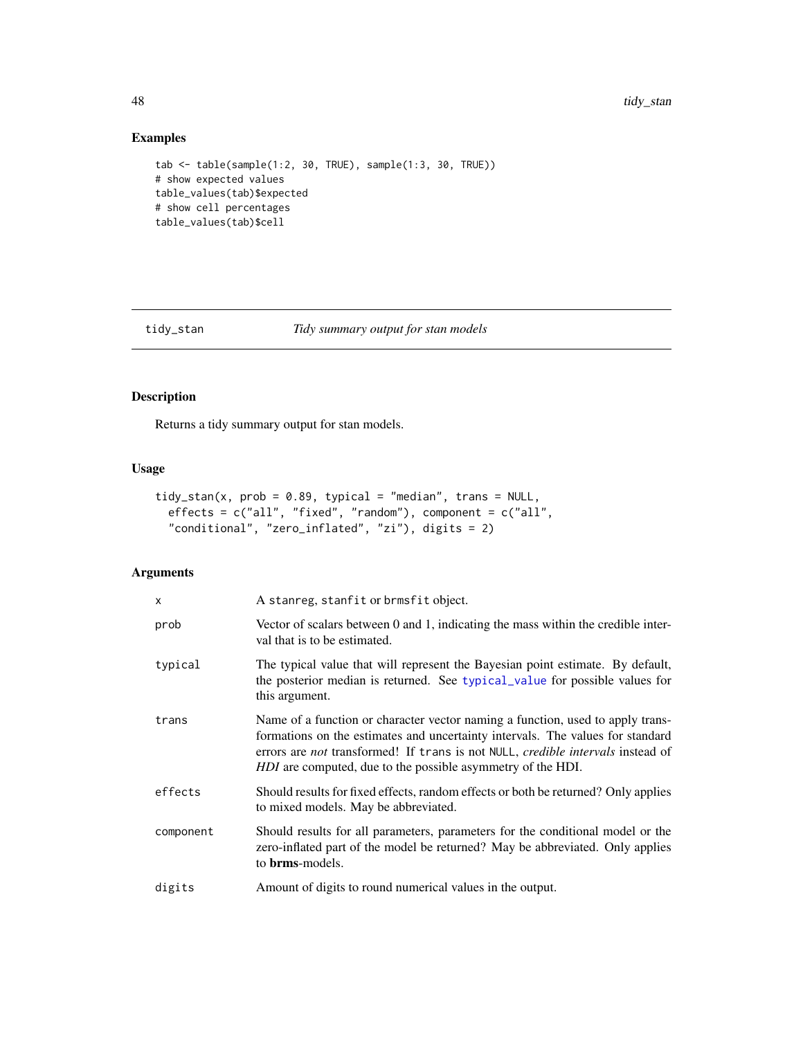## Examples

```
tab <- table(sample(1:2, 30, TRUE), sample(1:3, 30, TRUE))
# show expected values
table_values(tab)$expected
# show cell percentages
table_values(tab)$cell
```

---

# tidy_stan *Tidy summary output for stan models*

---

## Description

Returns a tidy summary output for stan models.

## Usage

```
tidy_stan(x, prob = 0.89, typical = "median", trans = NULL,
  effects = c("all", "fixed", "random"), component = c("all",
  "conditional", "zero_inflated", "zi"), digits = 2)
```

## Arguments

| | |
|---|---|
| `x` | A `stanreg`, `stanfit` or `brmsfit` object. |
| `prob` | Vector of scalars between 0 and 1, indicating the mass within the credible interval that is to be estimated. |
| `typical` | The typical value that will represent the Bayesian point estimate. By default, the posterior median is returned. See `typical_value` for possible values for this argument. |
| `trans` | Name of a function or character vector naming a function, used to apply transformations on the estimates and uncertainty intervals. The values for standard errors are *not* transformed! If `trans` is not `NULL`, *credible intervals* instead of *HDI* are computed, due to the possible asymmetry of the HDI. |
| `effects` | Should results for fixed effects, random effects or both be returned? Only applies to mixed models. May be abbreviated. |
| `component` | Should results for all parameters, parameters for the conditional model or the zero-inflated part of the model be returned? May be abbreviated. Only applies to **brms**-models. |
| `digits` | Amount of digits to round numerical values in the output. |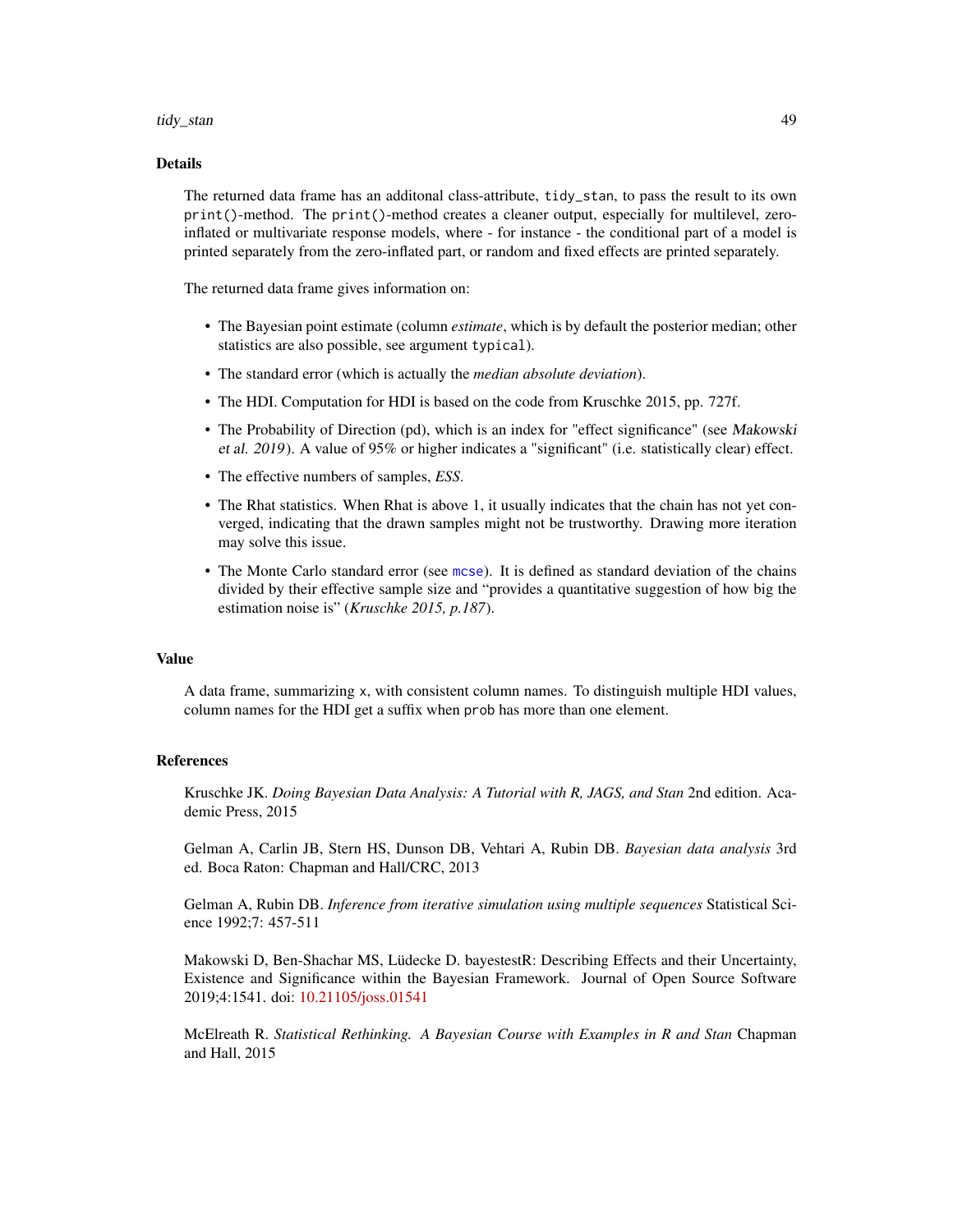## Details

The returned data frame has an additonal class-attribute, `tidy_stan`, to pass the result to its own `print()`-method. The `print()`-method creates a cleaner output, especially for multilevel, zero-inflated or multivariate response models, where - for instance - the conditional part of a model is printed separately from the zero-inflated part, or random and fixed effects are printed separately.

The returned data frame gives information on:

- The Bayesian point estimate (column *estimate*, which is by default the posterior median; other statistics are also possible, see argument `typical`).
- The standard error (which is actually the *median absolute deviation*).
- The HDI. Computation for HDI is based on the code from Kruschke 2015, pp. 727f.
- The Probability of Direction (pd), which is an index for "effect significance" (see *Makowski et al. 2019*). A value of 95% or higher indicates a "significant" (i.e. statistically clear) effect.
- The effective numbers of samples, *ESS*.
- The Rhat statistics. When Rhat is above 1, it usually indicates that the chain has not yet converged, indicating that the drawn samples might not be trustworthy. Drawing more iteration may solve this issue.
- The Monte Carlo standard error (see `mcse`). It is defined as standard deviation of the chains divided by their effective sample size and "provides a quantitative suggestion of how big the estimation noise is" (*Kruschke 2015, p.187*).

## Value

A data frame, summarizing `x`, with consistent column names. To distinguish multiple HDI values, column names for the HDI get a suffix when `prob` has more than one element.

## References

Kruschke JK. *Doing Bayesian Data Analysis: A Tutorial with R, JAGS, and Stan* 2nd edition. Academic Press, 2015

Gelman A, Carlin JB, Stern HS, Dunson DB, Vehtari A, Rubin DB. *Bayesian data analysis* 3rd ed. Boca Raton: Chapman and Hall/CRC, 2013

Gelman A, Rubin DB. *Inference from iterative simulation using multiple sequences* Statistical Science 1992;7: 457-511

Makowski D, Ben-Shachar MS, Lüdecke D. bayestestR: Describing Effects and their Uncertainty, Existence and Significance within the Bayesian Framework. Journal of Open Source Software 2019;4:1541. doi: 10.21105/joss.01541

McElreath R. *Statistical Rethinking. A Bayesian Course with Examples in R and Stan* Chapman and Hall, 2015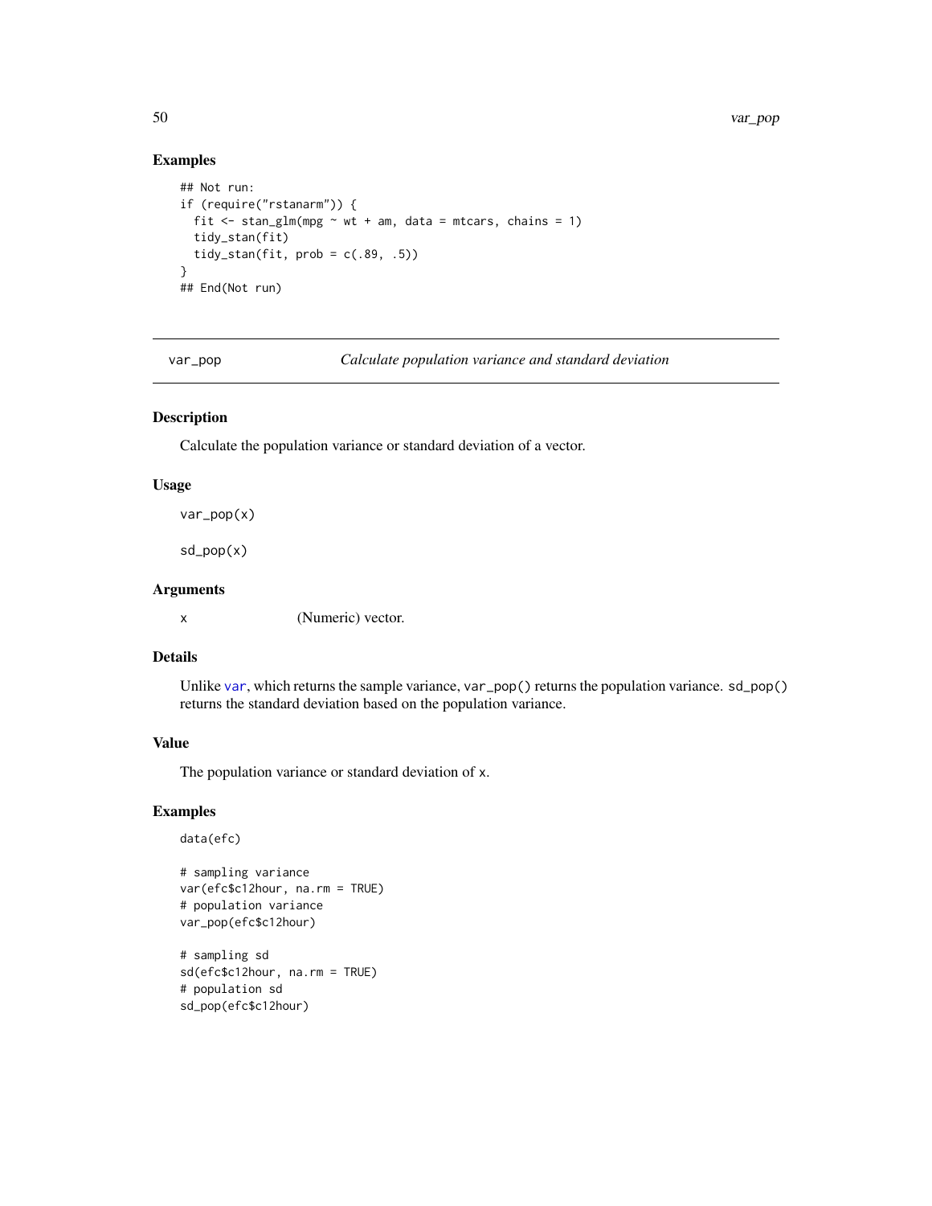## Examples

```
## Not run:
if (require("rstanarm")) {
  fit <- stan_glm(mpg ~ wt + am, data = mtcars, chains = 1)
  tidy_stan(fit)
  tidy_stan(fit, prob = c(.89, .5))
}
## End(Not run)
```

---

# var_pop — *Calculate population variance and standard deviation*

---

## Description

Calculate the population variance or standard deviation of a vector.

## Usage

```
var_pop(x)

sd_pop(x)
```

## Arguments

| | |
|---|---|
| x | (Numeric) vector. |

## Details

Unlike var, which returns the sample variance, `var_pop()` returns the population variance. `sd_pop()` returns the standard deviation based on the population variance.

## Value

The population variance or standard deviation of `x`.

## Examples

```
data(efc)

# sampling variance
var(efc$c12hour, na.rm = TRUE)
# population variance
var_pop(efc$c12hour)

# sampling sd
sd(efc$c12hour, na.rm = TRUE)
# population sd
sd_pop(efc$c12hour)
```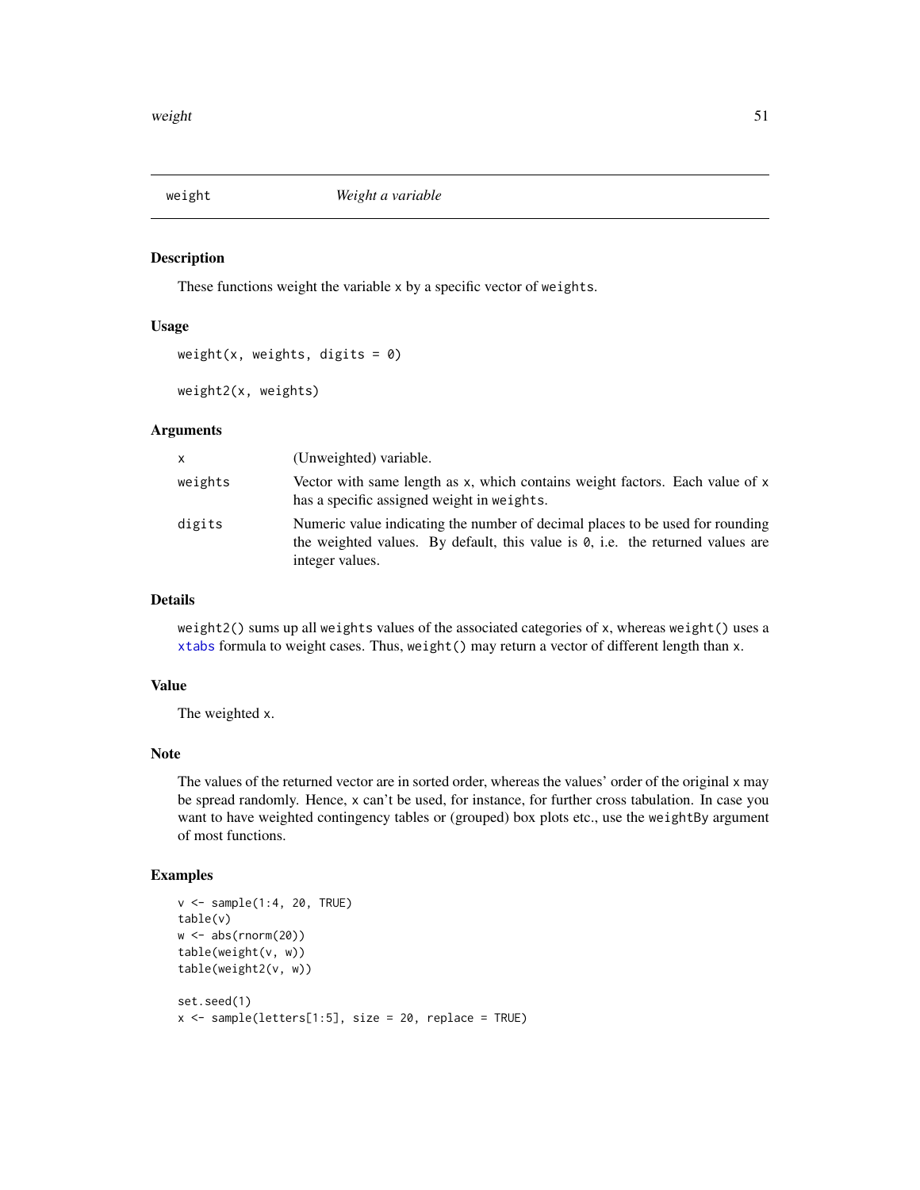## weight — *Weight a variable*

### Description

These functions weight the variable `x` by a specific vector of `weights`.

### Usage

```
weight(x, weights, digits = 0)

weight2(x, weights)
```

### Arguments

| | |
|---|---|
| `x` | (Unweighted) variable. |
| `weights` | Vector with same length as `x`, which contains weight factors. Each value of `x` has a specific assigned weight in `weights`. |
| `digits` | Numeric value indicating the number of decimal places to be used for rounding the weighted values. By default, this value is `0`, i.e. the returned values are integer values. |

### Details

`weight2()` sums up all `weights` values of the associated categories of `x`, whereas `weight()` uses a `xtabs` formula to weight cases. Thus, `weight()` may return a vector of different length than `x`.

### Value

The weighted `x`.

### Note

The values of the returned vector are in sorted order, whereas the values' order of the original `x` may be spread randomly. Hence, `x` can't be used, for instance, for further cross tabulation. In case you want to have weighted contingency tables or (grouped) box plots etc., use the `weightBy` argument of most functions.

### Examples

```
v <- sample(1:4, 20, TRUE)
table(v)
w <- abs(rnorm(20))
table(weight(v, w))
table(weight2(v, w))

set.seed(1)
x <- sample(letters[1:5], size = 20, replace = TRUE)
```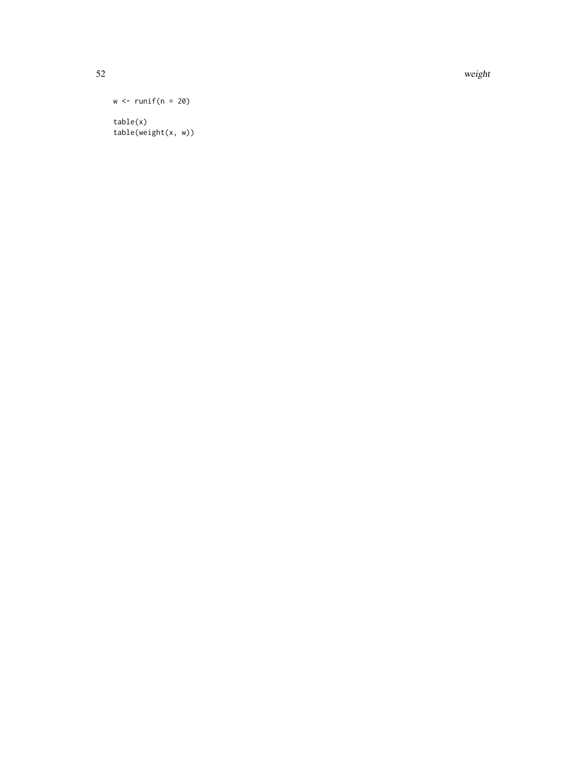```
w <- runif(n = 20)

table(x)
table(weight(x, w))
```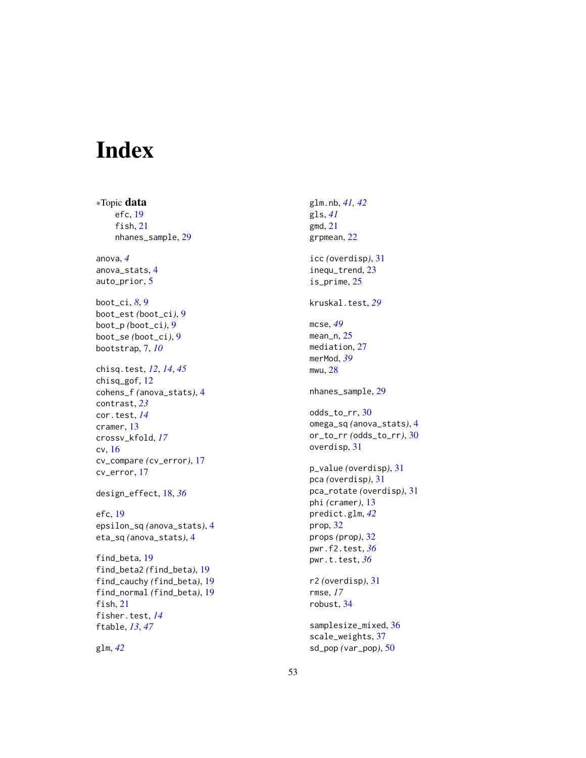# Index

*Topic **data**
- efc, 19
- fish, 21
- nhanes_sample, 29

anova, *4*
anova_stats, 4
auto_prior, 5

boot_ci, *8*, 9
boot_est (boot_ci), 9
boot_p (boot_ci), 9
boot_se (boot_ci), 9
bootstrap, 7, *10*

chisq.test, *12*, *14*, *45*
chisq_gof, 12
cohens_f (anova_stats), 4
contrast, *23*
cor.test, *14*
cramer, 13
crossv_kfold, *17*
cv, 16
cv_compare (cv_error), 17
cv_error, 17

design_effect, 18, *36*

efc, 19
epsilon_sq (anova_stats), 4
eta_sq (anova_stats), 4

find_beta, 19
find_beta2 (find_beta), 19
find_cauchy (find_beta), 19
find_normal (find_beta), 19
fish, 21
fisher.test, *14*
ftable, *13*, *47*

glm, *42*
glm.nb, *41*, *42*
gls, *41*
gmd, 21
grpmean, 22

icc (overdisp), 31
inequ_trend, 23
is_prime, 25

kruskal.test, *29*

mcse, *49*
mean_n, 25
mediation, 27
merMod, *39*
mwu, 28

nhanes_sample, 29

odds_to_rr, 30
omega_sq (anova_stats), 4
or_to_rr (odds_to_rr), 30
overdisp, 31

p_value (overdisp), 31
pca (overdisp), 31
pca_rotate (overdisp), 31
phi (cramer), 13
predict.glm, *42*
prop, 32
props (prop), 32
pwr.f2.test, *36*
pwr.t.test, *36*

r2 (overdisp), 31
rmse, *17*
robust, 34

samplesize_mixed, 36
scale_weights, 37
sd_pop (var_pop), 50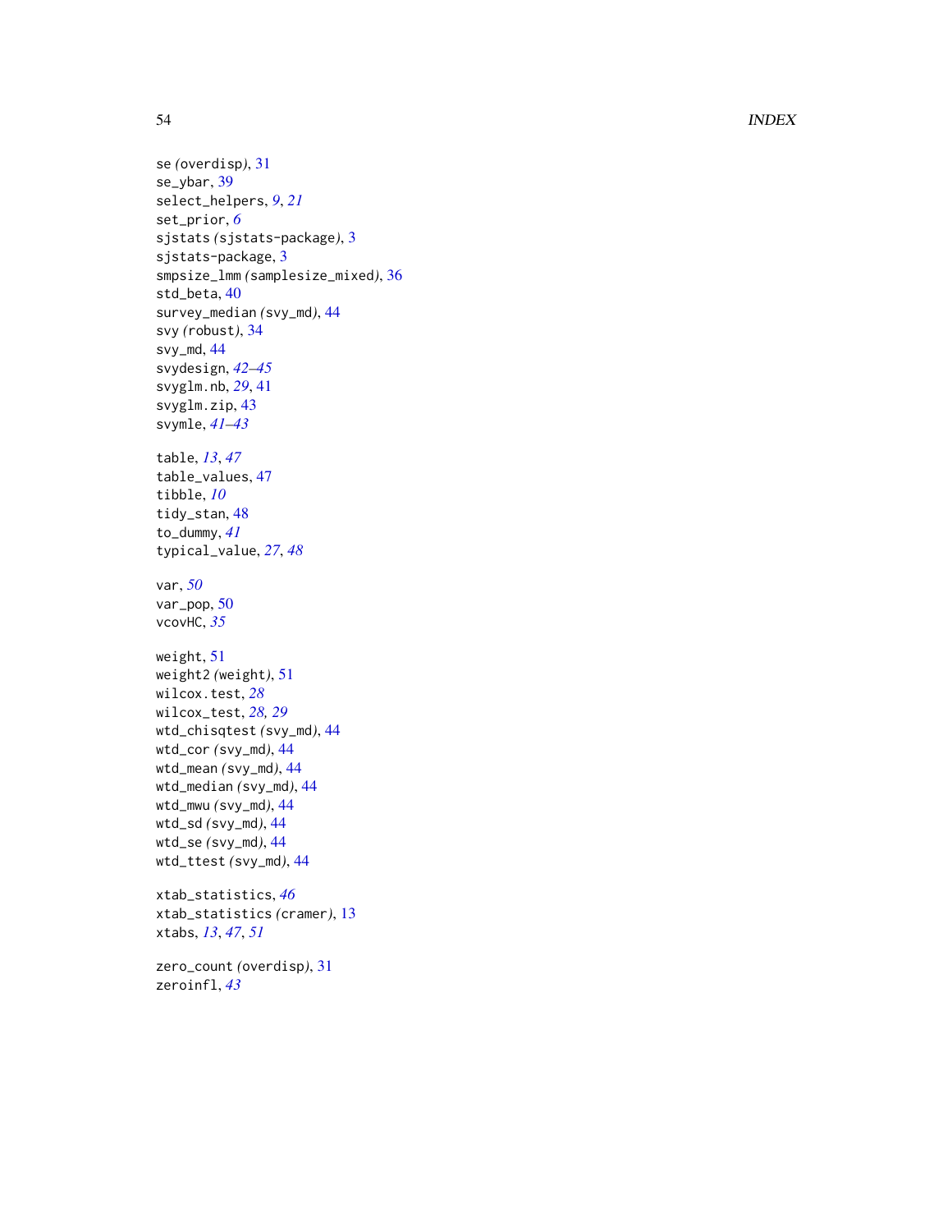se (overdisp), 31
se_ybar, 39
select_helpers, *9*, *21*
set_prior, *6*
sjstats (sjstats-package), 3
sjstats-package, 3
smpsize_lmm (samplesize_mixed), 36
std_beta, 40
survey_median (svy_md), 44
svy (robust), 34
svy_md, 44
svydesign, *42–45*
svyglm.nb, *29*, 41
svyglm.zip, 43
svymle, *41–43*

table, *13*, *47*
table_values, 47
tibble, *10*
tidy_stan, 48
to_dummy, *41*
typical_value, *27*, *48*

var, *50*
var_pop, 50
vcovHC, *35*

weight, 51
weight2 (weight), 51
wilcox.test, *28*
wilcox_test, *28, 29*
wtd_chisqtest (svy_md), 44
wtd_cor (svy_md), 44
wtd_mean (svy_md), 44
wtd_median (svy_md), 44
wtd_mwu (svy_md), 44
wtd_sd (svy_md), 44
wtd_se (svy_md), 44
wtd_ttest (svy_md), 44

xtab_statistics, *46*
xtab_statistics (cramer), 13
xtabs, *13*, *47*, *51*

zero_count (overdisp), 31
zeroinfl, *43*